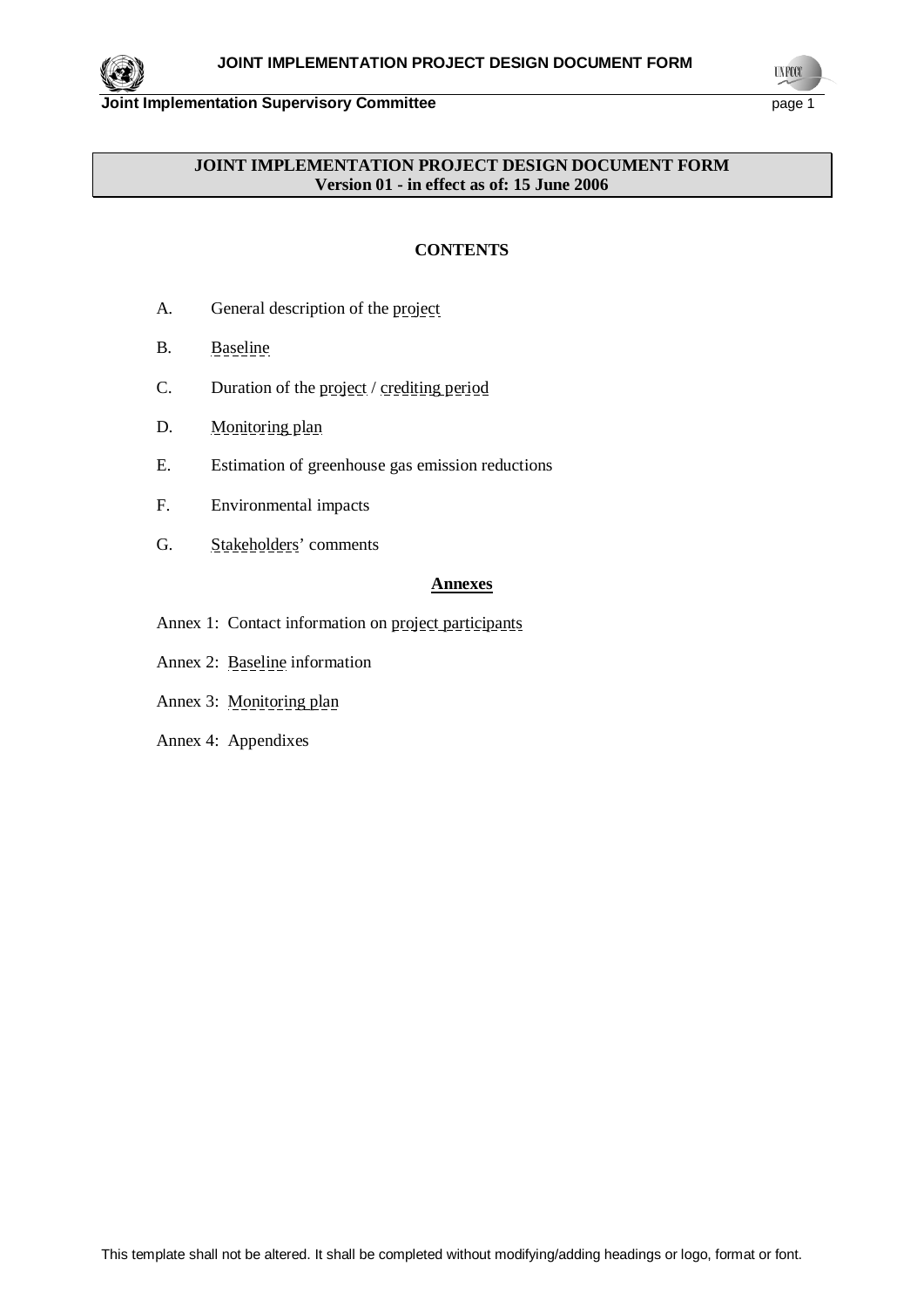**JOINT IMPLEMENTATION PROJECT DESIGN DOCUMENT FORM**
**Version 01 - in effect as of: 15 June 2006**

**CONTENTS**

A. General description of the project

B. Baseline

C. Duration of the project / crediting period

D. Monitoring plan

E. Estimation of greenhouse gas emission reductions

F. Environmental impacts

G. Stakeholders' comments

**Annexes**

Annex 1: Contact information on project participants

Annex 2: Baseline information

Annex 3: Monitoring plan

Annex 4: Appendixes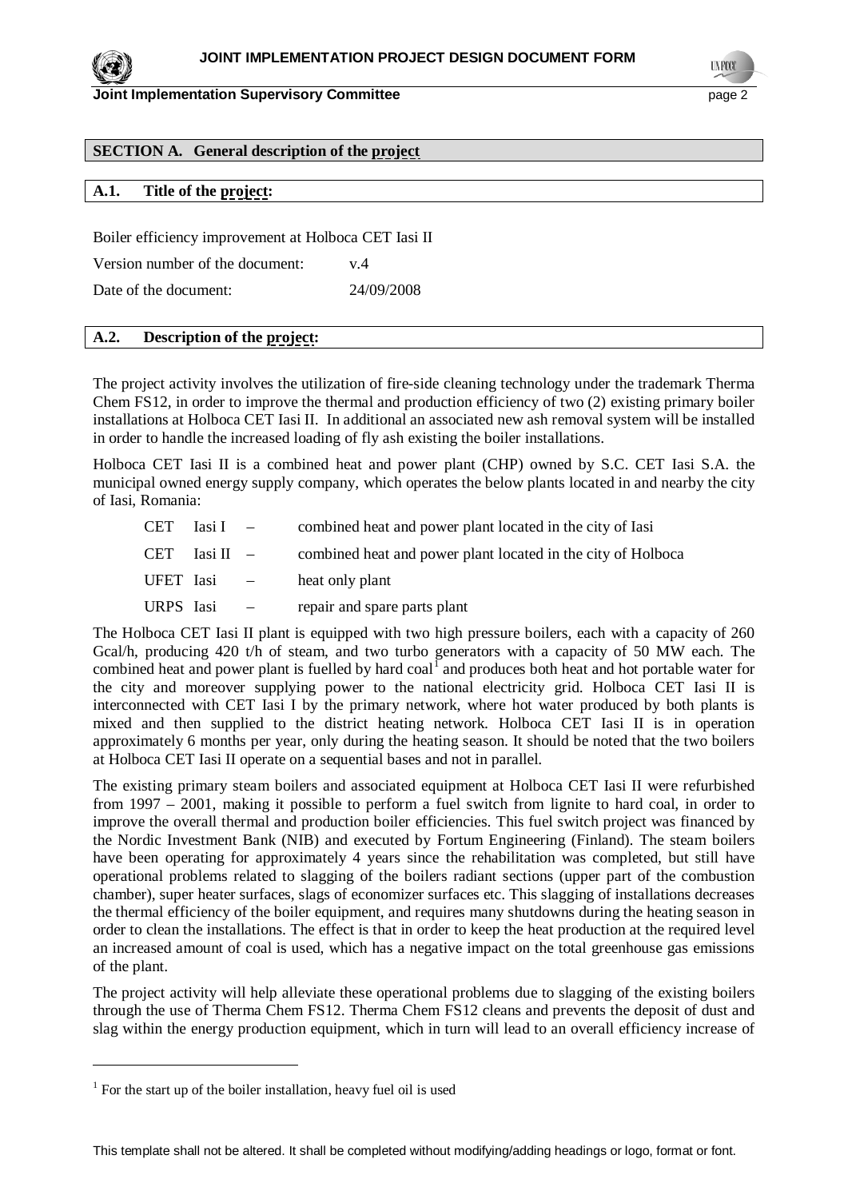## SECTION A. General description of the project

### A.1. Title of the project:

Boiler efficiency improvement at Holboca CET Iasi II

Version number of the document: v.4

Date of the document: 24/09/2008

### A.2. Description of the project:

The project activity involves the utilization of fire-side cleaning technology under the trademark Therma Chem FS12, in order to improve the thermal and production efficiency of two (2) existing primary boiler installations at Holboca CET Iasi II. In additional an associated new ash removal system will be installed in order to handle the increased loading of fly ash existing the boiler installations.

Holboca CET Iasi II is a combined heat and power plant (CHP) owned by S.C. CET Iasi S.A. the municipal owned energy supply company, which operates the below plants located in and nearby the city of Iasi, Romania:

- CET Iasi I – combined heat and power plant located in the city of Iasi
- CET Iasi II – combined heat and power plant located in the city of Holboca
- UFET Iasi – heat only plant
- URPS Iasi – repair and spare parts plant

The Holboca CET Iasi II plant is equipped with two high pressure boilers, each with a capacity of 260 Gcal/h, producing 420 t/h of steam, and two turbo generators with a capacity of 50 MW each. The combined heat and power plant is fuelled by hard coal[1] and produces both heat and hot portable water for the city and moreover supplying power to the national electricity grid. Holboca CET Iasi II is interconnected with CET Iasi I by the primary network, where hot water produced by both plants is mixed and then supplied to the district heating network. Holboca CET Iasi II is in operation approximately 6 months per year, only during the heating season. It should be noted that the two boilers at Holboca CET Iasi II operate on a sequential bases and not in parallel.

The existing primary steam boilers and associated equipment at Holboca CET Iasi II were refurbished from 1997 – 2001, making it possible to perform a fuel switch from lignite to hard coal, in order to improve the overall thermal and production boiler efficiencies. This fuel switch project was financed by the Nordic Investment Bank (NIB) and executed by Fortum Engineering (Finland). The steam boilers have been operating for approximately 4 years since the rehabilitation was completed, but still have operational problems related to slagging of the boilers radiant sections (upper part of the combustion chamber), super heater surfaces, slags of economizer surfaces etc. This slagging of installations decreases the thermal efficiency of the boiler equipment, and requires many shutdowns during the heating season in order to clean the installations. The effect is that in order to keep the heat production at the required level an increased amount of coal is used, which has a negative impact on the total greenhouse gas emissions of the plant.

The project activity will help alleviate these operational problems due to slagging of the existing boilers through the use of Therma Chem FS12. Therma Chem FS12 cleans and prevents the deposit of dust and slag within the energy production equipment, which in turn will lead to an overall efficiency increase of

---

[1] For the start up of the boiler installation, heavy fuel oil is used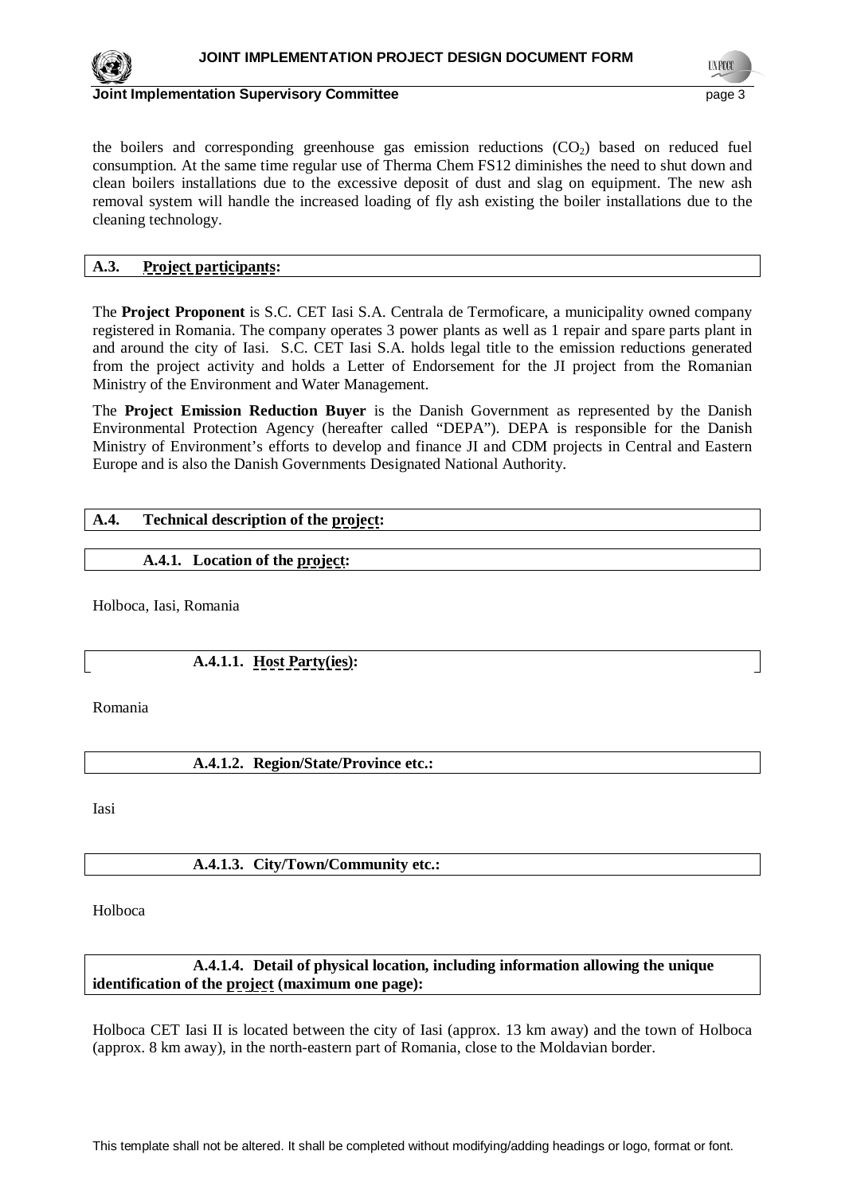the boilers and corresponding greenhouse gas emission reductions ($CO_2$) based on reduced fuel consumption. At the same time regular use of Therma Chem FS12 diminishes the need to shut down and clean boilers installations due to the excessive deposit of dust and slag on equipment. The new ash removal system will handle the increased loading of fly ash existing the boiler installations due to the cleaning technology.

## A.3. Project participants:

The **Project Proponent** is S.C. CET Iasi S.A. Centrala de Termoficare, a municipality owned company registered in Romania. The company operates 3 power plants as well as 1 repair and spare parts plant in and around the city of Iasi. S.C. CET Iasi S.A. holds legal title to the emission reductions generated from the project activity and holds a Letter of Endorsement for the JI project from the Romanian Ministry of the Environment and Water Management.

The **Project Emission Reduction Buyer** is the Danish Government as represented by the Danish Environmental Protection Agency (hereafter called "DEPA"). DEPA is responsible for the Danish Ministry of Environment's efforts to develop and finance JI and CDM projects in Central and Eastern Europe and is also the Danish Governments Designated National Authority.

## A.4. Technical description of the project:

### A.4.1. Location of the project:

Holboca, Iasi, Romania

#### A.4.1.1. Host Party(ies):

Romania

#### A.4.1.2. Region/State/Province etc.:

Iasi

#### A.4.1.3. City/Town/Community etc.:

Holboca

#### A.4.1.4. Detail of physical location, including information allowing the unique identification of the project (maximum one page):

Holboca CET Iasi II is located between the city of Iasi (approx. 13 km away) and the town of Holboca (approx. 8 km away), in the north-eastern part of Romania, close to the Moldavian border.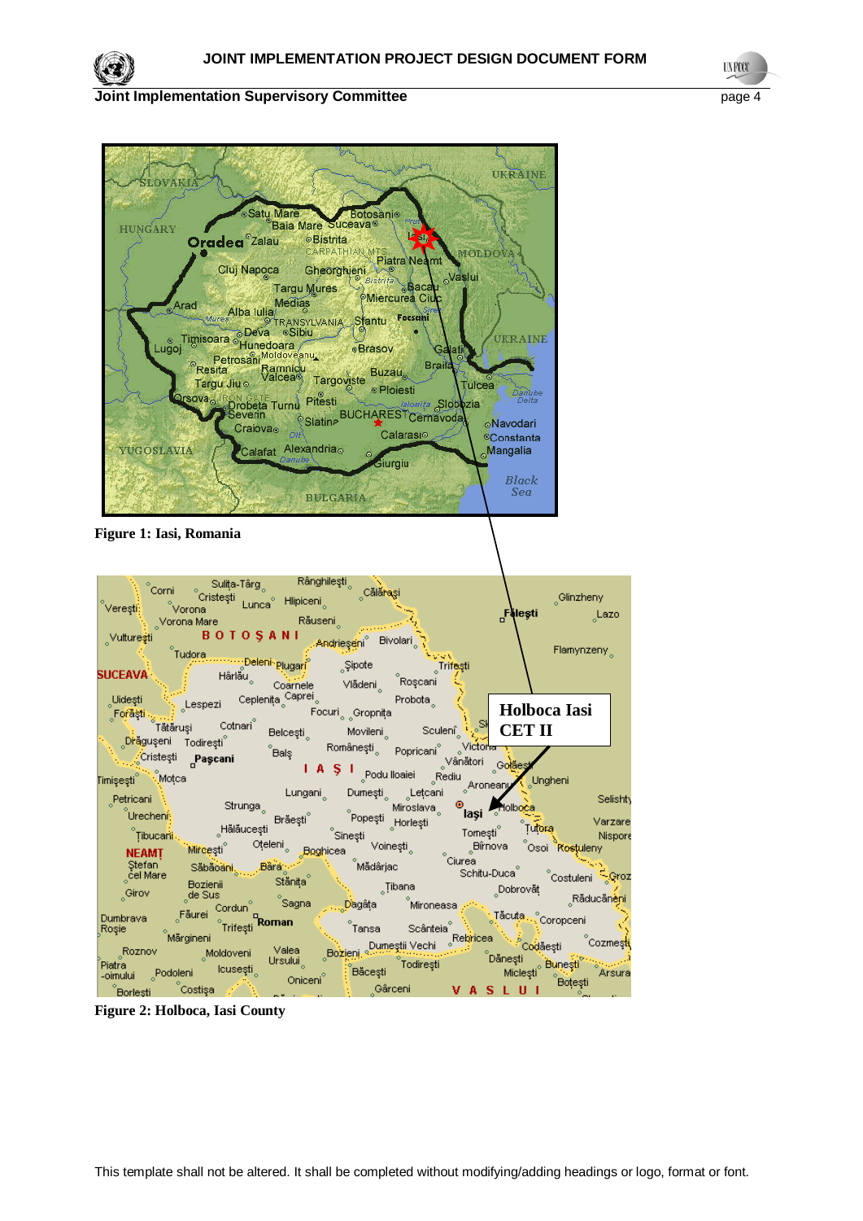Figure 1: Iasi, Romania

Figure 2: Holboca, Iasi County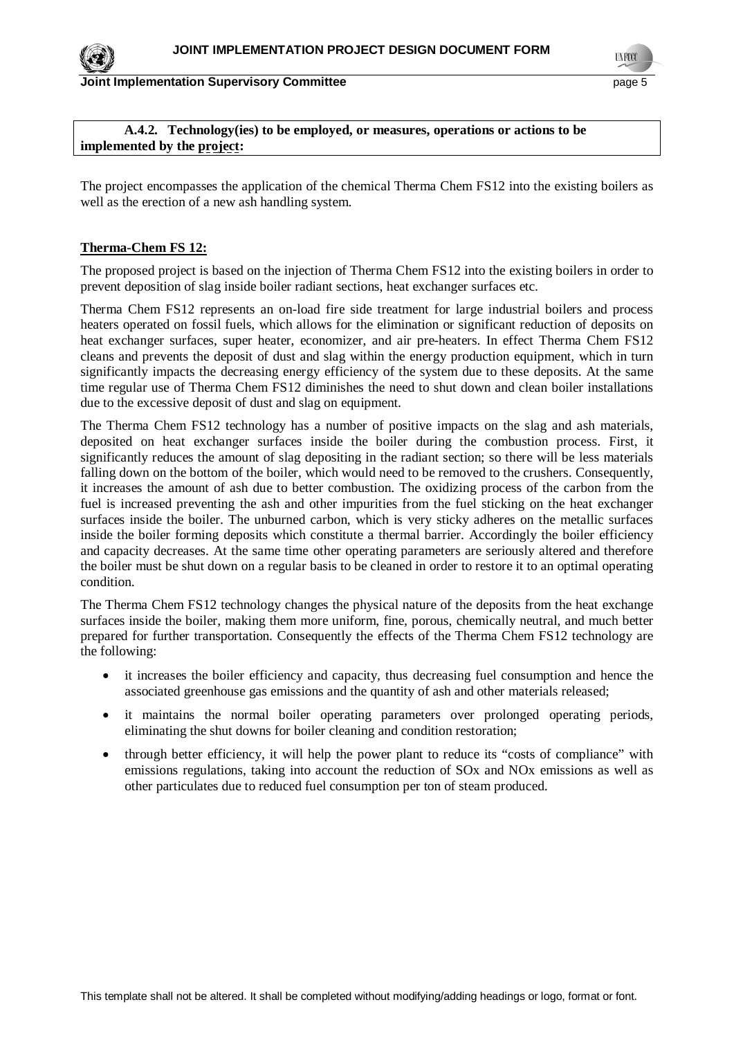**A.4.2. Technology(ies) to be employed, or measures, operations or actions to be implemented by the project:**

The project encompasses the application of the chemical Therma Chem FS12 into the existing boilers as well as the erection of a new ash handling system.

**Therma-Chem FS 12:**

The proposed project is based on the injection of Therma Chem FS12 into the existing boilers in order to prevent deposition of slag inside boiler radiant sections, heat exchanger surfaces etc.

Therma Chem FS12 represents an on-load fire side treatment for large industrial boilers and process heaters operated on fossil fuels, which allows for the elimination or significant reduction of deposits on heat exchanger surfaces, super heater, economizer, and air pre-heaters. In effect Therma Chem FS12 cleans and prevents the deposit of dust and slag within the energy production equipment, which in turn significantly impacts the decreasing energy efficiency of the system due to these deposits. At the same time regular use of Therma Chem FS12 diminishes the need to shut down and clean boiler installations due to the excessive deposit of dust and slag on equipment.

The Therma Chem FS12 technology has a number of positive impacts on the slag and ash materials, deposited on heat exchanger surfaces inside the boiler during the combustion process. First, it significantly reduces the amount of slag depositing in the radiant section; so there will be less materials falling down on the bottom of the boiler, which would need to be removed to the crushers. Consequently, it increases the amount of ash due to better combustion. The oxidizing process of the carbon from the fuel is increased preventing the ash and other impurities from the fuel sticking on the heat exchanger surfaces inside the boiler. The unburned carbon, which is very sticky adheres on the metallic surfaces inside the boiler forming deposits which constitute a thermal barrier. Accordingly the boiler efficiency and capacity decreases. At the same time other operating parameters are seriously altered and therefore the boiler must be shut down on a regular basis to be cleaned in order to restore it to an optimal operating condition.

The Therma Chem FS12 technology changes the physical nature of the deposits from the heat exchange surfaces inside the boiler, making them more uniform, fine, porous, chemically neutral, and much better prepared for further transportation. Consequently the effects of the Therma Chem FS12 technology are the following:

- it increases the boiler efficiency and capacity, thus decreasing fuel consumption and hence the associated greenhouse gas emissions and the quantity of ash and other materials released;
- it maintains the normal boiler operating parameters over prolonged operating periods, eliminating the shut downs for boiler cleaning and condition restoration;
- through better efficiency, it will help the power plant to reduce its "costs of compliance" with emissions regulations, taking into account the reduction of $SO_x$ and $NO_x$ emissions as well as other particulates due to reduced fuel consumption per ton of steam produced.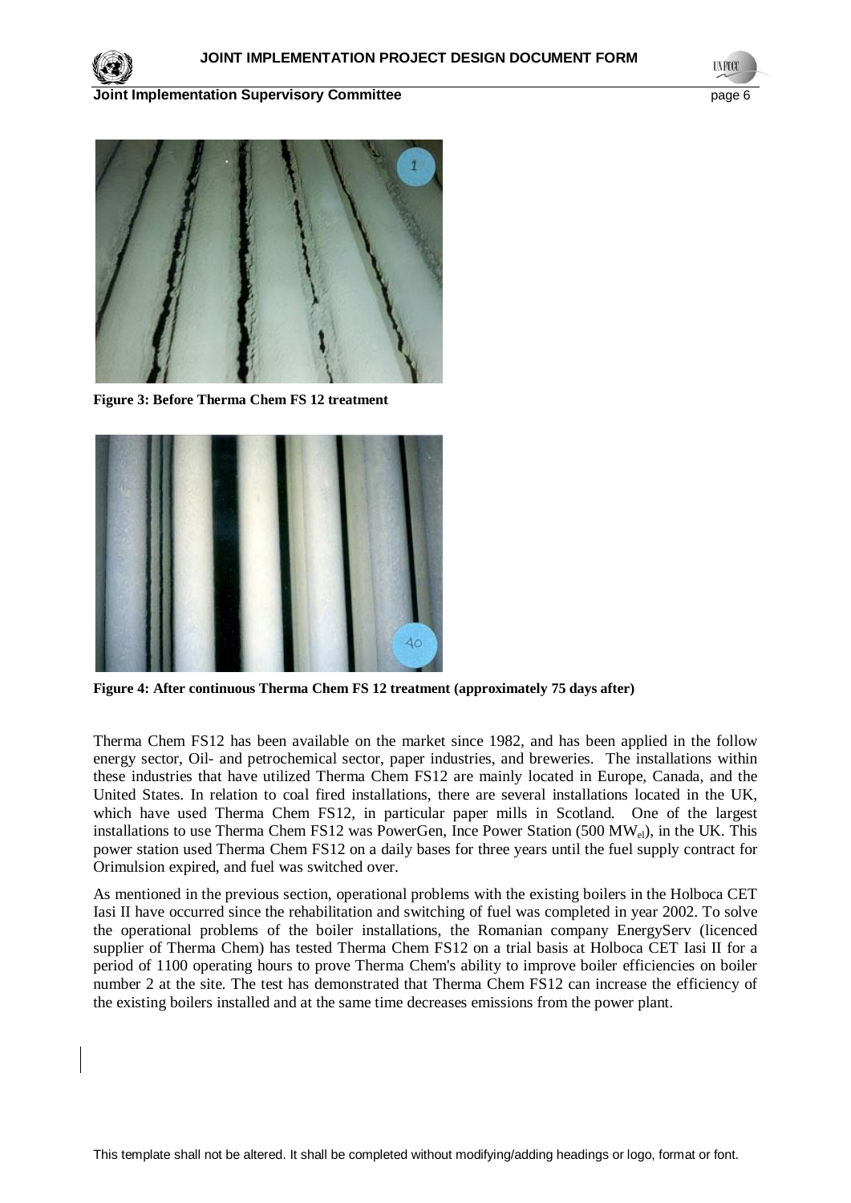**Figure 3: Before Therma Chem FS 12 treatment**

**Figure 4: After continuous Therma Chem FS 12 treatment (approximately 75 days after)**

Therma Chem FS12 has been available on the market since 1982, and has been applied in the follow energy sector, Oil- and petrochemical sector, paper industries, and breweries. The installations within these industries that have utilized Therma Chem FS12 are mainly located in Europe, Canada, and the United States. In relation to coal fired installations, there are several installations located in the UK, which have used Therma Chem FS12, in particular paper mills in Scotland. One of the largest installations to use Therma Chem FS12 was PowerGen, Ince Power Station (500 $MW_{el}$), in the UK. This power station used Therma Chem FS12 on a daily bases for three years until the fuel supply contract for Orimulsion expired, and fuel was switched over.

As mentioned in the previous section, operational problems with the existing boilers in the Holboca CET Iasi II have occurred since the rehabilitation and switching of fuel was completed in year 2002. To solve the operational problems of the boiler installations, the Romanian company EnergyServ (licenced supplier of Therma Chem) has tested Therma Chem FS12 on a trial basis at Holboca CET Iasi II for a period of 1100 operating hours to prove Therma Chem's ability to improve boiler efficiencies on boiler number 2 at the site. The test has demonstrated that Therma Chem FS12 can increase the efficiency of the existing boilers installed and at the same time decreases emissions from the power plant.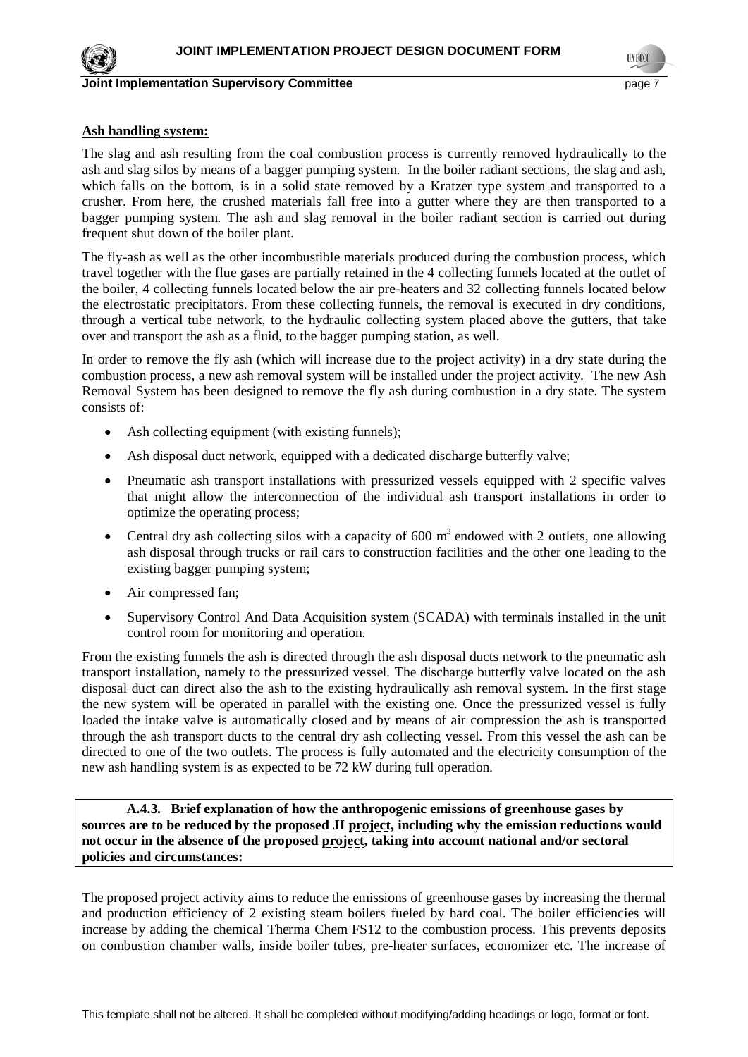**Ash handling system:**

The slag and ash resulting from the coal combustion process is currently removed hydraulically to the ash and slag silos by means of a bagger pumping system. In the boiler radiant sections, the slag and ash, which falls on the bottom, is in a solid state removed by a Kratzer type system and transported to a crusher. From here, the crushed materials fall free into a gutter where they are then transported to a bagger pumping system. The ash and slag removal in the boiler radiant section is carried out during frequent shut down of the boiler plant.

The fly-ash as well as the other incombustible materials produced during the combustion process, which travel together with the flue gases are partially retained in the 4 collecting funnels located at the outlet of the boiler, 4 collecting funnels located below the air pre-heaters and 32 collecting funnels located below the electrostatic precipitators. From these collecting funnels, the removal is executed in dry conditions, through a vertical tube network, to the hydraulic collecting system placed above the gutters, that take over and transport the ash as a fluid, to the bagger pumping station, as well.

In order to remove the fly ash (which will increase due to the project activity) in a dry state during the combustion process, a new ash removal system will be installed under the project activity. The new Ash Removal System has been designed to remove the fly ash during combustion in a dry state. The system consists of:

- Ash collecting equipment (with existing funnels);
- Ash disposal duct network, equipped with a dedicated discharge butterfly valve;
- Pneumatic ash transport installations with pressurized vessels equipped with 2 specific valves that might allow the interconnection of the individual ash transport installations in order to optimize the operating process;
- Central dry ash collecting silos with a capacity of 600 $m^3$ endowed with 2 outlets, one allowing ash disposal through trucks or rail cars to construction facilities and the other one leading to the existing bagger pumping system;
- Air compressed fan;
- Supervisory Control And Data Acquisition system (SCADA) with terminals installed in the unit control room for monitoring and operation.

From the existing funnels the ash is directed through the ash disposal ducts network to the pneumatic ash transport installation, namely to the pressurized vessel. The discharge butterfly valve located on the ash disposal duct can direct also the ash to the existing hydraulically ash removal system. In the first stage the new system will be operated in parallel with the existing one. Once the pressurized vessel is fully loaded the intake valve is automatically closed and by means of air compression the ash is transported through the ash transport ducts to the central dry ash collecting vessel. From this vessel the ash can be directed to one of the two outlets. The process is fully automated and the electricity consumption of the new ash handling system is as expected to be 72 kW during full operation.

**A.4.3. Brief explanation of how the anthropogenic emissions of greenhouse gases by sources are to be reduced by the proposed JI project, including why the emission reductions would not occur in the absence of the proposed project, taking into account national and/or sectoral policies and circumstances:**

The proposed project activity aims to reduce the emissions of greenhouse gases by increasing the thermal and production efficiency of 2 existing steam boilers fueled by hard coal. The boiler efficiencies will increase by adding the chemical Therma Chem FS12 to the combustion process. This prevents deposits on combustion chamber walls, inside boiler tubes, pre-heater surfaces, economizer etc. The increase of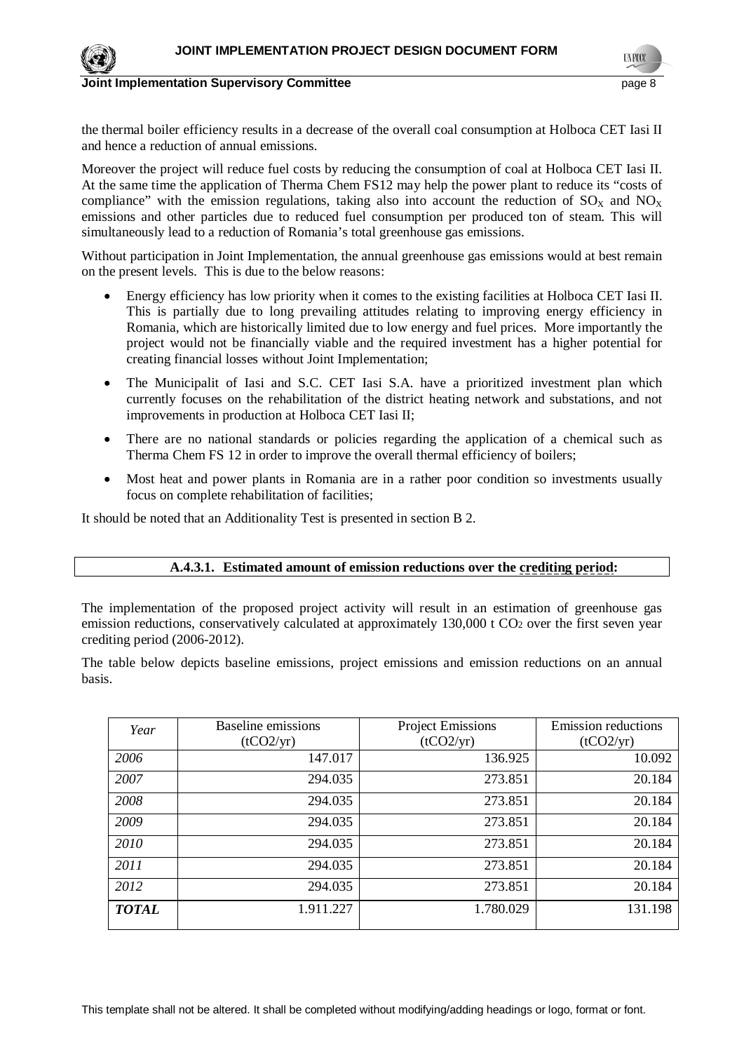the thermal boiler efficiency results in a decrease of the overall coal consumption at Holboca CET Iasi II and hence a reduction of annual emissions.

Moreover the project will reduce fuel costs by reducing the consumption of coal at Holboca CET Iasi II. At the same time the application of Therma Chem FS12 may help the power plant to reduce its "costs of compliance" with the emission regulations, taking also into account the reduction of $SO_X$ and $NO_X$ emissions and other particles due to reduced fuel consumption per produced ton of steam. This will simultaneously lead to a reduction of Romania's total greenhouse gas emissions.

Without participation in Joint Implementation, the annual greenhouse gas emissions would at best remain on the present levels. This is due to the below reasons:

- Energy efficiency has low priority when it comes to the existing facilities at Holboca CET Iasi II. This is partially due to long prevailing attitudes relating to improving energy efficiency in Romania, which are historically limited due to low energy and fuel prices. More importantly the project would not be financially viable and the required investment has a higher potential for creating financial losses without Joint Implementation;
- The Municipalit of Iasi and S.C. CET Iasi S.A. have a prioritized investment plan which currently focuses on the rehabilitation of the district heating network and substations, and not improvements in production at Holboca CET Iasi II;
- There are no national standards or policies regarding the application of a chemical such as Therma Chem FS 12 in order to improve the overall thermal efficiency of boilers;
- Most heat and power plants in Romania are in a rather poor condition so investments usually focus on complete rehabilitation of facilities;

It should be noted that an Additionality Test is presented in section B 2.

### A.4.3.1. Estimated amount of emission reductions over the crediting period:

The implementation of the proposed project activity will result in an estimation of greenhouse gas emission reductions, conservatively calculated at approximately 130,000 t $CO_2$ over the first seven year crediting period (2006-2012).

The table below depicts baseline emissions, project emissions and emission reductions on an annual basis.

| *Year* | Baseline emissions (tCO2/yr) | Project Emissions (tCO2/yr) | Emission reductions (tCO2/yr) |
|---|---|---|---|
| *2006* | 147.017 | 136.925 | 10.092 |
| *2007* | 294.035 | 273.851 | 20.184 |
| *2008* | 294.035 | 273.851 | 20.184 |
| *2009* | 294.035 | 273.851 | 20.184 |
| *2010* | 294.035 | 273.851 | 20.184 |
| *2011* | 294.035 | 273.851 | 20.184 |
| *2012* | 294.035 | 273.851 | 20.184 |
| ***TOTAL*** | 1.911.227 | 1.780.029 | 131.198 |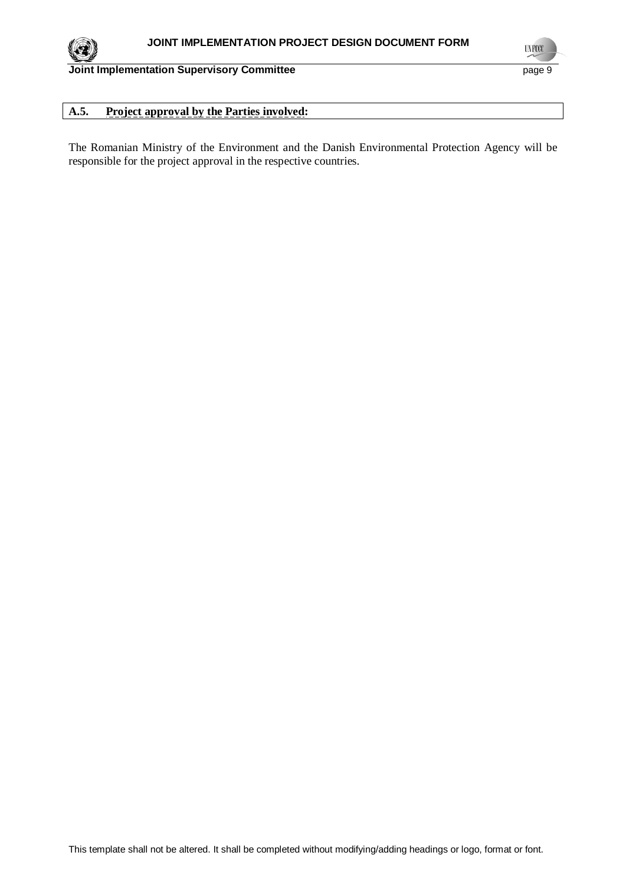## A.5. Project approval by the Parties involved:

The Romanian Ministry of the Environment and the Danish Environmental Protection Agency will be responsible for the project approval in the respective countries.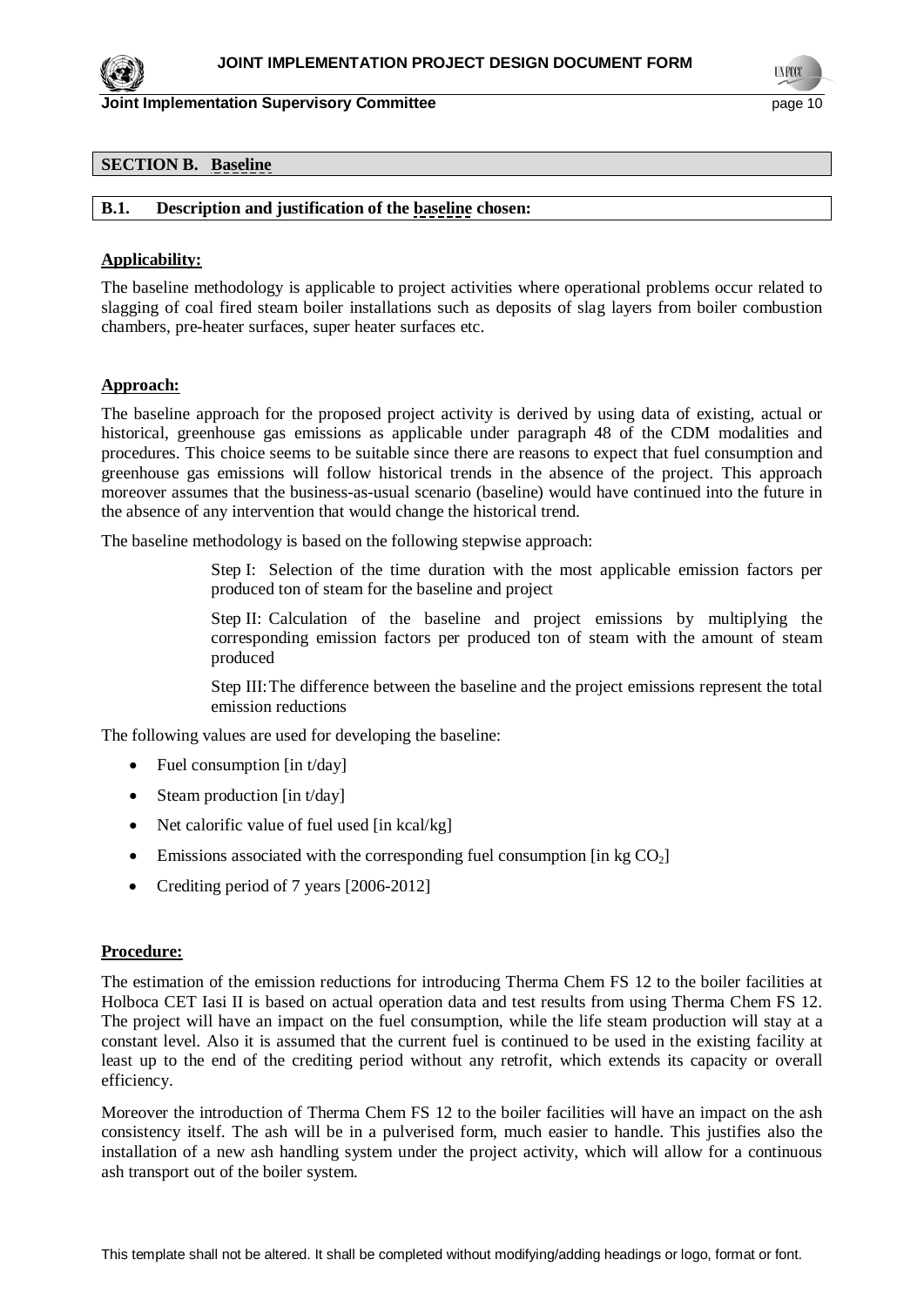## SECTION B. Baseline

### B.1. Description and justification of the baseline chosen:

**Applicability:**

The baseline methodology is applicable to project activities where operational problems occur related to slagging of coal fired steam boiler installations such as deposits of slag layers from boiler combustion chambers, pre-heater surfaces, super heater surfaces etc.

**Approach:**

The baseline approach for the proposed project activity is derived by using data of existing, actual or historical, greenhouse gas emissions as applicable under paragraph 48 of the CDM modalities and procedures. This choice seems to be suitable since there are reasons to expect that fuel consumption and greenhouse gas emissions will follow historical trends in the absence of the project. This approach moreover assumes that the business-as-usual scenario (baseline) would have continued into the future in the absence of any intervention that would change the historical trend.

The baseline methodology is based on the following stepwise approach:

Step I: Selection of the time duration with the most applicable emission factors per produced ton of steam for the baseline and project

Step II: Calculation of the baseline and project emissions by multiplying the corresponding emission factors per produced ton of steam with the amount of steam produced

Step III: The difference between the baseline and the project emissions represent the total emission reductions

The following values are used for developing the baseline:

- Fuel consumption [in t/day]
- Steam production [in t/day]
- Net calorific value of fuel used [in kcal/kg]
- Emissions associated with the corresponding fuel consumption [in kg $CO_2$]
- Crediting period of 7 years [2006-2012]

**Procedure:**

The estimation of the emission reductions for introducing Therma Chem FS 12 to the boiler facilities at Holboca CET Iasi II is based on actual operation data and test results from using Therma Chem FS 12. The project will have an impact on the fuel consumption, while the life steam production will stay at a constant level. Also it is assumed that the current fuel is continued to be used in the existing facility at least up to the end of the crediting period without any retrofit, which extends its capacity or overall efficiency.

Moreover the introduction of Therma Chem FS 12 to the boiler facilities will have an impact on the ash consistency itself. The ash will be in a pulverised form, much easier to handle. This justifies also the installation of a new ash handling system under the project activity, which will allow for a continuous ash transport out of the boiler system.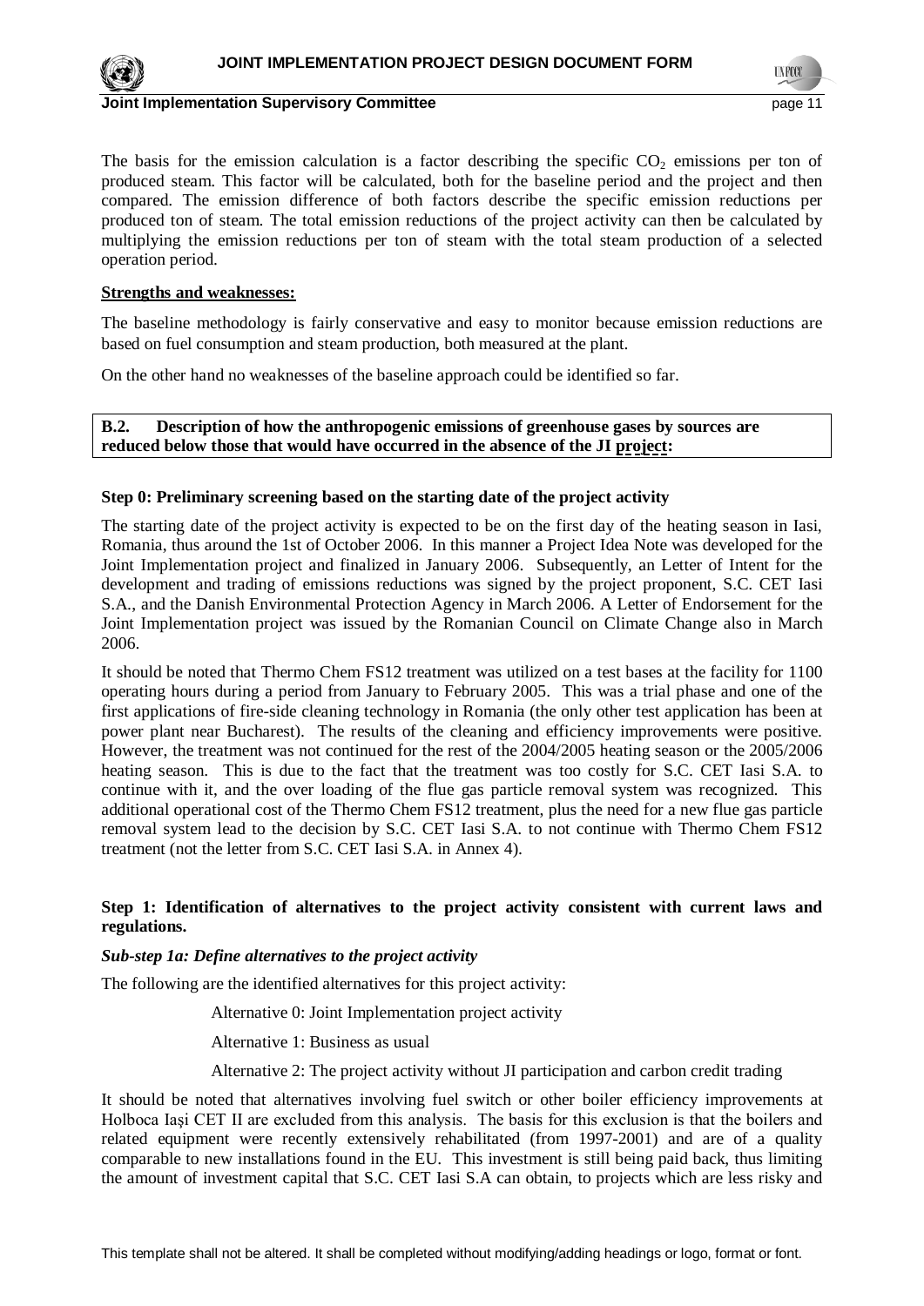The basis for the emission calculation is a factor describing the specific $CO_2$ emissions per ton of produced steam. This factor will be calculated, both for the baseline period and the project and then compared. The emission difference of both factors describe the specific emission reductions per produced ton of steam. The total emission reductions of the project activity can then be calculated by multiplying the emission reductions per ton of steam with the total steam production of a selected operation period.

**Strengths and weaknesses:**

The baseline methodology is fairly conservative and easy to monitor because emission reductions are based on fuel consumption and steam production, both measured at the plant.

On the other hand no weaknesses of the baseline approach could be identified so far.

**B.2. Description of how the anthropogenic emissions of greenhouse gases by sources are reduced below those that would have occurred in the absence of the JI project:**

**Step 0: Preliminary screening based on the starting date of the project activity**

The starting date of the project activity is expected to be on the first day of the heating season in Iasi, Romania, thus around the 1st of October 2006. In this manner a Project Idea Note was developed for the Joint Implementation project and finalized in January 2006. Subsequently, an Letter of Intent for the development and trading of emissions reductions was signed by the project proponent, S.C. CET Iasi S.A., and the Danish Environmental Protection Agency in March 2006. A Letter of Endorsement for the Joint Implementation project was issued by the Romanian Council on Climate Change also in March 2006.

It should be noted that Thermo Chem FS12 treatment was utilized on a test bases at the facility for 1100 operating hours during a period from January to February 2005. This was a trial phase and one of the first applications of fire-side cleaning technology in Romania (the only other test application has been at power plant near Bucharest). The results of the cleaning and efficiency improvements were positive. However, the treatment was not continued for the rest of the 2004/2005 heating season or the 2005/2006 heating season. This is due to the fact that the treatment was too costly for S.C. CET Iasi S.A. to continue with it, and the over loading of the flue gas particle removal system was recognized. This additional operational cost of the Thermo Chem FS12 treatment, plus the need for a new flue gas particle removal system lead to the decision by S.C. CET Iasi S.A. to not continue with Thermo Chem FS12 treatment (not the letter from S.C. CET Iasi S.A. in Annex 4).

**Step 1: Identification of alternatives to the project activity consistent with current laws and regulations.**

***Sub-step 1a: Define alternatives to the project activity***

The following are the identified alternatives for this project activity:

Alternative 0: Joint Implementation project activity

Alternative 1: Business as usual

Alternative 2: The project activity without JI participation and carbon credit trading

It should be noted that alternatives involving fuel switch or other boiler efficiency improvements at Holboca Iaşi CET II are excluded from this analysis. The basis for this exclusion is that the boilers and related equipment were recently extensively rehabilitated (from 1997-2001) and are of a quality comparable to new installations found in the EU. This investment is still being paid back, thus limiting the amount of investment capital that S.C. CET Iasi S.A can obtain, to projects which are less risky and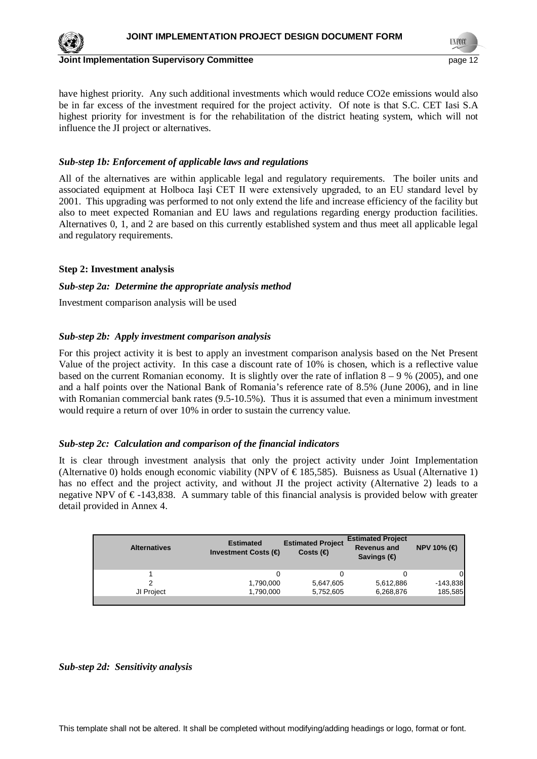have highest priority. Any such additional investments which would reduce CO2e emissions would also be in far excess of the investment required for the project activity. Of note is that S.C. CET Iasi S.A highest priority for investment is for the rehabilitation of the district heating system, which will not influence the JI project or alternatives.

*Sub-step 1b: Enforcement of applicable laws and regulations*

All of the alternatives are within applicable legal and regulatory requirements. The boiler units and associated equipment at Holboca Iaşi CET II were extensively upgraded, to an EU standard level by 2001. This upgrading was performed to not only extend the life and increase efficiency of the facility but also to meet expected Romanian and EU laws and regulations regarding energy production facilities. Alternatives 0, 1, and 2 are based on this currently established system and thus meet all applicable legal and regulatory requirements.

**Step 2: Investment analysis**

*Sub-step 2a: Determine the appropriate analysis method*

Investment comparison analysis will be used

*Sub-step 2b: Apply investment comparison analysis*

For this project activity it is best to apply an investment comparison analysis based on the Net Present Value of the project activity. In this case a discount rate of 10% is chosen, which is a reflective value based on the current Romanian economy. It is slightly over the rate of inflation 8 – 9 % (2005), and one and a half points over the National Bank of Romania's reference rate of 8.5% (June 2006), and in line with Romanian commercial bank rates (9.5-10.5%). Thus it is assumed that even a minimum investment would require a return of over 10% in order to sustain the currency value.

*Sub-step 2c: Calculation and comparison of the financial indicators*

It is clear through investment analysis that only the project activity under Joint Implementation (Alternative 0) holds enough economic viability (NPV of € 185,585). Buisness as Usual (Alternative 1) has no effect and the project activity, and without JI the project activity (Alternative 2) leads to a negative NPV of € -143,838. A summary table of this financial analysis is provided below with greater detail provided in Annex 4.

| Alternatives | Estimated Investment Costs (€) | Estimated Project Costs (€) | Estimated Project Revenus and Savings (€) | NPV 10% (€) |
|---|---|---|---|---|
| 1 | 0 | 0 | 0 | 0 |
| 2 | 1,790,000 | 5,647,605 | 5,612,886 | -143,838 |
| JI Project | 1,790,000 | 5,752,605 | 6,268,876 | 185,585 |

*Sub-step 2d: Sensitivity analysis*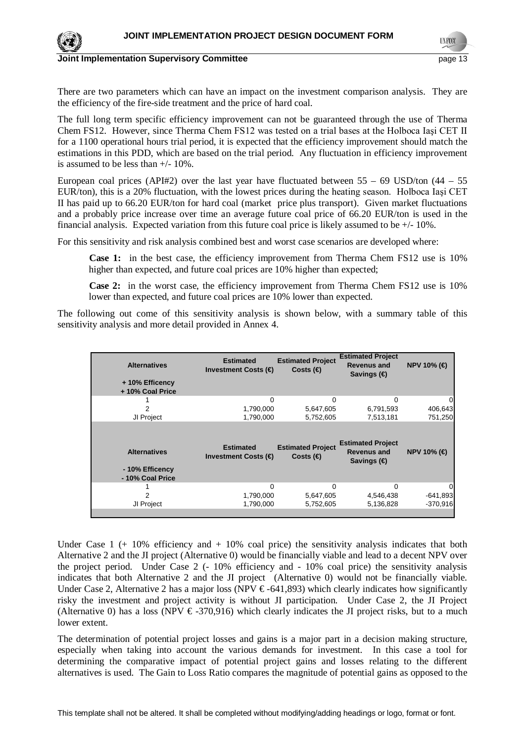There are two parameters which can have an impact on the investment comparison analysis. They are the efficiency of the fire-side treatment and the price of hard coal.

The full long term specific efficiency improvement can not be guaranteed through the use of Therma Chem FS12. However, since Therma Chem FS12 was tested on a trial bases at the Holboca Iaşi CET II for a 1100 operational hours trial period, it is expected that the efficiency improvement should match the estimations in this PDD, which are based on the trial period. Any fluctuation in efficiency improvement is assumed to be less than +/- 10%.

European coal prices (API#2) over the last year have fluctuated between 55 – 69 USD/ton (44 – 55 EUR/ton), this is a 20% fluctuation, with the lowest prices during the heating season. Holboca Iaşi CET II has paid up to 66.20 EUR/ton for hard coal (market price plus transport). Given market fluctuations and a probably price increase over time an average future coal price of 66.20 EUR/ton is used in the financial analysis. Expected variation from this future coal price is likely assumed to be +/- 10%.

For this sensitivity and risk analysis combined best and worst case scenarios are developed where:

**Case 1:** in the best case, the efficiency improvement from Therma Chem FS12 use is 10% higher than expected, and future coal prices are 10% higher than expected;

**Case 2:** in the worst case, the efficiency improvement from Therma Chem FS12 use is 10% lower than expected, and future coal prices are 10% lower than expected.

The following out come of this sensitivity analysis is shown below, with a summary table of this sensitivity analysis and more detail provided in Annex 4.

| Alternatives | Estimated Investment Costs (€) | Estimated Project Costs (€) | Estimated Project Revenus and Savings (€) | NPV 10% (€) |
|---|---|---|---|---|
| + 10% Efficency<br>+ 10% Coal Price | | | | |
| 1 | 0 | 0 | 0 | 0 |
| 2 | 1,790,000 | 5,647,605 | 6,791,593 | 406,643 |
| JI Project | 1,790,000 | 5,752,605 | 7,513,181 | 751,250 |
| **Alternatives** | **Estimated Investment Costs (€)** | **Estimated Project Costs (€)** | **Estimated Project Revenus and Savings (€)** | **NPV 10% (€)** |
| - 10% Efficency<br>- 10% Coal Price | | | | |
| 1 | 0 | 0 | 0 | 0 |
| 2 | 1,790,000 | 5,647,605 | 4,546,438 | -641,893 |
| JI Project | 1,790,000 | 5,752,605 | 5,136,828 | -370,916 |

Under Case 1 (+ 10% efficiency and + 10% coal price) the sensitivity analysis indicates that both Alternative 2 and the JI project (Alternative 0) would be financially viable and lead to a decent NPV over the project period. Under Case 2 (- 10% efficiency and - 10% coal price) the sensitivity analysis indicates that both Alternative 2 and the JI project (Alternative 0) would not be financially viable. Under Case 2, Alternative 2 has a major loss (NPV € -641,893) which clearly indicates how significantly risky the investment and project activity is without JI participation. Under Case 2, the JI Project (Alternative 0) has a loss (NPV € -370,916) which clearly indicates the JI project risks, but to a much lower extent.

The determination of potential project losses and gains is a major part in a decision making structure, especially when taking into account the various demands for investment. In this case a tool for determining the comparative impact of potential project gains and losses relating to the different alternatives is used. The Gain to Loss Ratio compares the magnitude of potential gains as opposed to the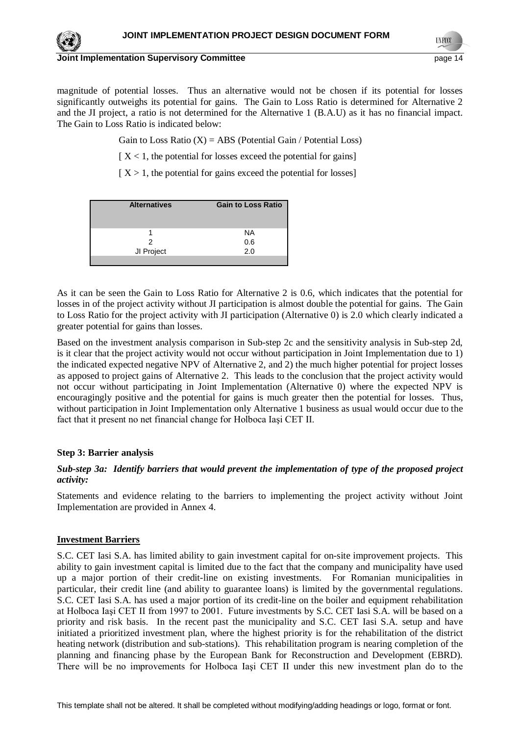magnitude of potential losses. Thus an alternative would not be chosen if its potential for losses significantly outweighs its potential for gains. The Gain to Loss Ratio is determined for Alternative 2 and the JI project, a ratio is not determined for the Alternative 1 (B.A.U) as it has no financial impact. The Gain to Loss Ratio is indicated below:

Gain to Loss Ratio (X) = ABS (Potential Gain / Potential Loss)

[ X < 1, the potential for losses exceed the potential for gains]

[ X > 1, the potential for gains exceed the potential for losses]

| Alternatives | Gain to Loss Ratio |
|---|---|
| 1 | NA |
| 2 | 0.6 |
| JI Project | 2.0 |

As it can be seen the Gain to Loss Ratio for Alternative 2 is 0.6, which indicates that the potential for losses in of the project activity without JI participation is almost double the potential for gains. The Gain to Loss Ratio for the project activity with JI participation (Alternative 0) is 2.0 which clearly indicated a greater potential for gains than losses.

Based on the investment analysis comparison in Sub-step 2c and the sensitivity analysis in Sub-step 2d, is it clear that the project activity would not occur without participation in Joint Implementation due to 1) the indicated expected negative NPV of Alternative 2, and 2) the much higher potential for project losses as apposed to project gains of Alternative 2. This leads to the conclusion that the project activity would not occur without participating in Joint Implementation (Alternative 0) where the expected NPV is encouragingly positive and the potential for gains is much greater then the potential for losses. Thus, without participation in Joint Implementation only Alternative 1 business as usual would occur due to the fact that it present no net financial change for Holboca Iaşi CET II.

**Step 3: Barrier analysis**

***Sub-step 3a: Identify barriers that would prevent the implementation of type of the proposed project activity:***

Statements and evidence relating to the barriers to implementing the project activity without Joint Implementation are provided in Annex 4.

**<u>Investment Barriers</u>**

S.C. CET Iasi S.A. has limited ability to gain investment capital for on-site improvement projects. This ability to gain investment capital is limited due to the fact that the company and municipality have used up a major portion of their credit-line on existing investments. For Romanian municipalities in particular, their credit line (and ability to guarantee loans) is limited by the governmental regulations. S.C. CET Iasi S.A. has used a major portion of its credit-line on the boiler and equipment rehabilitation at Holboca Iaşi CET II from 1997 to 2001. Future investments by S.C. CET Iasi S.A. will be based on a priority and risk basis. In the recent past the municipality and S.C. CET Iasi S.A. setup and have initiated a prioritized investment plan, where the highest priority is for the rehabilitation of the district heating network (distribution and sub-stations). This rehabilitation program is nearing completion of the planning and financing phase by the European Bank for Reconstruction and Development (EBRD). There will be no improvements for Holboca Iaşi CET II under this new investment plan do to the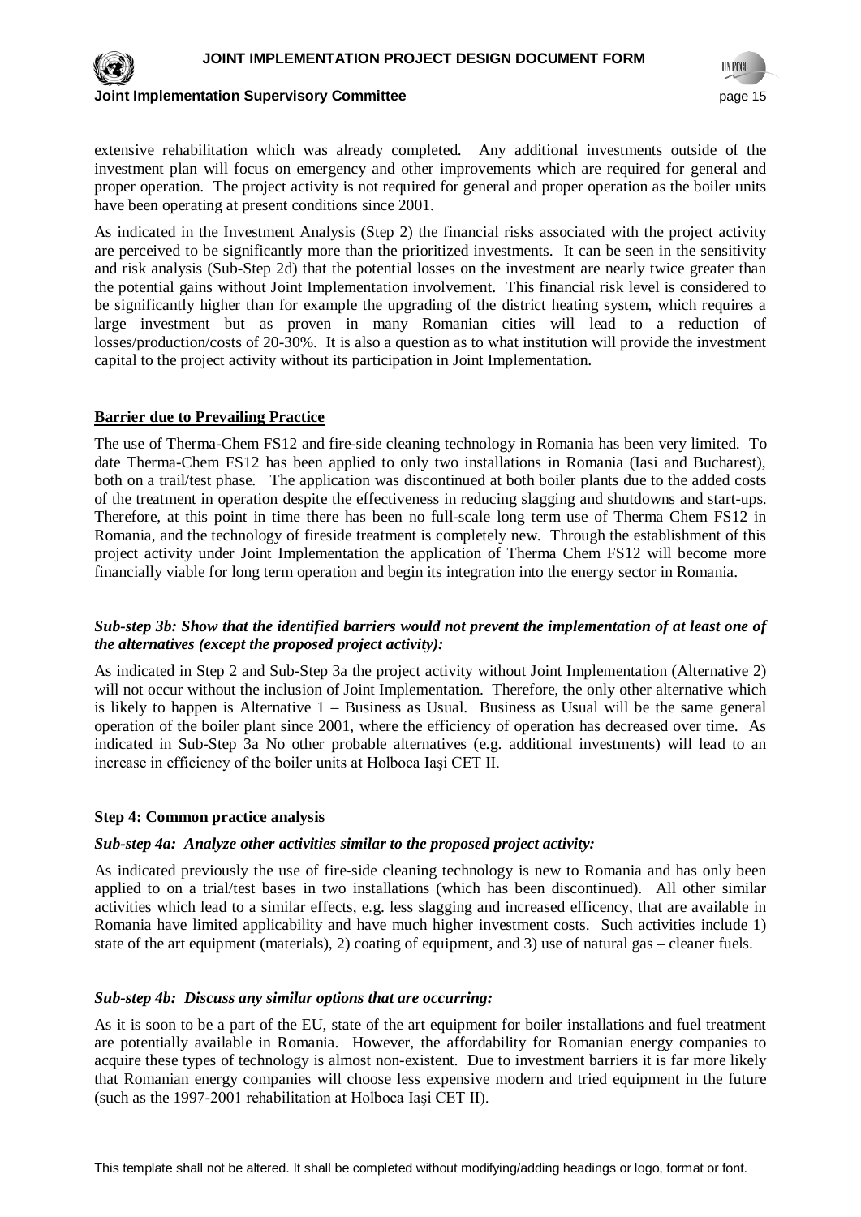extensive rehabilitation which was already completed. Any additional investments outside of the investment plan will focus on emergency and other improvements which are required for general and proper operation. The project activity is not required for general and proper operation as the boiler units have been operating at present conditions since 2001.

As indicated in the Investment Analysis (Step 2) the financial risks associated with the project activity are perceived to be significantly more than the prioritized investments. It can be seen in the sensitivity and risk analysis (Sub-Step 2d) that the potential losses on the investment are nearly twice greater than the potential gains without Joint Implementation involvement. This financial risk level is considered to be significantly higher than for example the upgrading of the district heating system, which requires a large investment but as proven in many Romanian cities will lead to a reduction of losses/production/costs of 20-30%. It is also a question as to what institution will provide the investment capital to the project activity without its participation in Joint Implementation.

**Barrier due to Prevailing Practice**

The use of Therma-Chem FS12 and fire-side cleaning technology in Romania has been very limited. To date Therma-Chem FS12 has been applied to only two installations in Romania (Iasi and Bucharest), both on a trail/test phase. The application was discontinued at both boiler plants due to the added costs of the treatment in operation despite the effectiveness in reducing slagging and shutdowns and start-ups. Therefore, at this point in time there has been no full-scale long term use of Therma Chem FS12 in Romania, and the technology of fireside treatment is completely new. Through the establishment of this project activity under Joint Implementation the application of Therma Chem FS12 will become more financially viable for long term operation and begin its integration into the energy sector in Romania.

***Sub-step 3b: Show that the identified barriers would not prevent the implementation of at least one of the alternatives (except the proposed project activity):***

As indicated in Step 2 and Sub-Step 3a the project activity without Joint Implementation (Alternative 2) will not occur without the inclusion of Joint Implementation. Therefore, the only other alternative which is likely to happen is Alternative 1 – Business as Usual. Business as Usual will be the same general operation of the boiler plant since 2001, where the efficiency of operation has decreased over time. As indicated in Sub-Step 3a No other probable alternatives (e.g. additional investments) will lead to an increase in efficiency of the boiler units at Holboca Iaşi CET II.

**Step 4: Common practice analysis**

***Sub-step 4a: Analyze other activities similar to the proposed project activity:***

As indicated previously the use of fire-side cleaning technology is new to Romania and has only been applied to on a trial/test bases in two installations (which has been discontinued). All other similar activities which lead to a similar effects, e.g. less slagging and increased efficency, that are available in Romania have limited applicability and have much higher investment costs. Such activities include 1) state of the art equipment (materials), 2) coating of equipment, and 3) use of natural gas – cleaner fuels.

***Sub-step 4b: Discuss any similar options that are occurring:***

As it is soon to be a part of the EU, state of the art equipment for boiler installations and fuel treatment are potentially available in Romania. However, the affordability for Romanian energy companies to acquire these types of technology is almost non-existent. Due to investment barriers it is far more likely that Romanian energy companies will choose less expensive modern and tried equipment in the future (such as the 1997-2001 rehabilitation at Holboca Iaşi CET II).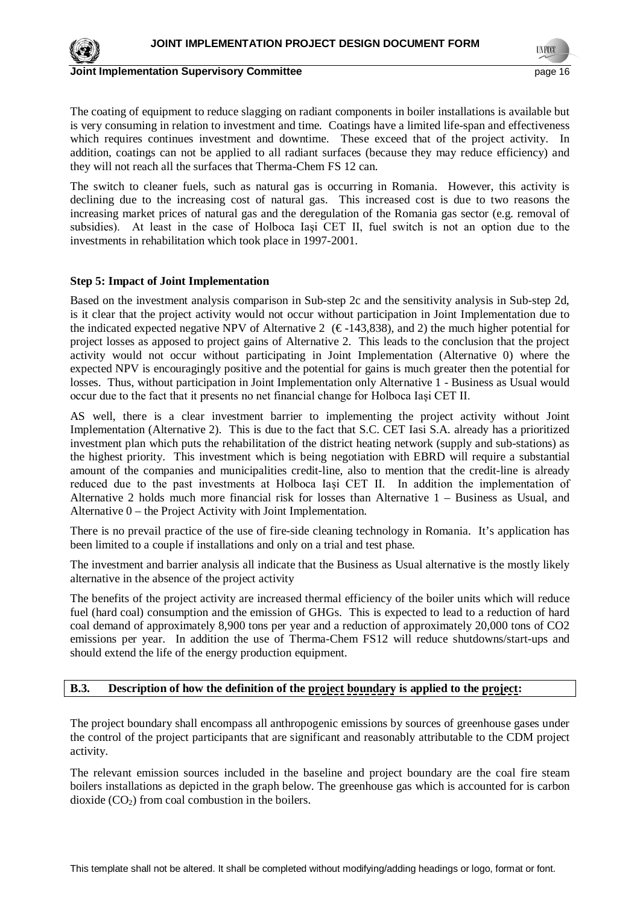The coating of equipment to reduce slagging on radiant components in boiler installations is available but is very consuming in relation to investment and time. Coatings have a limited life-span and effectiveness which requires continues investment and downtime. These exceed that of the project activity. In addition, coatings can not be applied to all radiant surfaces (because they may reduce efficiency) and they will not reach all the surfaces that Therma-Chem FS 12 can.

The switch to cleaner fuels, such as natural gas is occurring in Romania. However, this activity is declining due to the increasing cost of natural gas. This increased cost is due to two reasons the increasing market prices of natural gas and the deregulation of the Romania gas sector (e.g. removal of subsidies). At least in the case of Holboca Iaşi CET II, fuel switch is not an option due to the investments in rehabilitation which took place in 1997-2001.

**Step 5: Impact of Joint Implementation**

Based on the investment analysis comparison in Sub-step 2c and the sensitivity analysis in Sub-step 2d, is it clear that the project activity would not occur without participation in Joint Implementation due to the indicated expected negative NPV of Alternative 2 (€ -143,838), and 2) the much higher potential for project losses as apposed to project gains of Alternative 2. This leads to the conclusion that the project activity would not occur without participating in Joint Implementation (Alternative 0) where the expected NPV is encouragingly positive and the potential for gains is much greater then the potential for losses. Thus, without participation in Joint Implementation only Alternative 1 - Business as Usual would occur due to the fact that it presents no net financial change for Holboca Iaşi CET II.

AS well, there is a clear investment barrier to implementing the project activity without Joint Implementation (Alternative 2). This is due to the fact that S.C. CET Iasi S.A. already has a prioritized investment plan which puts the rehabilitation of the district heating network (supply and sub-stations) as the highest priority. This investment which is being negotiation with EBRD will require a substantial amount of the companies and municipalities credit-line, also to mention that the credit-line is already reduced due to the past investments at Holboca Iaşi CET II. In addition the implementation of Alternative 2 holds much more financial risk for losses than Alternative 1 – Business as Usual, and Alternative 0 – the Project Activity with Joint Implementation.

There is no prevail practice of the use of fire-side cleaning technology in Romania. It's application has been limited to a couple if installations and only on a trial and test phase.

The investment and barrier analysis all indicate that the Business as Usual alternative is the mostly likely alternative in the absence of the project activity

The benefits of the project activity are increased thermal efficiency of the boiler units which will reduce fuel (hard coal) consumption and the emission of GHGs. This is expected to lead to a reduction of hard coal demand of approximately 8,900 tons per year and a reduction of approximately 20,000 tons of CO2 emissions per year. In addition the use of Therma-Chem FS12 will reduce shutdowns/start-ups and should extend the life of the energy production equipment.

## B.3. Description of how the definition of the project boundary is applied to the project:

The project boundary shall encompass all anthropogenic emissions by sources of greenhouse gases under the control of the project participants that are significant and reasonably attributable to the CDM project activity.

The relevant emission sources included in the baseline and project boundary are the coal fire steam boilers installations as depicted in the graph below. The greenhouse gas which is accounted for is carbon dioxide ($CO_2$) from coal combustion in the boilers.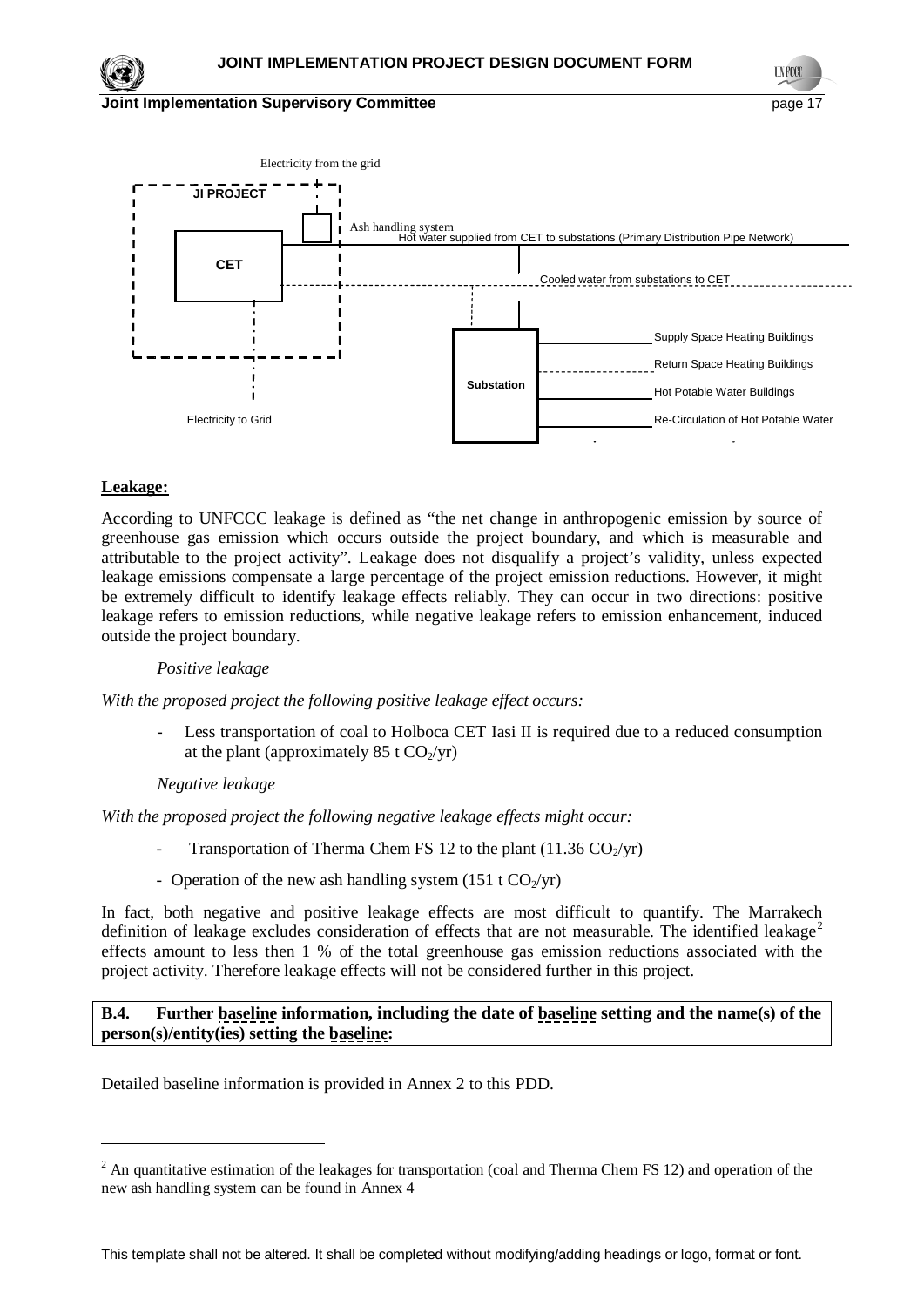Electricity from the grid

JI PROJECT

CET

Ash handling system

Hot water supplied from CET to substations (Primary Distribution Pipe Network)

Cooled water from substations to CET

Substation

Supply Space Heating Buildings

Return Space Heating Buildings

Hot Potable Water Buildings

Re-Circulation of Hot Potable Water

Electricity to Grid

**Leakage:**

According to UNFCCC leakage is defined as "the net change in anthropogenic emission by source of greenhouse gas emission which occurs outside the project boundary, and which is measurable and attributable to the project activity". Leakage does not disqualify a project's validity, unless expected leakage emissions compensate a large percentage of the project emission reductions. However, it might be extremely difficult to identify leakage effects reliably. They can occur in two directions: positive leakage refers to emission reductions, while negative leakage refers to emission enhancement, induced outside the project boundary.

*Positive leakage*

*With the proposed project the following positive leakage effect occurs:*

- Less transportation of coal to Holboca CET Iasi II is required due to a reduced consumption at the plant (approximately 85 t $CO_2$/yr)

*Negative leakage*

*With the proposed project the following negative leakage effects might occur:*

- Transportation of Therma Chem FS 12 to the plant (11.36 $CO_2$/yr)
- Operation of the new ash handling system (151 t $CO_2$/yr)

In fact, both negative and positive leakage effects are most difficult to quantify. The Marrakech definition of leakage excludes consideration of effects that are not measurable. The identified leakage[2] effects amount to less then 1 % of the total greenhouse gas emission reductions associated with the project activity. Therefore leakage effects will not be considered further in this project.

**B.4. Further baseline information, including the date of baseline setting and the name(s) of the person(s)/entity(ies) setting the baseline:**

Detailed baseline information is provided in Annex 2 to this PDD.

[2] An quantitative estimation of the leakages for transportation (coal and Therma Chem FS 12) and operation of the new ash handling system can be found in Annex 4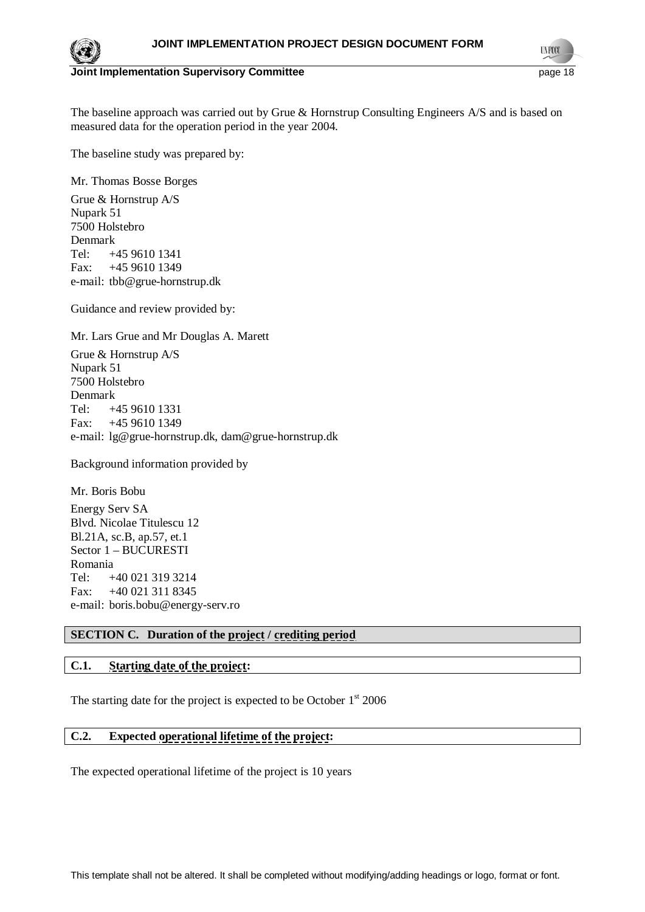The baseline approach was carried out by Grue & Hornstrup Consulting Engineers A/S and is based on measured data for the operation period in the year 2004.

The baseline study was prepared by:

Mr. Thomas Bosse Borges

Grue & Hornstrup A/S
Nupark 51
7500 Holstebro
Denmark
Tel: +45 9610 1341
Fax: +45 9610 1349
e-mail: tbb@grue-hornstrup.dk

Guidance and review provided by:

Mr. Lars Grue and Mr Douglas A. Marett

Grue & Hornstrup A/S
Nupark 51
7500 Holstebro
Denmark
Tel: +45 9610 1331
Fax: +45 9610 1349
e-mail: lg@grue-hornstrup.dk, dam@grue-hornstrup.dk

Background information provided by

Mr. Boris Bobu

Energy Serv SA
Blvd. Nicolae Titulescu 12
Bl.21A, sc.B, ap.57, et.1
Sector 1 – BUCURESTI
Romania
Tel: +40 021 319 3214
Fax: +40 021 311 8345
e-mail: boris.bobu@energy-serv.ro

## SECTION C. Duration of the project / crediting period

### C.1. Starting date of the project:

The starting date for the project is expected to be October 1st 2006

### C.2. Expected operational lifetime of the project:

The expected operational lifetime of the project is 10 years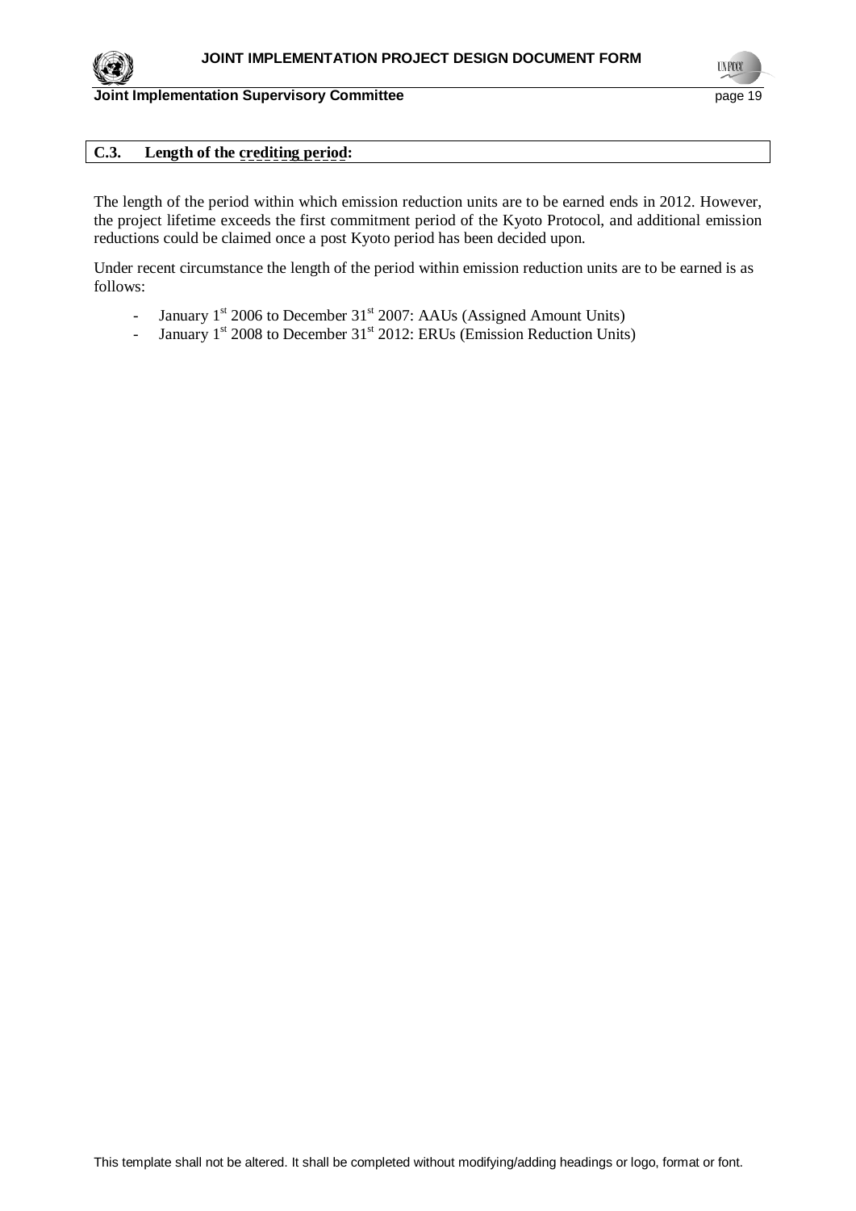## C.3. Length of the crediting period:

The length of the period within which emission reduction units are to be earned ends in 2012. However, the project lifetime exceeds the first commitment period of the Kyoto Protocol, and additional emission reductions could be claimed once a post Kyoto period has been decided upon.

Under recent circumstance the length of the period within emission reduction units are to be earned is as follows:

- January 1st 2006 to December 31st 2007: AAUs (Assigned Amount Units)
- January 1st 2008 to December 31st 2012: ERUs (Emission Reduction Units)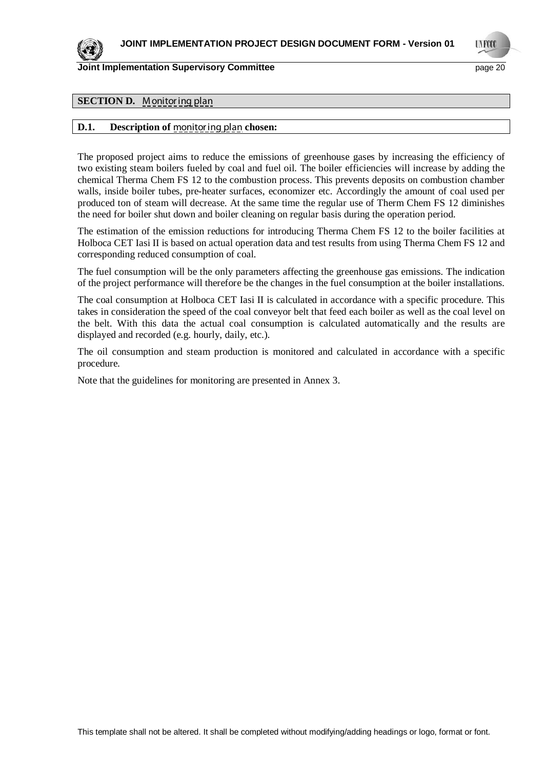## SECTION D. Monitoring plan

### D.1. Description of monitoring plan chosen:

The proposed project aims to reduce the emissions of greenhouse gases by increasing the efficiency of two existing steam boilers fueled by coal and fuel oil. The boiler efficiencies will increase by adding the chemical Therma Chem FS 12 to the combustion process. This prevents deposits on combustion chamber walls, inside boiler tubes, pre-heater surfaces, economizer etc. Accordingly the amount of coal used per produced ton of steam will decrease. At the same time the regular use of Therm Chem FS 12 diminishes the need for boiler shut down and boiler cleaning on regular basis during the operation period.

The estimation of the emission reductions for introducing Therma Chem FS 12 to the boiler facilities at Holboca CET Iasi II is based on actual operation data and test results from using Therma Chem FS 12 and corresponding reduced consumption of coal.

The fuel consumption will be the only parameters affecting the greenhouse gas emissions. The indication of the project performance will therefore be the changes in the fuel consumption at the boiler installations.

The coal consumption at Holboca CET Iasi II is calculated in accordance with a specific procedure. This takes in consideration the speed of the coal conveyor belt that feed each boiler as well as the coal level on the belt. With this data the actual coal consumption is calculated automatically and the results are displayed and recorded (e.g. hourly, daily, etc.).

The oil consumption and steam production is monitored and calculated in accordance with a specific procedure.

Note that the guidelines for monitoring are presented in Annex 3.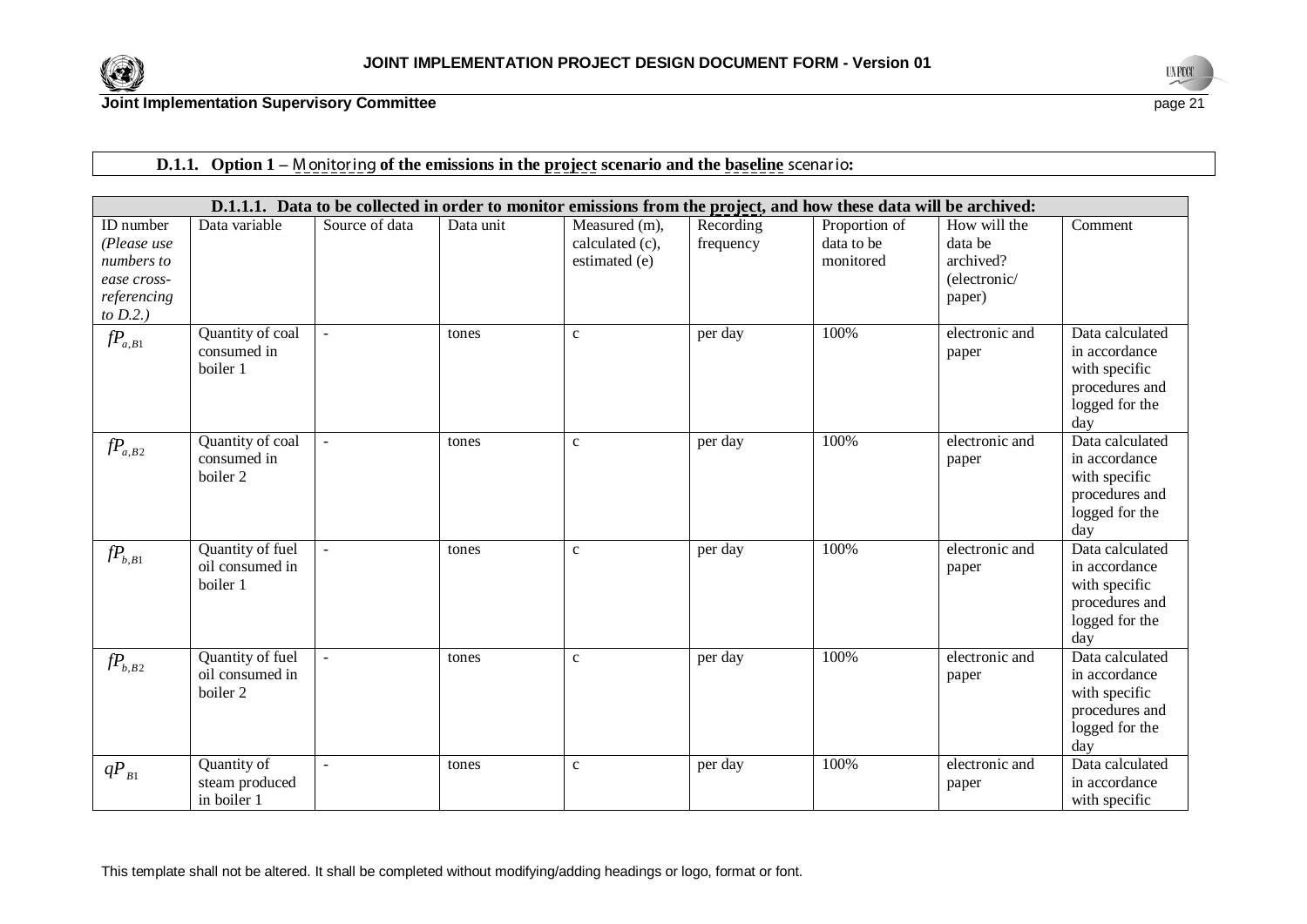**D.1.1. Option 1 – Monitoring of the emissions in the project scenario and the baseline scenario:**

| D.1.1.1. Data to be collected in order to monitor emissions from the project, and how these data will be archived: | | | | | | | | |
|---|---|---|---|---|---|---|---|---|
| ID number *(Please use numbers to ease cross-referencing to D.2.)* | Data variable | Source of data | Data unit | Measured (m), calculated (c), estimated (e) | Recording frequency | Proportion of data to be monitored | How will the data be archived? (electronic/ paper) | Comment |
| $fP_{a,B1}$ | Quantity of coal consumed in boiler 1 | - | tones | c | per day | 100% | electronic and paper | Data calculated in accordance with specific procedures and logged for the day |
| $fP_{a,B2}$ | Quantity of coal consumed in boiler 2 | - | tones | c | per day | 100% | electronic and paper | Data calculated in accordance with specific procedures and logged for the day |
| $fP_{b,B1}$ | Quantity of fuel oil consumed in boiler 1 | - | tones | c | per day | 100% | electronic and paper | Data calculated in accordance with specific procedures and logged for the day |
| $fP_{b,B2}$ | Quantity of fuel oil consumed in boiler 2 | - | tones | c | per day | 100% | electronic and paper | Data calculated in accordance with specific procedures and logged for the day |
| $qP_{B1}$ | Quantity of steam produced in boiler 1 | - | tones | c | per day | 100% | electronic and paper | Data calculated in accordance with specific |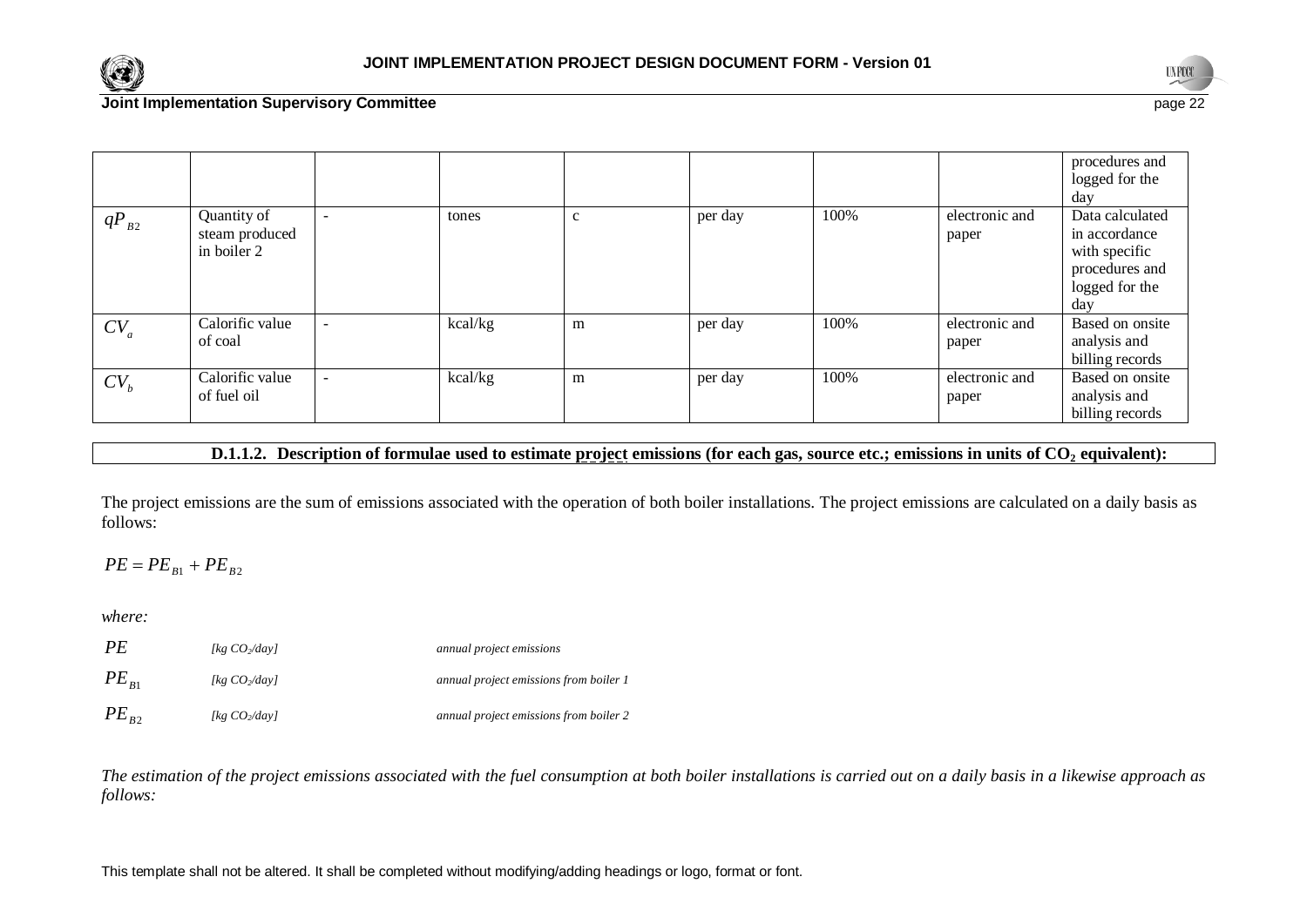| | | | | | | | | |
|---|---|---|---|---|---|---|---|---|
| | | | | | | | | procedures and logged for the day |
| $qP_{B2}$ | Quantity of steam produced in boiler 2 | - | tones | c | per day | 100% | electronic and paper | Data calculated in accordance with specific procedures and logged for the day |
| $CV_a$ | Calorific value of coal | - | kcal/kg | m | per day | 100% | electronic and paper | Based on onsite analysis and billing records |
| $CV_b$ | Calorific value of fuel oil | - | kcal/kg | m | per day | 100% | electronic and paper | Based on onsite analysis and billing records |

**D.1.1.2. Description of formulae used to estimate project emissions (for each gas, source etc.; emissions in units of $CO_2$ equivalent):**

The project emissions are the sum of emissions associated with the operation of both boiler installations. The project emissions are calculated on a daily basis as follows:

$$PE = PE_{B1} + PE_{B2}$$

*where:*

| | | |
|---|---|---|
| $PE$ | *[kg $CO_2$/day]* | *annual project emissions* |
| $PE_{B1}$ | *[kg $CO_2$/day]* | *annual project emissions from boiler 1* |
| $PE_{B2}$ | *[kg $CO_2$/day]* | *annual project emissions from boiler 2* |

*The estimation of the project emissions associated with the fuel consumption at both boiler installations is carried out on a daily basis in a likewise approach as follows:*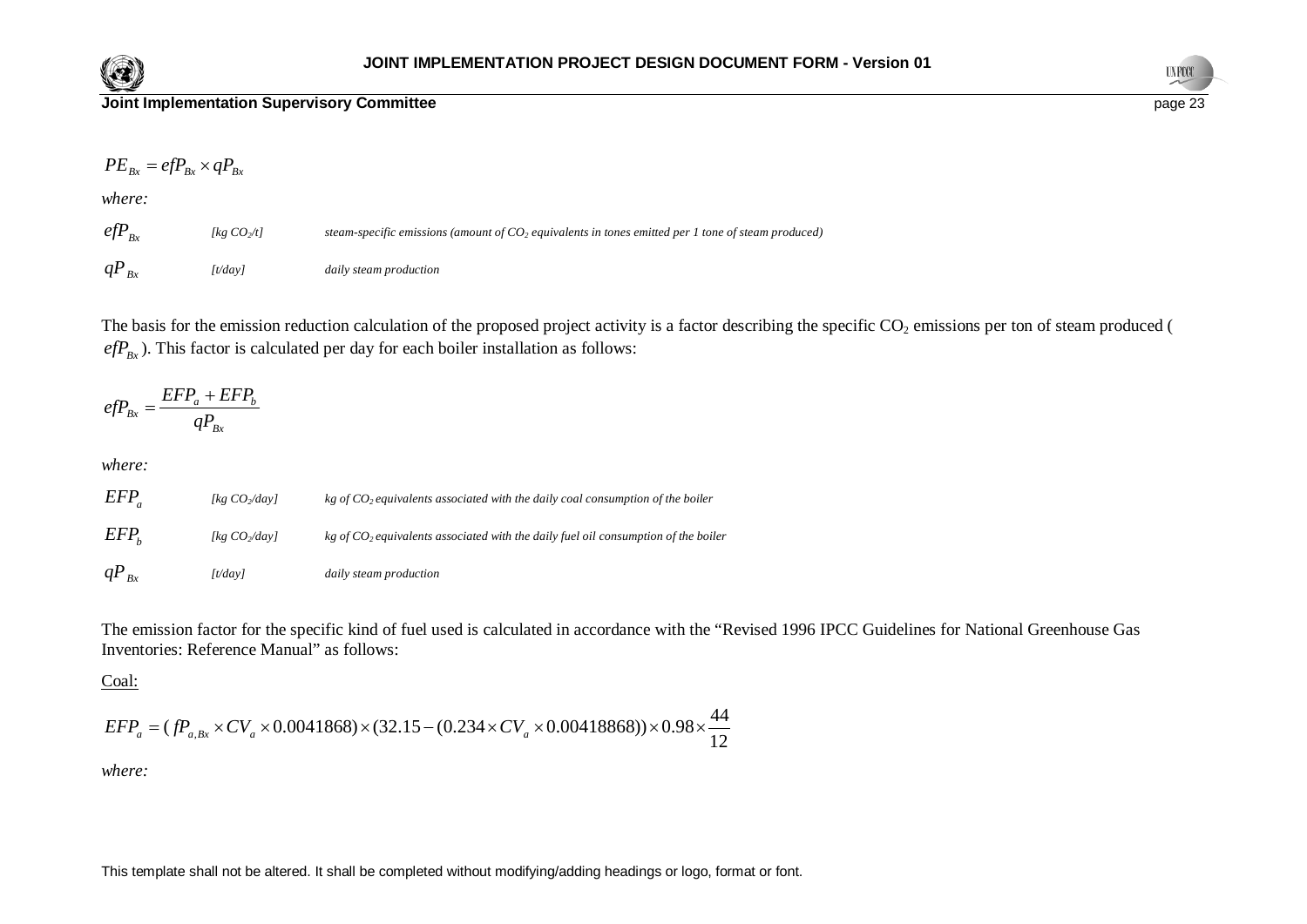$$PE_{Bx} = efP_{Bx} \times qP_{Bx}$$

*where:*

| | | |
|---|---|---|
| $efP_{Bx}$ | *[kg $CO_2$/t]* | *steam-specific emissions (amount of $CO_2$ equivalents in tones emitted per 1 tone of steam produced)* |
| $qP_{Bx}$ | *[t/day]* | *daily steam production* |

The basis for the emission reduction calculation of the proposed project activity is a factor describing the specific $CO_2$ emissions per ton of steam produced ( $efP_{Bx}$ ). This factor is calculated per day for each boiler installation as follows:

$$efP_{Bx} = \frac{EFP_a + EFP_b}{qP_{Bx}}$$

*where:*

| | | |
|---|---|---|
| $EFP_a$ | *[kg $CO_2$/day]* | *kg of $CO_2$ equivalents associated with the daily coal consumption of the boiler* |
| $EFP_b$ | *[kg $CO_2$/day]* | *kg of $CO_2$ equivalents associated with the daily fuel oil consumption of the boiler* |
| $qP_{Bx}$ | *[t/day]* | *daily steam production* |

The emission factor for the specific kind of fuel used is calculated in accordance with the "Revised 1996 IPCC Guidelines for National Greenhouse Gas Inventories: Reference Manual" as follows:

<u>Coal:</u>

$$EFP_a = (fP_{a,Bx} \times CV_a \times 0.0041868) \times (32.15 - (0.234 \times CV_a \times 0.00418868)) \times 0.98 \times \frac{44}{12}$$

*where:*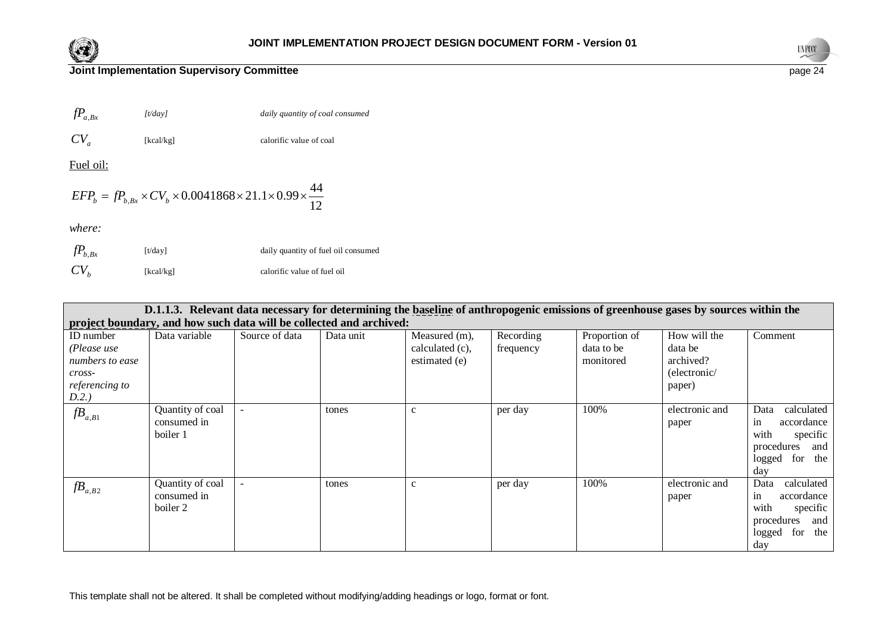$fP_{a,Bx}$ *[t/day]* *daily quantity of coal consumed*

$CV_a$ [kcal/kg] calorific value of coal

<u>Fuel oil:</u>

$$EFP_b = fP_{b,Bx} \times CV_b \times 0.0041868 \times 21.1 \times 0.99 \times \frac{44}{12}$$

*where:*

$fP_{b,Bx}$ [t/day] daily quantity of fuel oil consumed

$CV_b$ [kcal/kg] calorific value of fuel oil

**D.1.1.3. Relevant data necessary for determining the baseline of anthropogenic emissions of greenhouse gases by sources within the project boundary, and how such data will be collected and archived:**

| ID number *(Please use numbers to ease cross-referencing to D.2.)* | Data variable | Source of data | Data unit | Measured (m), calculated (c), estimated (e) | Recording frequency | Proportion of data to be monitored | How will the data be archived? (electronic/ paper) | Comment |
|---|---|---|---|---|---|---|---|---|
| $fB_{a,B1}$ | Quantity of coal consumed in boiler 1 | - | tones | c | per day | 100% | electronic and paper | Data calculated in accordance with specific procedures and logged for the day |
| $fB_{a,B2}$ | Quantity of coal consumed in boiler 2 | - | tones | c | per day | 100% | electronic and paper | Data calculated in accordance with specific procedures and logged for the day |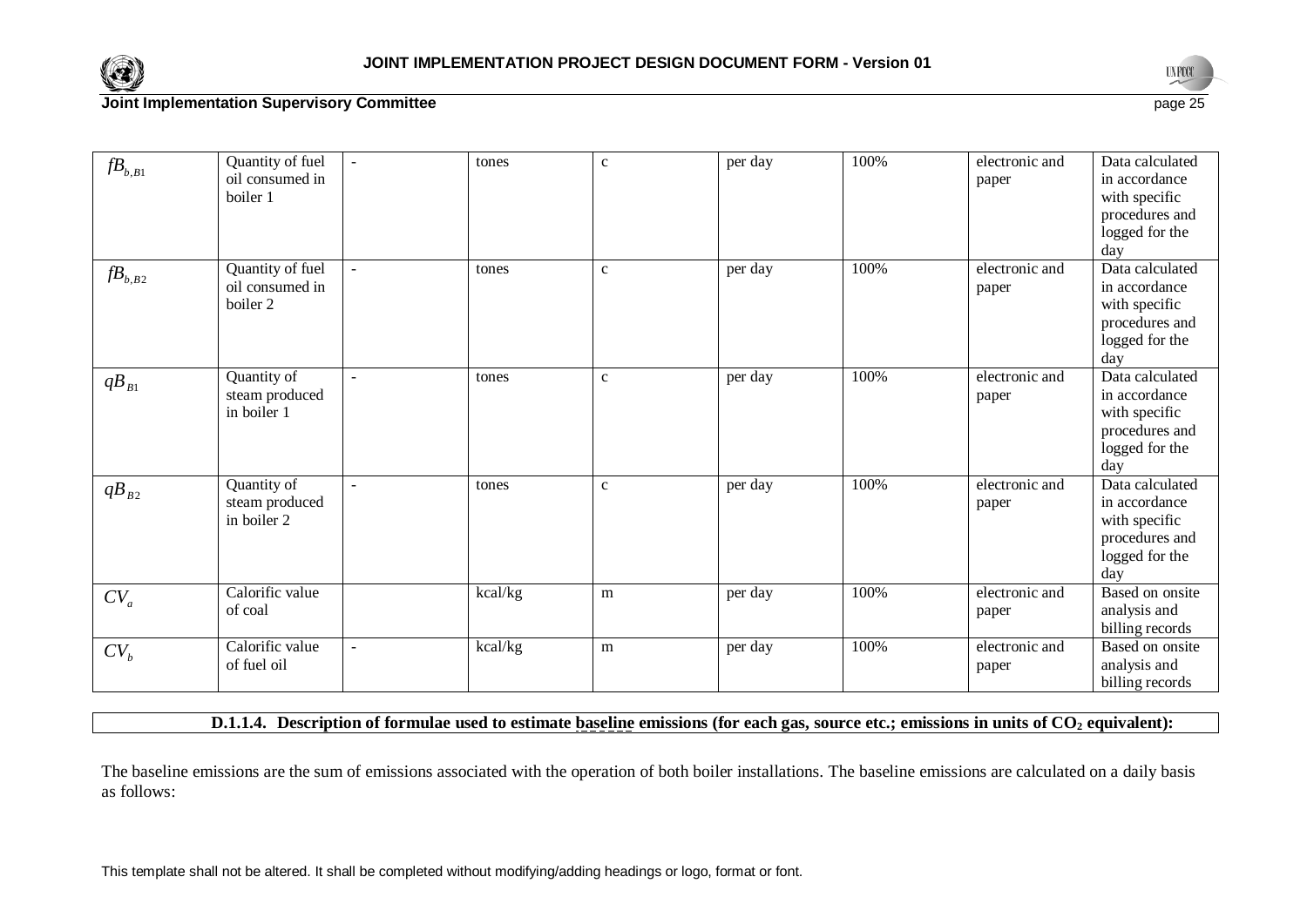| | | | | | | | | |
|---|---|---|---|---|---|---|---|---|
| $fB_{b,B1}$ | Quantity of fuel oil consumed in boiler 1 | - | tones | c | per day | 100% | electronic and paper | Data calculated in accordance with specific procedures and logged for the day |
| $fB_{b,B2}$ | Quantity of fuel oil consumed in boiler 2 | - | tones | c | per day | 100% | electronic and paper | Data calculated in accordance with specific procedures and logged for the day |
| $qB_{B1}$ | Quantity of steam produced in boiler 1 | - | tones | c | per day | 100% | electronic and paper | Data calculated in accordance with specific procedures and logged for the day |
| $qB_{B2}$ | Quantity of steam produced in boiler 2 | - | tones | c | per day | 100% | electronic and paper | Data calculated in accordance with specific procedures and logged for the day |
| $CV_a$ | Calorific value of coal | | kcal/kg | m | per day | 100% | electronic and paper | Based on onsite analysis and billing records |
| $CV_b$ | Calorific value of fuel oil | - | kcal/kg | m | per day | 100% | electronic and paper | Based on onsite analysis and billing records |

**D.1.1.4. Description of formulae used to estimate baseline emissions (for each gas, source etc.; emissions in units of $CO_2$ equivalent):**

The baseline emissions are the sum of emissions associated with the operation of both boiler installations. The baseline emissions are calculated on a daily basis as follows: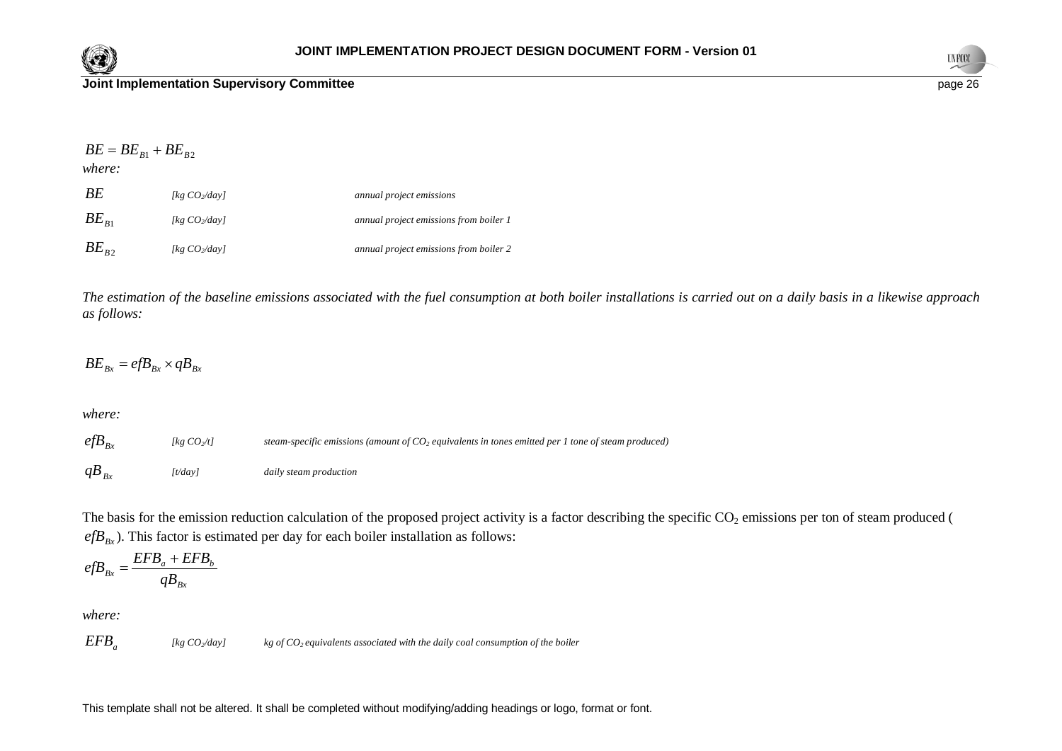$$BE = BE_{B1} + BE_{B2}$$

*where:*

| | | |
|---|---|---|
| $BE$ | *[kg $CO_2$/day]* | *annual project emissions* |
| $BE_{B1}$ | *[kg $CO_2$/day]* | *annual project emissions from boiler 1* |
| $BE_{B2}$ | *[kg $CO_2$/day]* | *annual project emissions from boiler 2* |

*The estimation of the baseline emissions associated with the fuel consumption at both boiler installations is carried out on a daily basis in a likewise approach as follows:*

$$BE_{Bx} = efB_{Bx} \times qB_{Bx}$$

*where:*

| | | |
|---|---|---|
| $efB_{Bx}$ | *[kg $CO_2$/t]* | *steam-specific emissions (amount of $CO_2$ equivalents in tones emitted per 1 tone of steam produced)* |
| $qB_{Bx}$ | *[t/day]* | *daily steam production* |

The basis for the emission reduction calculation of the proposed project activity is a factor describing the specific $CO_2$ emissions per ton of steam produced ( $efB_{Bx}$). This factor is estimated per day for each boiler installation as follows:

$$efB_{Bx} = \frac{EFB_a + EFB_b}{qB_{Bx}}$$

*where:*

| | | |
|---|---|---|
| $EFB_a$ | *[kg $CO_2$/day]* | *kg of $CO_2$ equivalents associated with the daily coal consumption of the boiler* |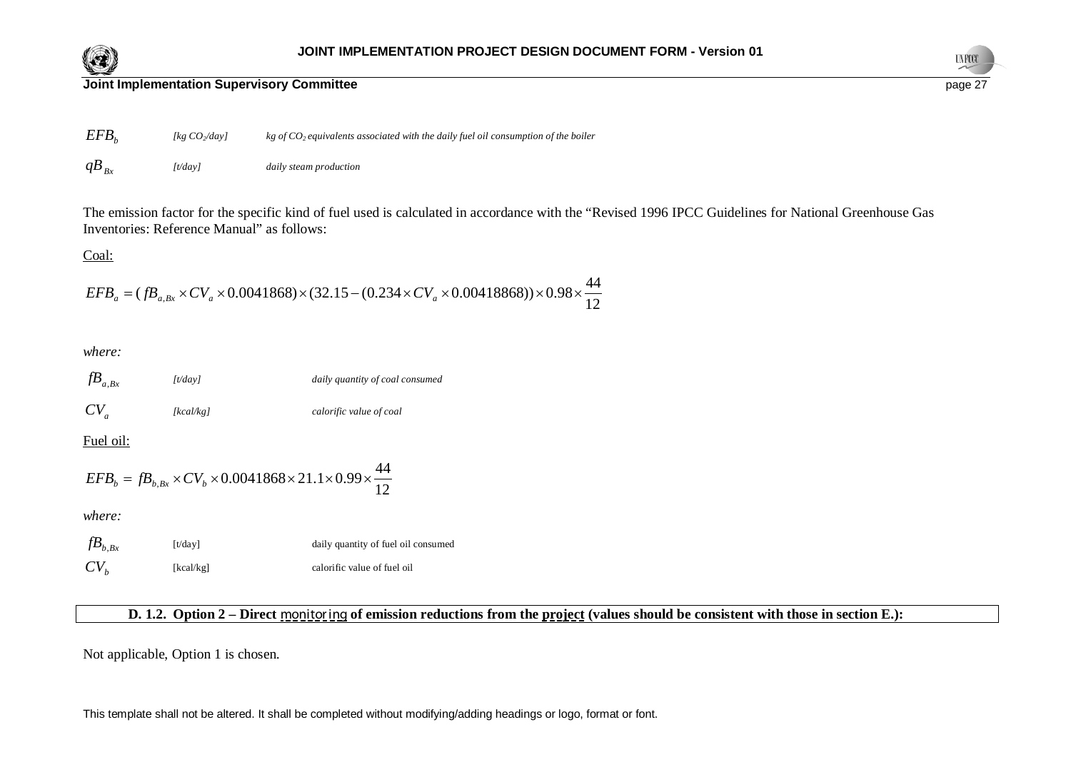| | | |
|---|---|---|
| $EFB_b$ | *[kg $CO_2$/day]* | *kg of $CO_2$ equivalents associated with the daily fuel oil consumption of the boiler* |
| $qB_{Bx}$ | *[t/day]* | *daily steam production* |

The emission factor for the specific kind of fuel used is calculated in accordance with the "Revised 1996 IPCC Guidelines for National Greenhouse Gas Inventories: Reference Manual" as follows:

Coal:

$$EFB_a = (fB_{a,Bx} \times CV_a \times 0.0041868) \times (32.15 - (0.234 \times CV_a \times 0.00418868)) \times 0.98 \times \frac{44}{12}$$

*where:*

| | | |
|---|---|---|
| $fB_{a,Bx}$ | *[t/day]* | *daily quantity of coal consumed* |
| $CV_a$ | *[kcal/kg]* | *calorific value of coal* |

Fuel oil:

$$EFB_b = fB_{b,Bx} \times CV_b \times 0.0041868 \times 21.1 \times 0.99 \times \frac{44}{12}$$

*where:*

| | | |
|---|---|---|
| $fB_{b,Bx}$ | [t/day] | daily quantity of fuel oil consumed |
| $CV_b$ | [kcal/kg] | calorific value of fuel oil |

**D. 1.2. Option 2 – Direct monitoring of emission reductions from the project (values should be consistent with those in section E.):**

Not applicable, Option 1 is chosen.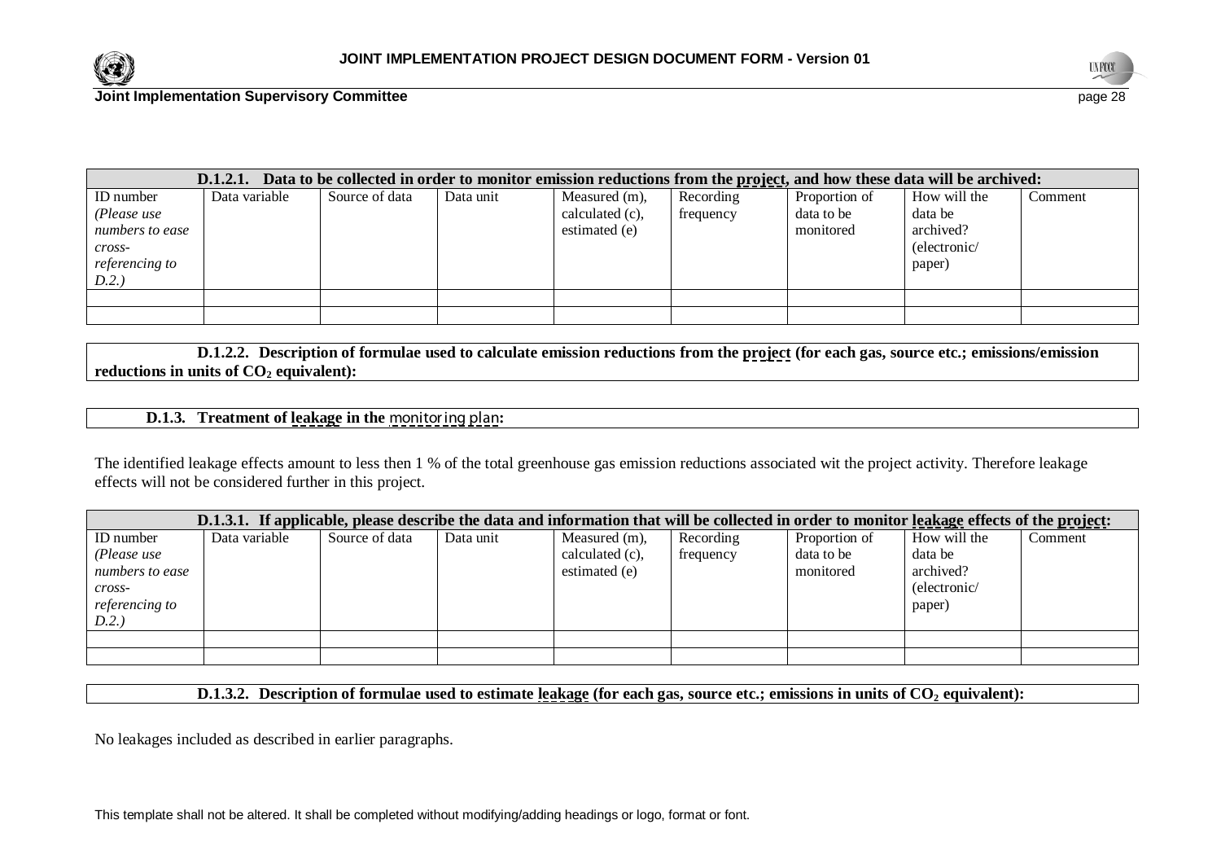| **D.1.2.1. Data to be collected in order to monitor emission reductions from the project, and how these data will be archived:** | | | | | | | | |
|---|---|---|---|---|---|---|---|---|
| ID number *(Please use numbers to ease cross-referencing to D.2.)* | Data variable | Source of data | Data unit | Measured (m), calculated (c), estimated (e) | Recording frequency | Proportion of data to be monitored | How will the data be archived? (electronic/ paper) | Comment |
| | | | | | | | | |
| | | | | | | | | |

**D.1.2.2. Description of formulae used to calculate emission reductions from the project (for each gas, source etc.; emissions/emission reductions in units of $CO_2$ equivalent):**

**D.1.3. Treatment of leakage in the monitoring plan:**

The identified leakage effects amount to less then 1 % of the total greenhouse gas emission reductions associated wit the project activity. Therefore leakage effects will not be considered further in this project.

| **D.1.3.1. If applicable, please describe the data and information that will be collected in order to monitor leakage effects of the project:** | | | | | | | | |
|---|---|---|---|---|---|---|---|---|
| ID number *(Please use numbers to ease cross-referencing to D.2.)* | Data variable | Source of data | Data unit | Measured (m), calculated (c), estimated (e) | Recording frequency | Proportion of data to be monitored | How will the data be archived? (electronic/ paper) | Comment |
| | | | | | | | | |
| | | | | | | | | |

**D.1.3.2. Description of formulae used to estimate leakage (for each gas, source etc.; emissions in units of $CO_2$ equivalent):**

No leakages included as described in earlier paragraphs.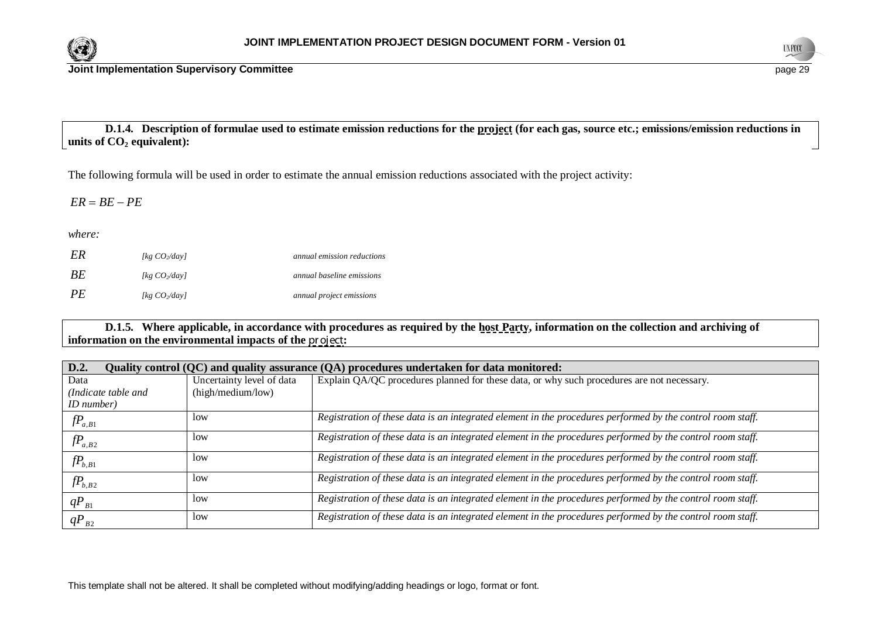**D.1.4. Description of formulae used to estimate emission reductions for the project (for each gas, source etc.; emissions/emission reductions in units of $CO_2$ equivalent):**

The following formula will be used in order to estimate the annual emission reductions associated with the project activity:

$$ER = BE - PE$$

*where:*

| | | |
|---|---|---|
| $ER$ | *[kg $CO_2$/day]* | *annual emission reductions* |
| $BE$ | *[kg $CO_2$/day]* | *annual baseline emissions* |
| $PE$ | *[kg $CO_2$/day]* | *annual project emissions* |

**D.1.5. Where applicable, in accordance with procedures as required by the host Party, information on the collection and archiving of information on the environmental impacts of the project:**

| **D.2. Quality control (QC) and quality assurance (QA) procedures undertaken for data monitored:** | | |
|---|---|---|
| Data *(Indicate table and ID number)* | Uncertainty level of data (high/medium/low) | Explain QA/QC procedures planned for these data, or why such procedures are not necessary. |
| $fP_{a,B1}$ | low | *Registration of these data is an integrated element in the procedures performed by the control room staff.* |
| $fP_{a,B2}$ | low | *Registration of these data is an integrated element in the procedures performed by the control room staff.* |
| $fP_{b,B1}$ | low | *Registration of these data is an integrated element in the procedures performed by the control room staff.* |
| $fP_{b,B2}$ | low | *Registration of these data is an integrated element in the procedures performed by the control room staff.* |
| $qP_{B1}$ | low | *Registration of these data is an integrated element in the procedures performed by the control room staff.* |
| $qP_{B2}$ | low | *Registration of these data is an integrated element in the procedures performed by the control room staff.* |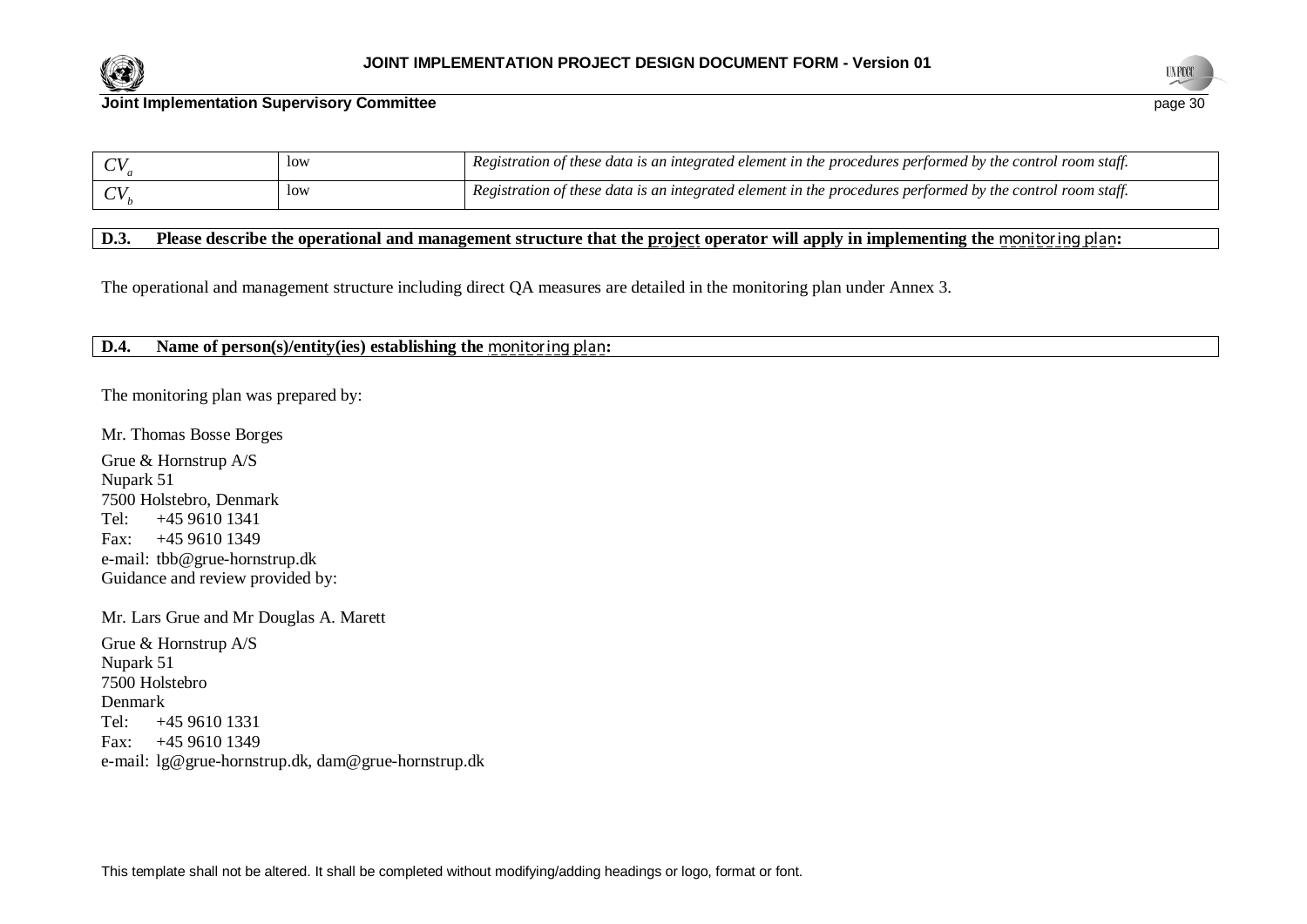| | | |
|---|---|---|
| $CV_a$ | low | *Registration of these data is an integrated element in the procedures performed by the control room staff.* |
| $CV_b$ | low | *Registration of these data is an integrated element in the procedures performed by the control room staff.* |

**D.3. Please describe the operational and management structure that the project operator will apply in implementing the monitoring plan:**

The operational and management structure including direct QA measures are detailed in the monitoring plan under Annex 3.

**D.4. Name of person(s)/entity(ies) establishing the monitoring plan:**

The monitoring plan was prepared by:

Mr. Thomas Bosse Borges

Grue & Hornstrup A/S
Nupark 51
7500 Holstebro, Denmark
Tel: +45 9610 1341
Fax: +45 9610 1349
e-mail: tbb@grue-hornstrup.dk
Guidance and review provided by:

Mr. Lars Grue and Mr Douglas A. Marett

Grue & Hornstrup A/S
Nupark 51
7500 Holstebro
Denmark
Tel: +45 9610 1331
Fax: +45 9610 1349
e-mail: lg@grue-hornstrup.dk, dam@grue-hornstrup.dk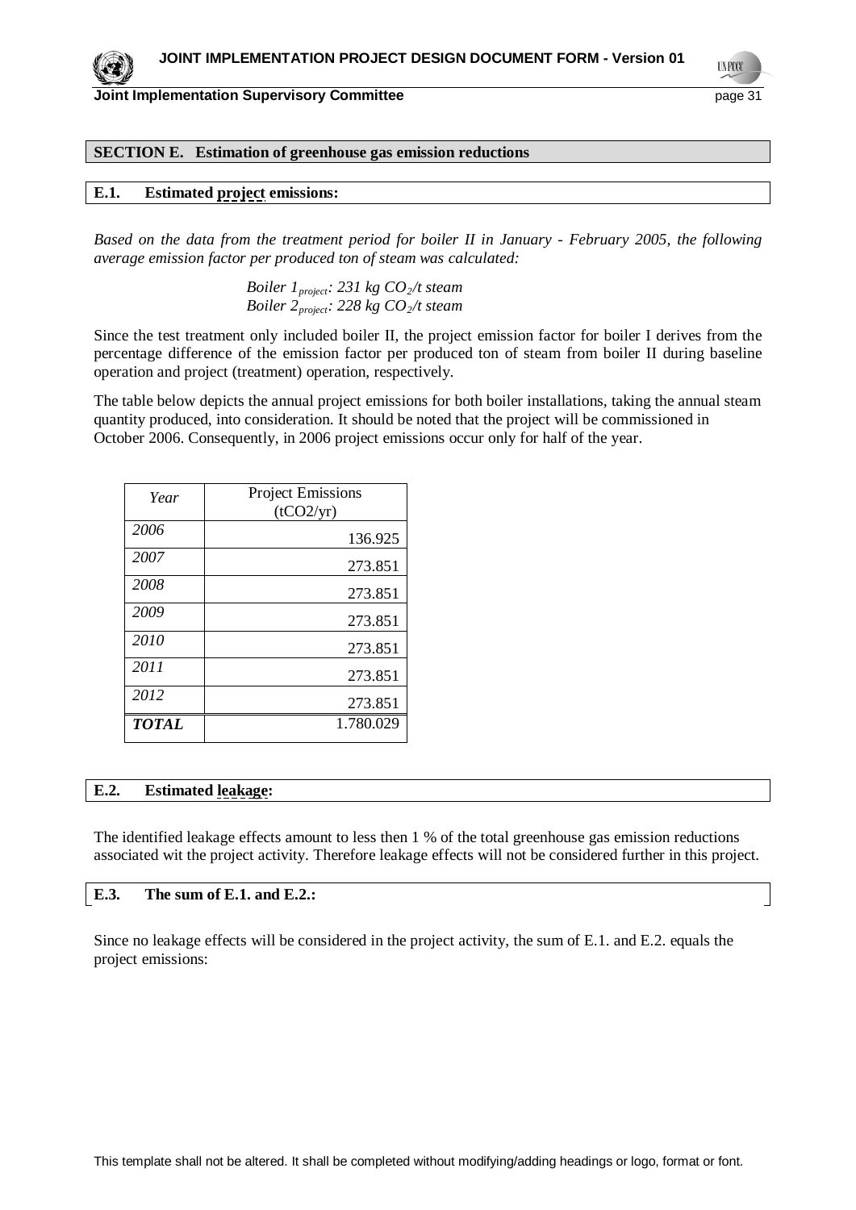## SECTION E. Estimation of greenhouse gas emission reductions

### E.1. Estimated project emissions:

*Based on the data from the treatment period for boiler II in January - February 2005, the following average emission factor per produced ton of steam was calculated:*

*Boiler $1_{project}$: 231 kg $CO_2$/t steam*
*Boiler $2_{project}$: 228 kg $CO_2$/t steam*

Since the test treatment only included boiler II, the project emission factor for boiler I derives from the percentage difference of the emission factor per produced ton of steam from boiler II during baseline operation and project (treatment) operation, respectively.

The table below depicts the annual project emissions for both boiler installations, taking the annual steam quantity produced, into consideration. It should be noted that the project will be commissioned in October 2006. Consequently, in 2006 project emissions occur only for half of the year.

| *Year* | Project Emissions (tCO2/yr) |
|---|---|
| *2006* | 136.925 |
| *2007* | 273.851 |
| *2008* | 273.851 |
| *2009* | 273.851 |
| *2010* | 273.851 |
| *2011* | 273.851 |
| *2012* | 273.851 |
| ***TOTAL*** | 1.780.029 |

### E.2. Estimated leakage:

The identified leakage effects amount to less then 1 % of the total greenhouse gas emission reductions associated wit the project activity. Therefore leakage effects will not be considered further in this project.

### E.3. The sum of E.1. and E.2.:

Since no leakage effects will be considered in the project activity, the sum of E.1. and E.2. equals the project emissions: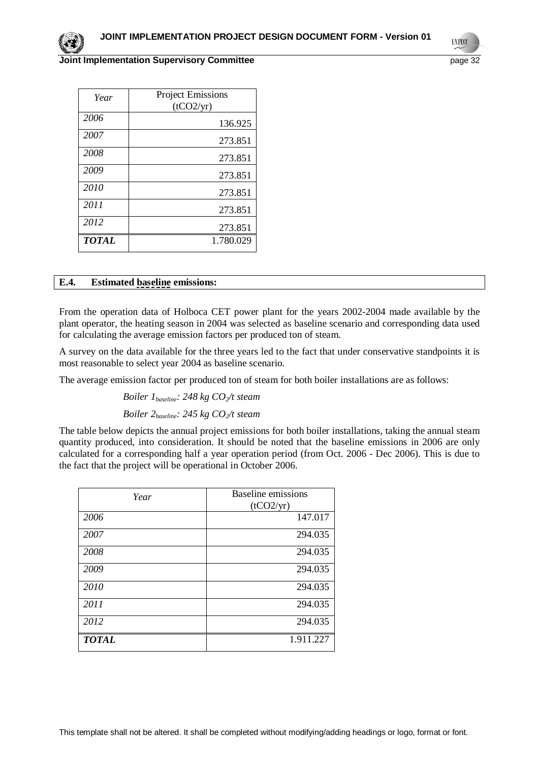| *Year* | Project Emissions (tCO2/yr) |
|---|---|
| *2006* | 136.925 |
| *2007* | 273.851 |
| *2008* | 273.851 |
| *2009* | 273.851 |
| *2010* | 273.851 |
| *2011* | 273.851 |
| *2012* | 273.851 |
| ***TOTAL*** | 1.780.029 |

## E.4. Estimated baseline emissions:

From the operation data of Holboca CET power plant for the years 2002-2004 made available by the plant operator, the heating season in 2004 was selected as baseline scenario and corresponding data used for calculating the average emission factors per produced ton of steam.

A survey on the data available for the three years led to the fact that under conservative standpoints it is most reasonable to select year 2004 as baseline scenario.

The average emission factor per produced ton of steam for both boiler installations are as follows:

*Boiler $1_{baseline}$: 248 kg $CO_2$/t steam*

*Boiler $2_{baseline}$: 245 kg $CO_2$/t steam*

The table below depicts the annual project emissions for both boiler installations, taking the annual steam quantity produced, into consideration. It should be noted that the baseline emissions in 2006 are only calculated for a corresponding half a year operation period (from Oct. 2006 - Dec 2006). This is due to the fact that the project will be operational in October 2006.

| *Year* | Baseline emissions (tCO2/yr) |
|---|---|
| *2006* | 147.017 |
| *2007* | 294.035 |
| *2008* | 294.035 |
| *2009* | 294.035 |
| *2010* | 294.035 |
| *2011* | 294.035 |
| *2012* | 294.035 |
| ***TOTAL*** | 1.911.227 |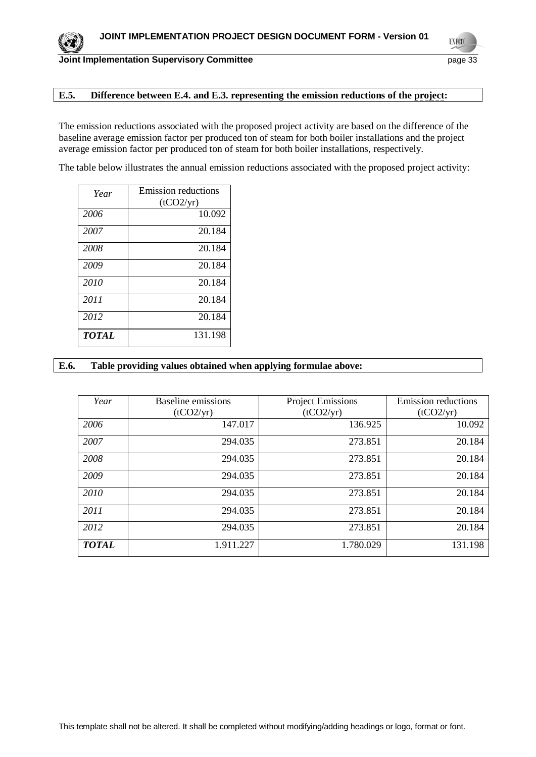**E.5. Difference between E.4. and E.3. representing the emission reductions of the project:**

The emission reductions associated with the proposed project activity are based on the difference of the baseline average emission factor per produced ton of steam for both boiler installations and the project average emission factor per produced ton of steam for both boiler installations, respectively.

The table below illustrates the annual emission reductions associated with the proposed project activity:

| *Year* | Emission reductions ($tCO_2/yr$) |
|---|---|
| *2006* | 10.092 |
| *2007* | 20.184 |
| *2008* | 20.184 |
| *2009* | 20.184 |
| *2010* | 20.184 |
| *2011* | 20.184 |
| *2012* | 20.184 |
| ***TOTAL*** | 131.198 |

**E.6. Table providing values obtained when applying formulae above:**

| *Year* | Baseline emissions ($tCO_2/yr$) | Project Emissions ($tCO_2/yr$) | Emission reductions ($tCO_2/yr$) |
|---|---|---|---|
| *2006* | 147.017 | 136.925 | 10.092 |
| *2007* | 294.035 | 273.851 | 20.184 |
| *2008* | 294.035 | 273.851 | 20.184 |
| *2009* | 294.035 | 273.851 | 20.184 |
| *2010* | 294.035 | 273.851 | 20.184 |
| *2011* | 294.035 | 273.851 | 20.184 |
| *2012* | 294.035 | 273.851 | 20.184 |
| ***TOTAL*** | 1.911.227 | 1.780.029 | 131.198 |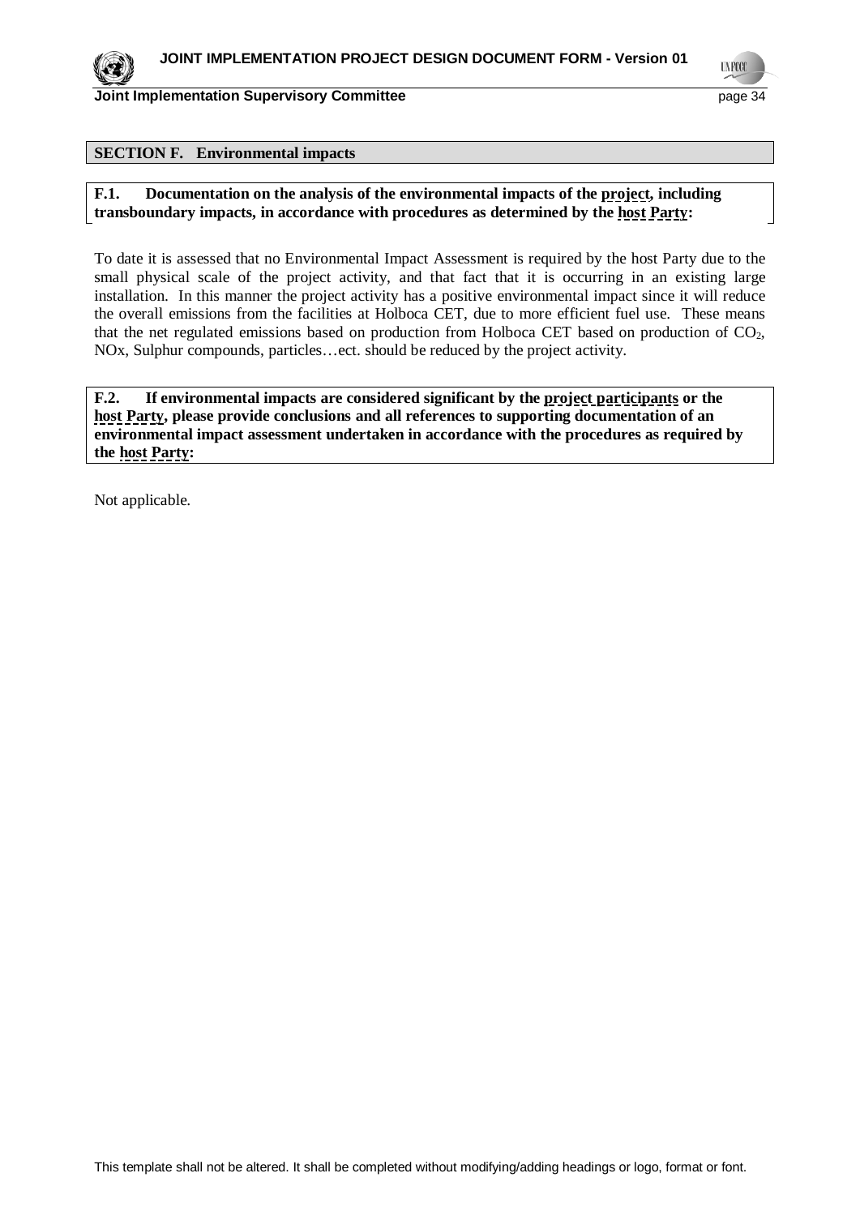## SECTION F. Environmental impacts

**F.1. Documentation on the analysis of the environmental impacts of the project, including transboundary impacts, in accordance with procedures as determined by the host Party:**

To date it is assessed that no Environmental Impact Assessment is required by the host Party due to the small physical scale of the project activity, and that fact that it is occurring in an existing large installation. In this manner the project activity has a positive environmental impact since it will reduce the overall emissions from the facilities at Holboca CET, due to more efficient fuel use. These means that the net regulated emissions based on production from Holboca CET based on production of $CO_2$, NOx, Sulphur compounds, particles…ect. should be reduced by the project activity.

**F.2. If environmental impacts are considered significant by the project participants or the host Party, please provide conclusions and all references to supporting documentation of an environmental impact assessment undertaken in accordance with the procedures as required by the host Party:**

Not applicable.

This template shall not be altered. It shall be completed without modifying/adding headings or logo, format or font.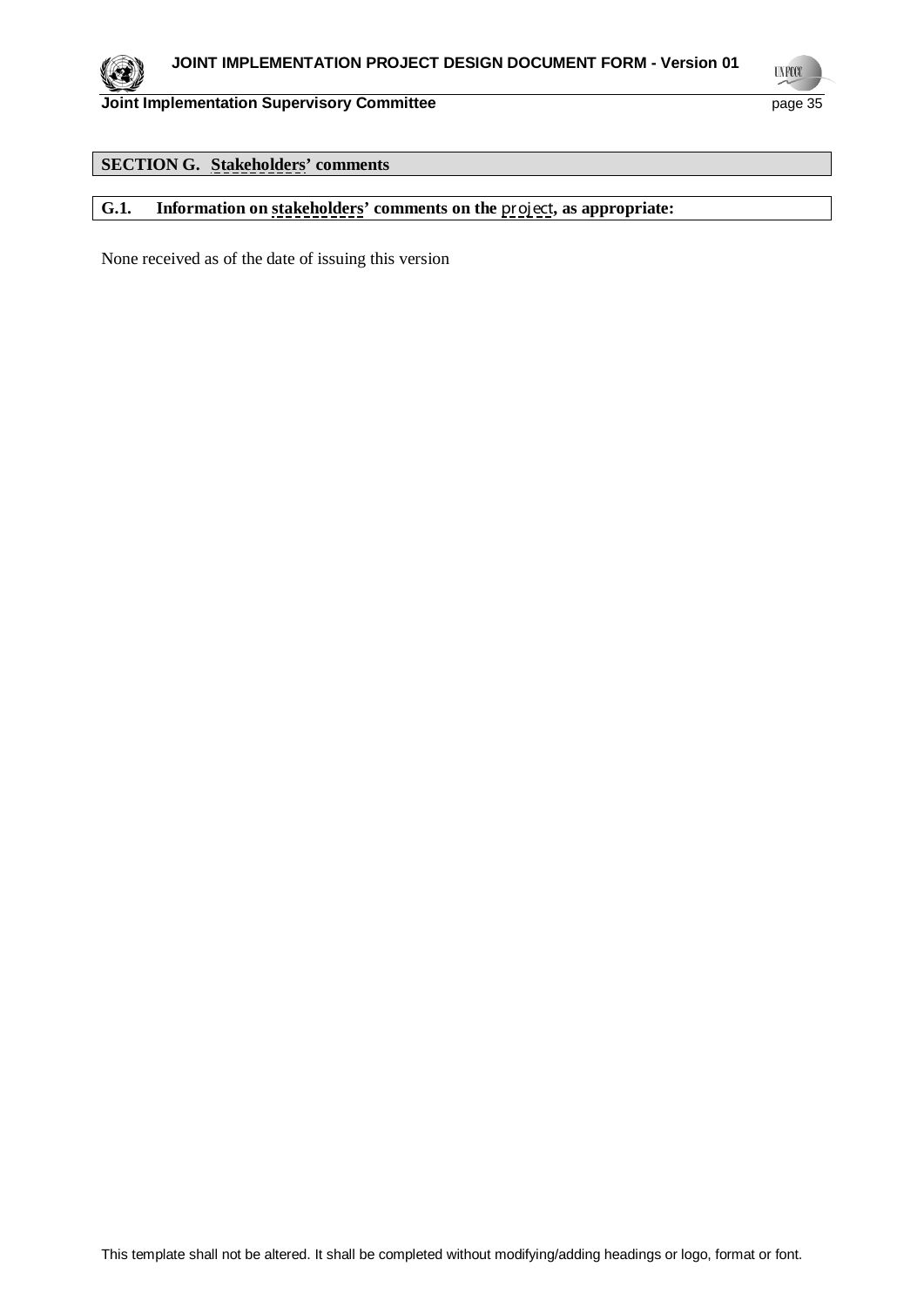## SECTION G. Stakeholders' comments

### G.1. Information on stakeholders' comments on the project, as appropriate:

None received as of the date of issuing this version

This template shall not be altered. It shall be completed without modifying/adding headings or logo, format or font.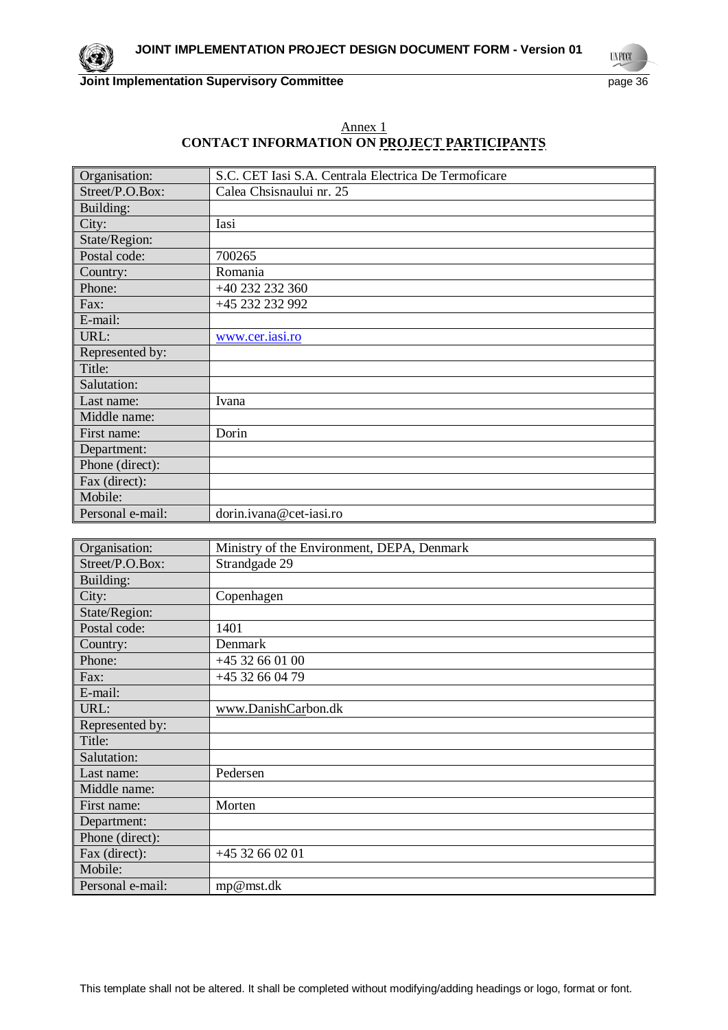Annex 1

## CONTACT INFORMATION ON PROJECT PARTICIPANTS

| Organisation: | S.C. CET Iasi S.A. Centrala Electrica De Termoficare |
|---|---|
| Street/P.O.Box: | Calea Chsisnaului nr. 25 |
| Building: | |
| City: | Iasi |
| State/Region: | |
| Postal code: | 700265 |
| Country: | Romania |
| Phone: | +40 232 232 360 |
| Fax: | +45 232 232 992 |
| E-mail: | |
| URL: | www.cer.iasi.ro |
| Represented by: | |
| Title: | |
| Salutation: | |
| Last name: | Ivana |
| Middle name: | |
| First name: | Dorin |
| Department: | |
| Phone (direct): | |
| Fax (direct): | |
| Mobile: | |
| Personal e-mail: | dorin.ivana@cet-iasi.ro |

| Organisation: | Ministry of the Environment, DEPA, Denmark |
|---|---|
| Street/P.O.Box: | Strandgade 29 |
| Building: | |
| City: | Copenhagen |
| State/Region: | |
| Postal code: | 1401 |
| Country: | Denmark |
| Phone: | +45 32 66 01 00 |
| Fax: | +45 32 66 04 79 |
| E-mail: | |
| URL: | www.DanishCarbon.dk |
| Represented by: | |
| Title: | |
| Salutation: | |
| Last name: | Pedersen |
| Middle name: | |
| First name: | Morten |
| Department: | |
| Phone (direct): | |
| Fax (direct): | +45 32 66 02 01 |
| Mobile: | |
| Personal e-mail: | mp@mst.dk |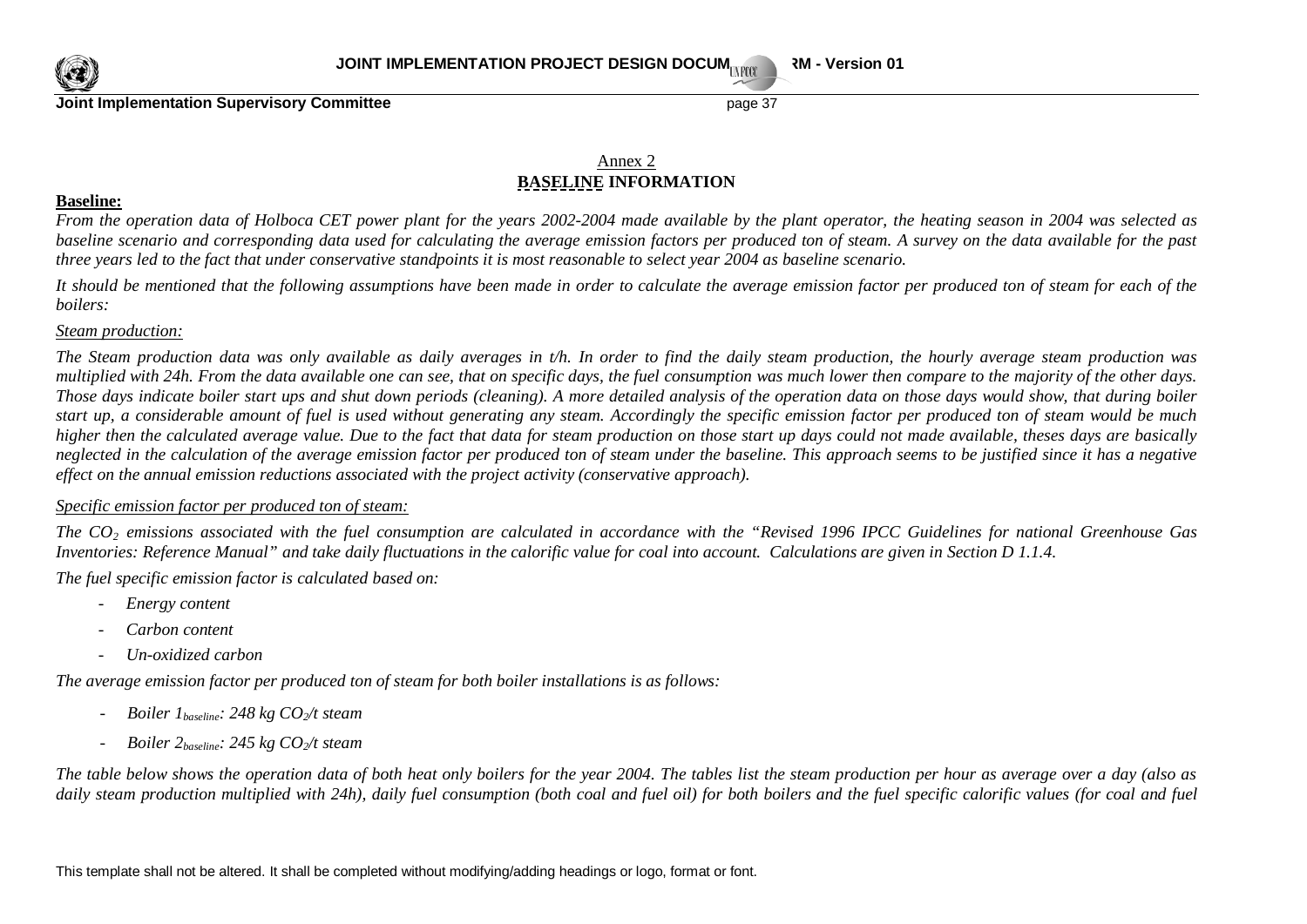## Annex 2
## BASELINE INFORMATION

**Baseline:**

*From the operation data of Holboca CET power plant for the years 2002-2004 made available by the plant operator, the heating season in 2004 was selected as baseline scenario and corresponding data used for calculating the average emission factors per produced ton of steam. A survey on the data available for the past three years led to the fact that under conservative standpoints it is most reasonable to select year 2004 as baseline scenario.*

*It should be mentioned that the following assumptions have been made in order to calculate the average emission factor per produced ton of steam for each of the boilers:*

*Steam production:*

*The Steam production data was only available as daily averages in t/h. In order to find the daily steam production, the hourly average steam production was multiplied with 24h. From the data available one can see, that on specific days, the fuel consumption was much lower then compare to the majority of the other days. Those days indicate boiler start ups and shut down periods (cleaning). A more detailed analysis of the operation data on those days would show, that during boiler start up, a considerable amount of fuel is used without generating any steam. Accordingly the specific emission factor per produced ton of steam would be much higher then the calculated average value. Due to the fact that data for steam production on those start up days could not made available, theses days are basically neglected in the calculation of the average emission factor per produced ton of steam under the baseline. This approach seems to be justified since it has a negative effect on the annual emission reductions associated with the project activity (conservative approach).*

*Specific emission factor per produced ton of steam:*

*The $CO_2$ emissions associated with the fuel consumption are calculated in accordance with the "Revised 1996 IPCC Guidelines for national Greenhouse Gas Inventories: Reference Manual" and take daily fluctuations in the calorific value for coal into account. Calculations are given in Section D 1.1.4.*

*The fuel specific emission factor is calculated based on:*

- *Energy content*
- *Carbon content*
- *Un-oxidized carbon*

*The average emission factor per produced ton of steam for both boiler installations is as follows:*

- *Boiler $1_{baseline}$: 248 kg $CO_2$/t steam*
- *Boiler $2_{baseline}$: 245 kg $CO_2$/t steam*

*The table below shows the operation data of both heat only boilers for the year 2004. The tables list the steam production per hour as average over a day (also as daily steam production multiplied with 24h), daily fuel consumption (both coal and fuel oil) for both boilers and the fuel specific calorific values (for coal and fuel*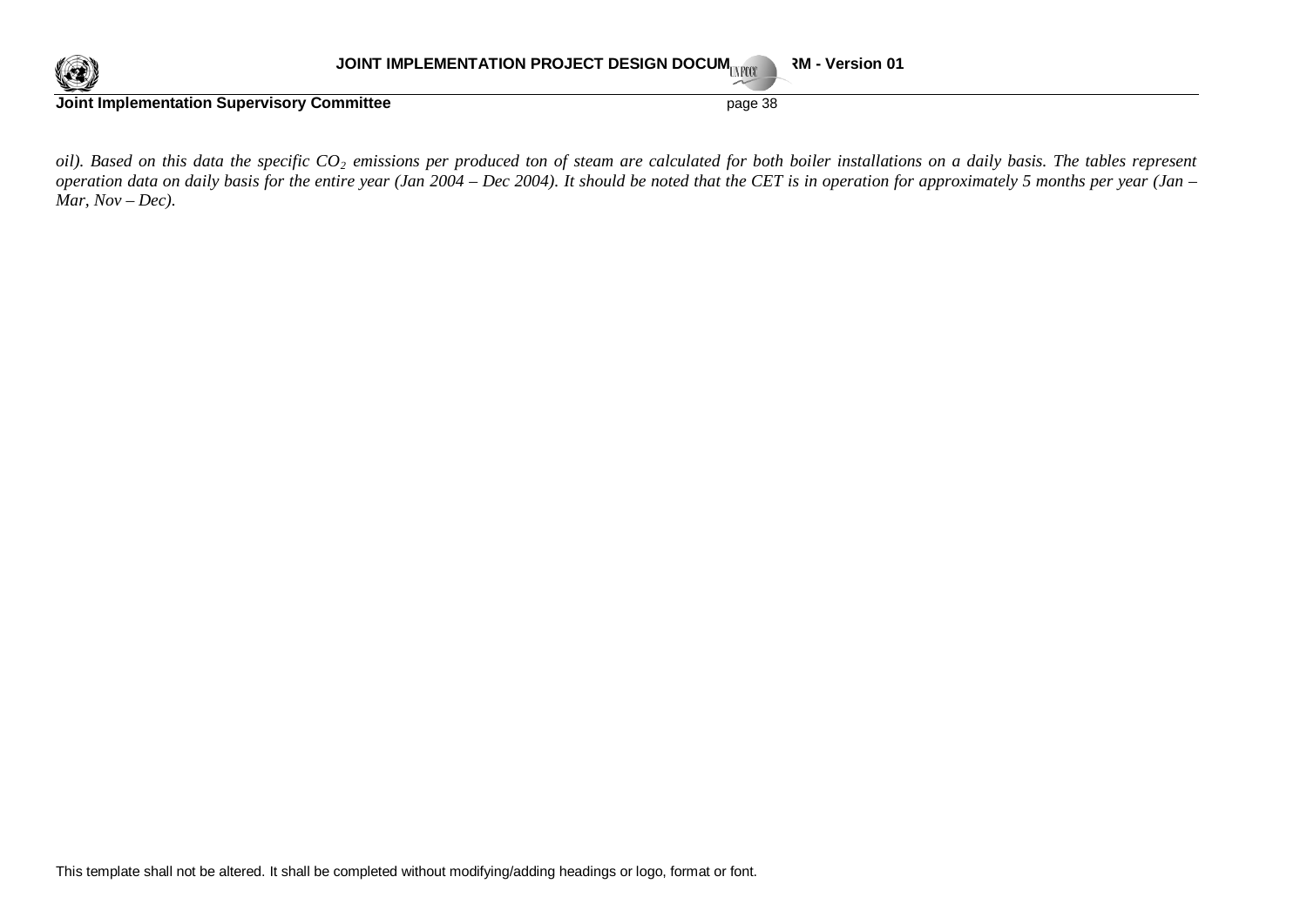*oil). Based on this data the specific $CO_2$ emissions per produced ton of steam are calculated for both boiler installations on a daily basis. The tables represent operation data on daily basis for the entire year (Jan 2004 – Dec 2004). It should be noted that the CET is in operation for approximately 5 months per year (Jan – Mar, Nov – Dec).*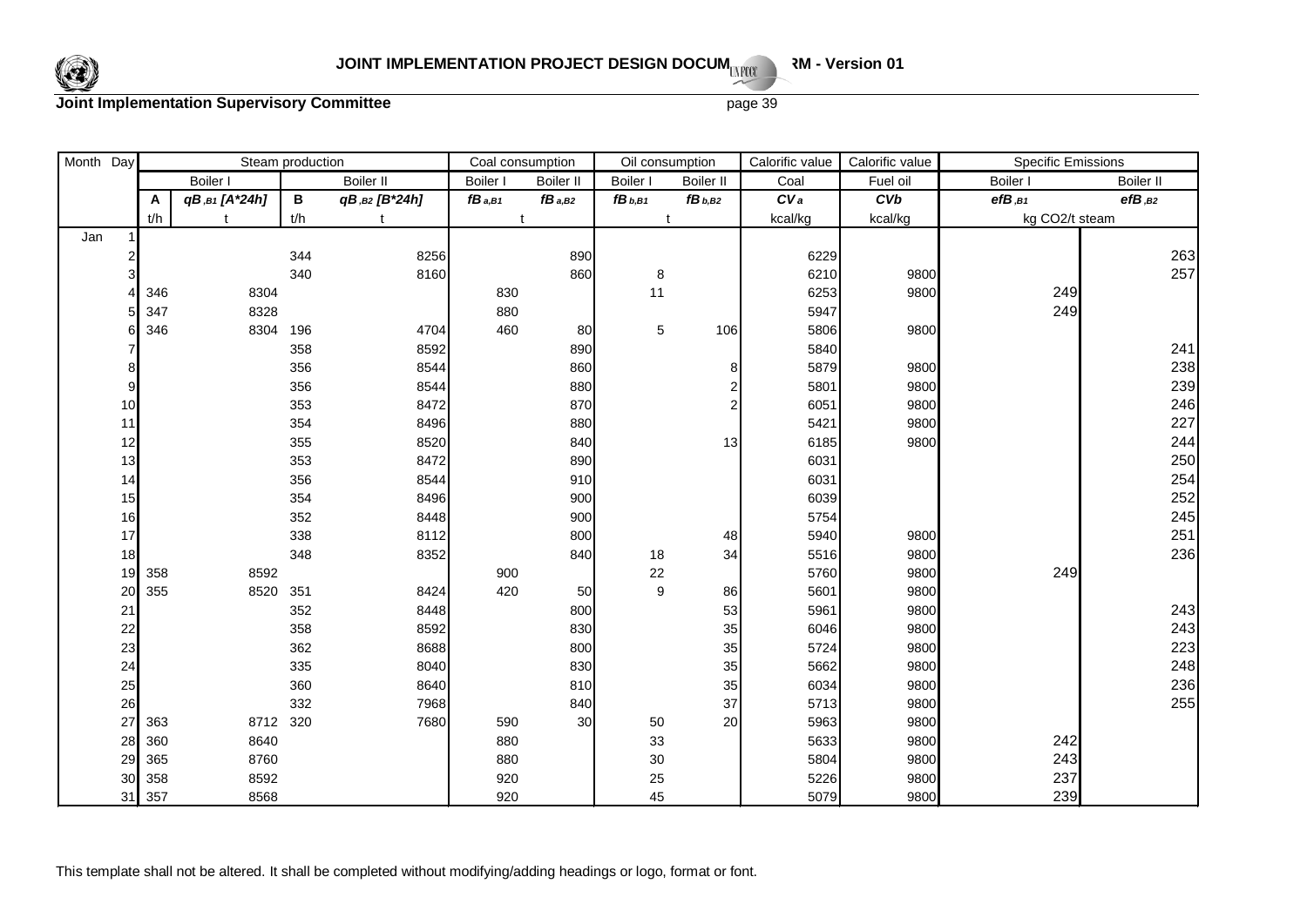| Month | Day | Steam production | | | | Coal consumption | | Oil consumption | | Calorific value | Calorific value | Specific Emissions | |
|---|---|---|---|---|---|---|---|---|---|---|---|---|---|
| | | Boiler I | | Boiler II | | Boiler I | Boiler II | Boiler I | Boiler II | Coal | Fuel oil | Boiler I | Boiler II |
| | | A | $qB_{,B1}$ [A*24h] | B | $qB_{,B2}$ [B*24h] | $fB_{a,B1}$ | $fB_{a,B2}$ | $fB_{b,B1}$ | $fB_{b,B2}$ | $CV_a$ | $CVb$ | $efB_{,B1}$ | $efB_{,B2}$ |
| | | t/h | t | t/h | t | t | | t | | kcal/kg | kcal/kg | kg CO2/t steam | |
| Jan | 1 | | | | | | | | | | | | |
| | 2 | | | 344 | 8256 | | 890 | | | 6229 | | | 263 |
| | 3 | | | 340 | 8160 | | 860 | 8 | | 6210 | 9800 | | 257 |
| | 4 | 346 | 8304 | | | 830 | | 11 | | 6253 | 9800 | 249 | |
| | 5 | 347 | 8328 | | | 880 | | | | 5947 | | 249 | |
| | 6 | 346 | 8304 | 196 | 4704 | 460 | 80 | 5 | 106 | 5806 | 9800 | | |
| | 7 | | | 358 | 8592 | | 890 | | | 5840 | | | 241 |
| | 8 | | | 356 | 8544 | | 860 | | 8 | 5879 | 9800 | | 238 |
| | 9 | | | 356 | 8544 | | 880 | | 2 | 5801 | 9800 | | 239 |
| | 10 | | | 353 | 8472 | | 870 | | 2 | 6051 | 9800 | | 246 |
| | 11 | | | 354 | 8496 | | 880 | | | 5421 | 9800 | | 227 |
| | 12 | | | 355 | 8520 | | 840 | | 13 | 6185 | 9800 | | 244 |
| | 13 | | | 353 | 8472 | | 890 | | | 6031 | | | 250 |
| | 14 | | | 356 | 8544 | | 910 | | | 6031 | | | 254 |
| | 15 | | | 354 | 8496 | | 900 | | | 6039 | | | 252 |
| | 16 | | | 352 | 8448 | | 900 | | | 5754 | | | 245 |
| | 17 | | | 338 | 8112 | | 800 | | 48 | 5940 | 9800 | | 251 |
| | 18 | | | 348 | 8352 | | 840 | 18 | 34 | 5516 | 9800 | | 236 |
| | 19 | 358 | 8592 | | | 900 | | 22 | | 5760 | 9800 | 249 | |
| | 20 | 355 | 8520 | 351 | 8424 | 420 | 50 | 9 | 86 | 5601 | 9800 | | |
| | 21 | | | 352 | 8448 | | 800 | | 53 | 5961 | 9800 | | 243 |
| | 22 | | | 358 | 8592 | | 830 | | 35 | 6046 | 9800 | | 243 |
| | 23 | | | 362 | 8688 | | 800 | | 35 | 5724 | 9800 | | 223 |
| | 24 | | | 335 | 8040 | | 830 | | 35 | 5662 | 9800 | | 248 |
| | 25 | | | 360 | 8640 | | 810 | | 35 | 6034 | 9800 | | 236 |
| | 26 | | | 332 | 7968 | | 840 | | 37 | 5713 | 9800 | | 255 |
| | 27 | 363 | 8712 | 320 | 7680 | 590 | 30 | 50 | 20 | 5963 | 9800 | | |
| | 28 | 360 | 8640 | | | 880 | | 33 | | 5633 | 9800 | 242 | |
| | 29 | 365 | 8760 | | | 880 | | 30 | | 5804 | 9800 | 243 | |
| | 30 | 358 | 8592 | | | 920 | | 25 | | 5226 | 9800 | 237 | |
| | 31 | 357 | 8568 | | | 920 | | 45 | | 5079 | 9800 | 239 | |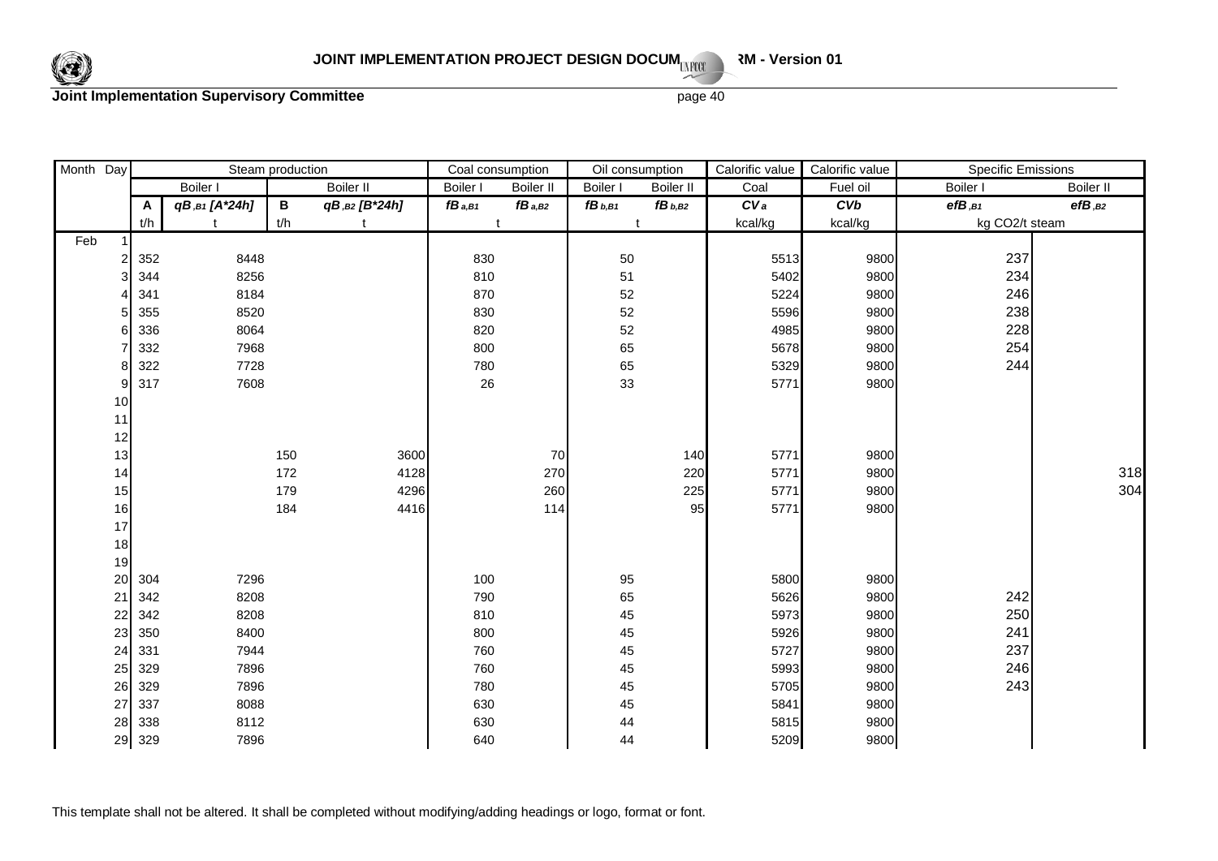| Month | Day | Steam production | | | | Coal consumption | | Oil consumption | | Calorific value | Calorific value | Specific Emissions | |
|---|---|---|---|---|---|---|---|---|---|---|---|---|---|
| | | Boiler I | | Boiler II | | Boiler I | Boiler II | Boiler I | Boiler II | Coal | Fuel oil | Boiler I | Boiler II |
| | | A | $qB_{,B1}$ [A*24h] | B | $qB_{,B2}$ [B*24h] | $fB_{a,B1}$ | $fB_{a,B2}$ | $fB_{b,B1}$ | $fB_{b,B2}$ | $CV_a$ | $CVb$ | $efB_{,B1}$ | $efB_{,B2}$ |
| | | t/h | t | t/h | t | t | | t | | kcal/kg | kcal/kg | kg CO2/t steam | |
| Feb | 1 | | | | | | | | | | | | |
| | 2 | 352 | 8448 | | | 830 | | 50 | | 5513 | 9800 | 237 | |
| | 3 | 344 | 8256 | | | 810 | | 51 | | 5402 | 9800 | 234 | |
| | 4 | 341 | 8184 | | | 870 | | 52 | | 5224 | 9800 | 246 | |
| | 5 | 355 | 8520 | | | 830 | | 52 | | 5596 | 9800 | 238 | |
| | 6 | 336 | 8064 | | | 820 | | 52 | | 4985 | 9800 | 228 | |
| | 7 | 332 | 7968 | | | 800 | | 65 | | 5678 | 9800 | 254 | |
| | 8 | 322 | 7728 | | | 780 | | 65 | | 5329 | 9800 | 244 | |
| | 9 | 317 | 7608 | | | 26 | | 33 | | 5771 | 9800 | | |
| | 10 | | | | | | | | | | | | |
| | 11 | | | | | | | | | | | | |
| | 12 | | | | | | | | | | | | |
| | 13 | | | 150 | 3600 | | 70 | | 140 | 5771 | 9800 | | |
| | 14 | | | 172 | 4128 | | 270 | | 220 | 5771 | 9800 | | 318 |
| | 15 | | | 179 | 4296 | | 260 | | 225 | 5771 | 9800 | | 304 |
| | 16 | | | 184 | 4416 | | 114 | | 95 | 5771 | 9800 | | |
| | 17 | | | | | | | | | | | | |
| | 18 | | | | | | | | | | | | |
| | 19 | | | | | | | | | | | | |
| | 20 | 304 | 7296 | | | 100 | | 95 | | 5800 | 9800 | | |
| | 21 | 342 | 8208 | | | 790 | | 65 | | 5626 | 9800 | 242 | |
| | 22 | 342 | 8208 | | | 810 | | 45 | | 5973 | 9800 | 250 | |
| | 23 | 350 | 8400 | | | 800 | | 45 | | 5926 | 9800 | 241 | |
| | 24 | 331 | 7944 | | | 760 | | 45 | | 5727 | 9800 | 237 | |
| | 25 | 329 | 7896 | | | 760 | | 45 | | 5993 | 9800 | 246 | |
| | 26 | 329 | 7896 | | | 780 | | 45 | | 5705 | 9800 | 243 | |
| | 27 | 337 | 8088 | | | 630 | | 45 | | 5841 | 9800 | | |
| | 28 | 338 | 8112 | | | 630 | | 44 | | 5815 | 9800 | | |
| | 29 | 329 | 7896 | | | 640 | | 44 | | 5209 | 9800 | | |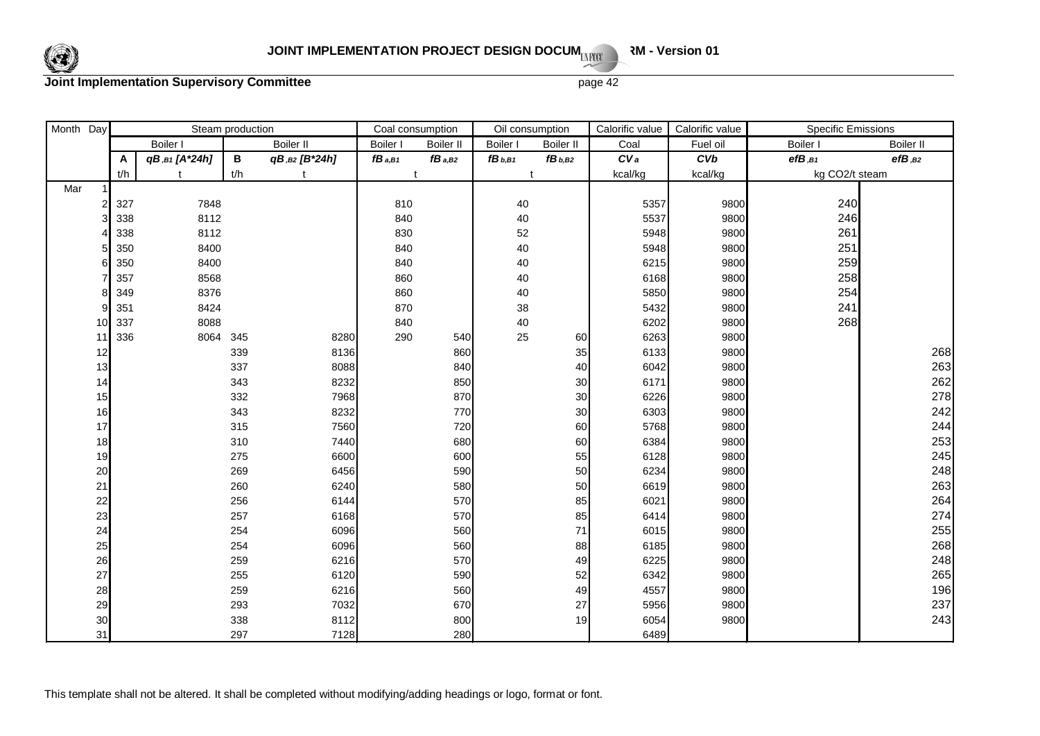| Month | Day | Steam production | | | | Coal consumption | | Oil consumption | | Calorific value | Calorific value | Specific Emissions | |
|---|---|---|---|---|---|---|---|---|---|---|---|---|---|
| | | Boiler I | | Boiler II | | Boiler I | Boiler II | Boiler I | Boiler II | Coal | Fuel oil | Boiler I | Boiler II |
| | | A | $qB_{,B1}$ [A*24h] | B | $qB_{,B2}$ [B*24h] | $fB_{a,B1}$ | $fB_{a,B2}$ | $fB_{b,B1}$ | $fB_{b,B2}$ | $CV_a$ | $CVb$ | $efB_{,B1}$ | $efB_{,B2}$ |
| | | t/h | t | t/h | t | t | | t | | kcal/kg | kcal/kg | kg CO2/t steam | |
| Mar | 1 | | | | | | | | | | | | |
| | 2 | 327 | 7848 | | | 810 | | 40 | | 5357 | 9800 | 240 | |
| | 3 | 338 | 8112 | | | 840 | | 40 | | 5537 | 9800 | 246 | |
| | 4 | 338 | 8112 | | | 830 | | 52 | | 5948 | 9800 | 261 | |
| | 5 | 350 | 8400 | | | 840 | | 40 | | 5948 | 9800 | 251 | |
| | 6 | 350 | 8400 | | | 840 | | 40 | | 6215 | 9800 | 259 | |
| | 7 | 357 | 8568 | | | 860 | | 40 | | 6168 | 9800 | 258 | |
| | 8 | 349 | 8376 | | | 860 | | 40 | | 5850 | 9800 | 254 | |
| | 9 | 351 | 8424 | | | 870 | | 38 | | 5432 | 9800 | 241 | |
| | 10 | 337 | 8088 | | | 840 | | 40 | | 6202 | 9800 | 268 | |
| | 11 | 336 | 8064 | 345 | 8280 | 290 | 540 | 25 | 60 | 6263 | 9800 | | |
| | 12 | | | 339 | 8136 | | 860 | | 35 | 6133 | 9800 | | 268 |
| | 13 | | | 337 | 8088 | | 840 | | 40 | 6042 | 9800 | | 263 |
| | 14 | | | 343 | 8232 | | 850 | | 30 | 6171 | 9800 | | 262 |
| | 15 | | | 332 | 7968 | | 870 | | 30 | 6226 | 9800 | | 278 |
| | 16 | | | 343 | 8232 | | 770 | | 30 | 6303 | 9800 | | 242 |
| | 17 | | | 315 | 7560 | | 720 | | 60 | 5768 | 9800 | | 244 |
| | 18 | | | 310 | 7440 | | 680 | | 60 | 6384 | 9800 | | 253 |
| | 19 | | | 275 | 6600 | | 600 | | 55 | 6128 | 9800 | | 245 |
| | 20 | | | 269 | 6456 | | 590 | | 50 | 6234 | 9800 | | 248 |
| | 21 | | | 260 | 6240 | | 580 | | 50 | 6619 | 9800 | | 263 |
| | 22 | | | 256 | 6144 | | 570 | | 85 | 6021 | 9800 | | 264 |
| | 23 | | | 257 | 6168 | | 570 | | 85 | 6414 | 9800 | | 274 |
| | 24 | | | 254 | 6096 | | 560 | | 71 | 6015 | 9800 | | 255 |
| | 25 | | | 254 | 6096 | | 560 | | 88 | 6185 | 9800 | | 268 |
| | 26 | | | 259 | 6216 | | 570 | | 49 | 6225 | 9800 | | 248 |
| | 27 | | | 255 | 6120 | | 590 | | 52 | 6342 | 9800 | | 265 |
| | 28 | | | 259 | 6216 | | 560 | | 49 | 4557 | 9800 | | 196 |
| | 29 | | | 293 | 7032 | | 670 | | 27 | 5956 | 9800 | | 237 |
| | 30 | | | 338 | 8112 | | 800 | | 19 | 6054 | 9800 | | 243 |
| | 31 | | | 297 | 7128 | | 280 | | | 6489 | | | |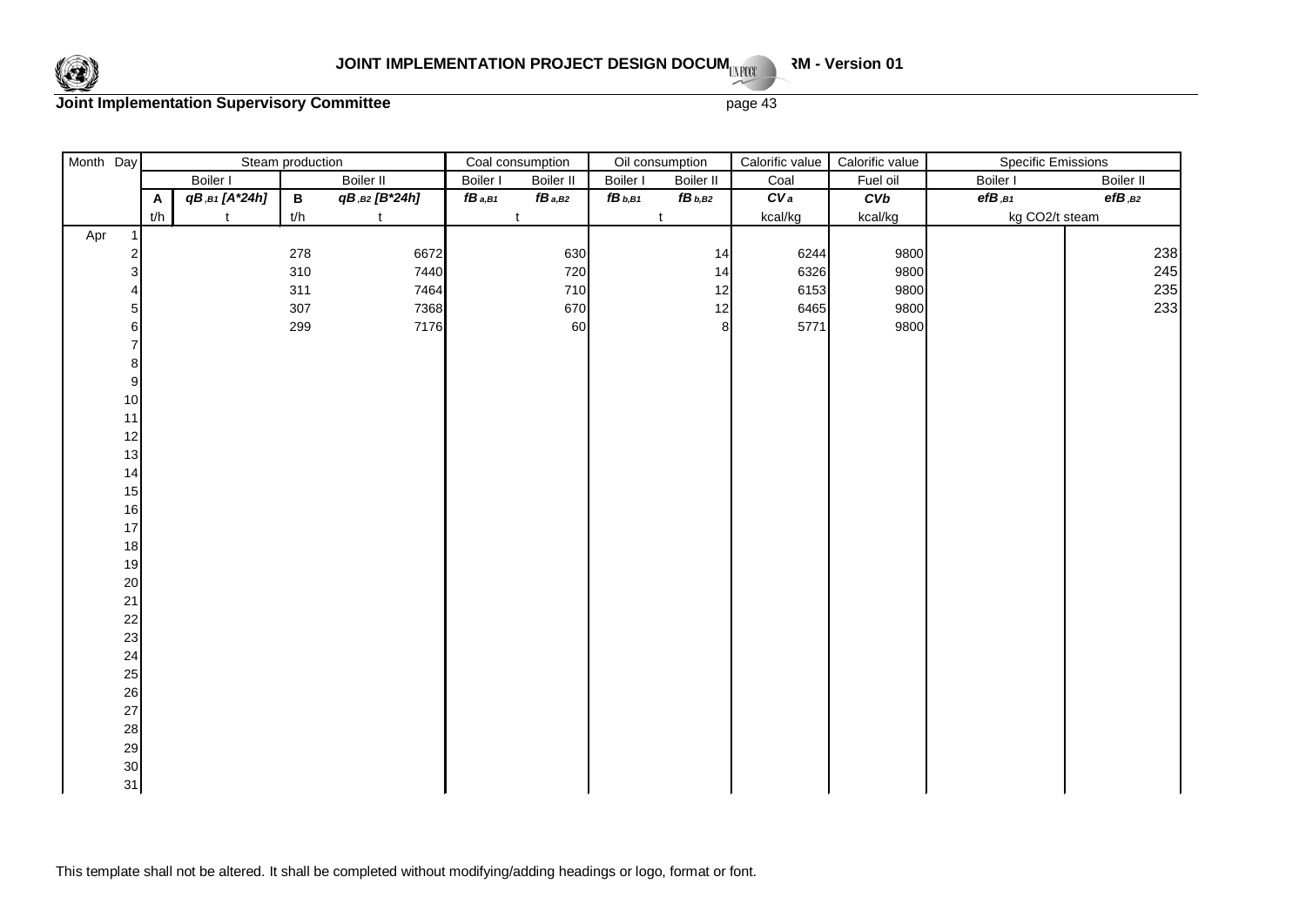| Month | Day | Steam production | | | | Coal consumption | | Oil consumption | | Calorific value | Calorific value | Specific Emissions | |
|---|---|---|---|---|---|---|---|---|---|---|---|---|---|
| | | Boiler I | | Boiler II | | Boiler I | Boiler II | Boiler I | Boiler II | Coal | Fuel oil | Boiler I | Boiler II |
| | | **A** | ***qB ,B1 [A*24h]*** | **B** | ***qB ,B2 [B*24h]*** | ***fB a,B1*** | ***fB a,B2*** | ***fB b,B1*** | ***fB b,B2*** | ***CV a*** | ***CVb*** | ***efB ,B1*** | ***efB ,B2*** |
| | | t/h | t | t/h | t | t | | t | | kcal/kg | kcal/kg | kg CO2/t steam | |
| Apr | 1 | | | | | | | | | | | | |
| | 2 | | | 278 | 6672 | | 630 | | 14 | 6244 | 9800 | | 238 |
| | 3 | | | 310 | 7440 | | 720 | | 14 | 6326 | 9800 | | 245 |
| | 4 | | | 311 | 7464 | | 710 | | 12 | 6153 | 9800 | | 235 |
| | 5 | | | 307 | 7368 | | 670 | | 12 | 6465 | 9800 | | 233 |
| | 6 | | | 299 | 7176 | | 60 | | 8 | 5771 | 9800 | | |
| | 7 | | | | | | | | | | | | |
| | 8 | | | | | | | | | | | | |
| | 9 | | | | | | | | | | | | |
| | 10 | | | | | | | | | | | | |
| | 11 | | | | | | | | | | | | |
| | 12 | | | | | | | | | | | | |
| | 13 | | | | | | | | | | | | |
| | 14 | | | | | | | | | | | | |
| | 15 | | | | | | | | | | | | |
| | 16 | | | | | | | | | | | | |
| | 17 | | | | | | | | | | | | |
| | 18 | | | | | | | | | | | | |
| | 19 | | | | | | | | | | | | |
| | 20 | | | | | | | | | | | | |
| | 21 | | | | | | | | | | | | |
| | 22 | | | | | | | | | | | | |
| | 23 | | | | | | | | | | | | |
| | 24 | | | | | | | | | | | | |
| | 25 | | | | | | | | | | | | |
| | 26 | | | | | | | | | | | | |
| | 27 | | | | | | | | | | | | |
| | 28 | | | | | | | | | | | | |
| | 29 | | | | | | | | | | | | |
| | 30 | | | | | | | | | | | | |
| | 31 | | | | | | | | | | | | |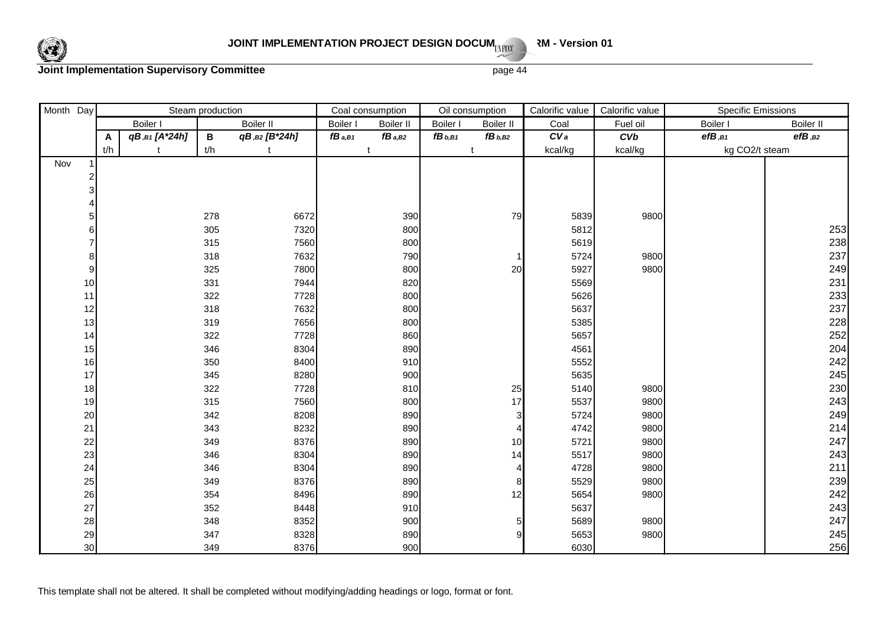| Month | Day | Steam production | | | | Coal consumption | | Oil consumption | | Calorific value | Calorific value | Specific Emissions | |
|---|---|---|---|---|---|---|---|---|---|---|---|---|---|
| | | Boiler I | | Boiler II | | Boiler I | Boiler II | Boiler I | Boiler II | Coal | Fuel oil | Boiler I | Boiler II |
| | | **A** | ***qB ,B1 [A*24h]*** | **B** | ***qB ,B2 [B*24h]*** | ***fB a,B1*** | ***fB a,B2*** | ***fB b,B1*** | ***fB b,B2*** | ***CV a*** | ***CVb*** | ***efB ,B1*** | ***efB ,B2*** |
| | | t/h | t | t/h | t | t | | t | | kcal/kg | kcal/kg | kg CO2/t steam | |
| Nov | 1 | | | | | | | | | | | | |
| | 2 | | | | | | | | | | | | |
| | 3 | | | | | | | | | | | | |
| | 4 | | | | | | | | | | | | |
| | 5 | | | 278 | 6672 | | 390 | | 79 | 5839 | 9800 | | |
| | 6 | | | 305 | 7320 | | 800 | | | 5812 | | | 253 |
| | 7 | | | 315 | 7560 | | 800 | | | 5619 | | | 238 |
| | 8 | | | 318 | 7632 | | 790 | | 1 | 5724 | 9800 | | 237 |
| | 9 | | | 325 | 7800 | | 800 | | 20 | 5927 | 9800 | | 249 |
| | 10 | | | 331 | 7944 | | 820 | | | 5569 | | | 231 |
| | 11 | | | 322 | 7728 | | 800 | | | 5626 | | | 233 |
| | 12 | | | 318 | 7632 | | 800 | | | 5637 | | | 237 |
| | 13 | | | 319 | 7656 | | 800 | | | 5385 | | | 228 |
| | 14 | | | 322 | 7728 | | 860 | | | 5657 | | | 252 |
| | 15 | | | 346 | 8304 | | 890 | | | 4561 | | | 204 |
| | 16 | | | 350 | 8400 | | 910 | | | 5552 | | | 242 |
| | 17 | | | 345 | 8280 | | 900 | | | 5635 | | | 245 |
| | 18 | | | 322 | 7728 | | 810 | | 25 | 5140 | 9800 | | 230 |
| | 19 | | | 315 | 7560 | | 800 | | 17 | 5537 | 9800 | | 243 |
| | 20 | | | 342 | 8208 | | 890 | | 3 | 5724 | 9800 | | 249 |
| | 21 | | | 343 | 8232 | | 890 | | 4 | 4742 | 9800 | | 214 |
| | 22 | | | 349 | 8376 | | 890 | | 10 | 5721 | 9800 | | 247 |
| | 23 | | | 346 | 8304 | | 890 | | 14 | 5517 | 9800 | | 243 |
| | 24 | | | 346 | 8304 | | 890 | | 4 | 4728 | 9800 | | 211 |
| | 25 | | | 349 | 8376 | | 890 | | 8 | 5529 | 9800 | | 239 |
| | 26 | | | 354 | 8496 | | 890 | | 12 | 5654 | 9800 | | 242 |
| | 27 | | | 352 | 8448 | | 910 | | | 5637 | | | 243 |
| | 28 | | | 348 | 8352 | | 900 | | 5 | 5689 | 9800 | | 247 |
| | 29 | | | 347 | 8328 | | 890 | | 9 | 5653 | 9800 | | 245 |
| | 30 | | | 349 | 8376 | | 900 | | | 6030 | | | 256 |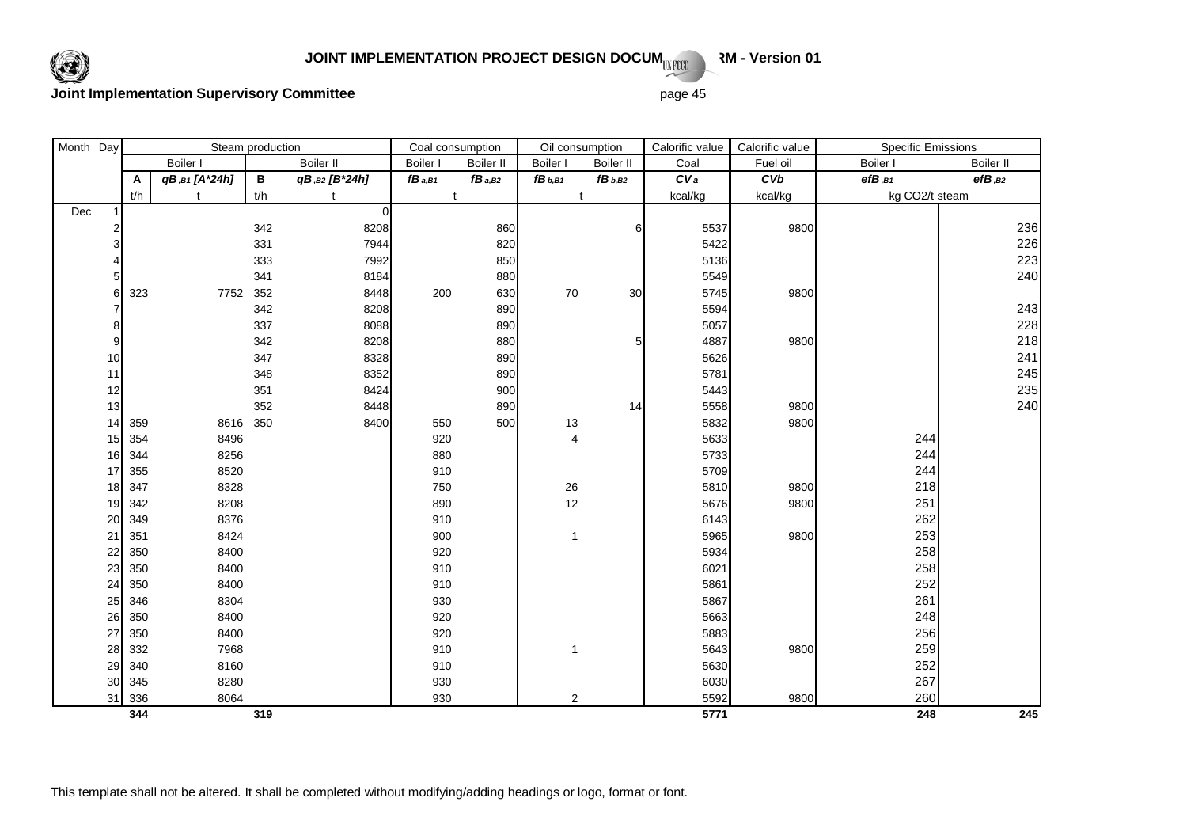| Month | Day | Steam production | | | | Coal consumption | | Oil consumption | | Calorific value | Calorific value | Specific Emissions | |
|---|---|---|---|---|---|---|---|---|---|---|---|---|---|
| | | Boiler I | | Boiler II | | Boiler I | Boiler II | Boiler I | Boiler II | Coal | Fuel oil | Boiler I | Boiler II |
| | | A | $qB_{,B1}$ [A*24h] | B | $qB_{,B2}$ [B*24h] | $fB_{a,B1}$ | $fB_{a,B2}$ | $fB_{b,B1}$ | $fB_{b,B2}$ | $CV_a$ | $CVb$ | $efB_{,B1}$ | $efB_{,B2}$ |
| | | t/h | t | t/h | t | t | | t | | kcal/kg | kcal/kg | kg CO2/t steam | |
| Dec | 1 | | | | 0 | | | | | | | | |
| | 2 | | | 342 | 8208 | | 860 | | 6 | 5537 | 9800 | | 236 |
| | 3 | | | 331 | 7944 | | 820 | | | 5422 | | | 226 |
| | 4 | | | 333 | 7992 | | 850 | | | 5136 | | | 223 |
| | 5 | | | 341 | 8184 | | 880 | | | 5549 | | | 240 |
| | 6 | 323 | 7752 | 352 | 8448 | 200 | 630 | 70 | 30 | 5745 | 9800 | | |
| | 7 | | | 342 | 8208 | | 890 | | | 5594 | | | 243 |
| | 8 | | | 337 | 8088 | | 890 | | | 5057 | | | 228 |
| | 9 | | | 342 | 8208 | | 880 | | 5 | 4887 | 9800 | | 218 |
| | 10 | | | 347 | 8328 | | 890 | | | 5626 | | | 241 |
| | 11 | | | 348 | 8352 | | 890 | | | 5781 | | | 245 |
| | 12 | | | 351 | 8424 | | 900 | | | 5443 | | | 235 |
| | 13 | | | 352 | 8448 | | 890 | | 14 | 5558 | 9800 | | 240 |
| | 14 | 359 | 8616 | 350 | 8400 | 550 | 500 | 13 | | 5832 | 9800 | | |
| | 15 | 354 | 8496 | | | 920 | | 4 | | 5633 | | 244 | |
| | 16 | 344 | 8256 | | | 880 | | | | 5733 | | 244 | |
| | 17 | 355 | 8520 | | | 910 | | | | 5709 | | 244 | |
| | 18 | 347 | 8328 | | | 750 | | 26 | | 5810 | 9800 | 218 | |
| | 19 | 342 | 8208 | | | 890 | | 12 | | 5676 | 9800 | 251 | |
| | 20 | 349 | 8376 | | | 910 | | | | 6143 | | 262 | |
| | 21 | 351 | 8424 | | | 900 | | 1 | | 5965 | 9800 | 253 | |
| | 22 | 350 | 8400 | | | 920 | | | | 5934 | | 258 | |
| | 23 | 350 | 8400 | | | 910 | | | | 6021 | | 258 | |
| | 24 | 350 | 8400 | | | 910 | | | | 5861 | | 252 | |
| | 25 | 346 | 8304 | | | 930 | | | | 5867 | | 261 | |
| | 26 | 350 | 8400 | | | 920 | | | | 5663 | | 248 | |
| | 27 | 350 | 8400 | | | 920 | | | | 5883 | | 256 | |
| | 28 | 332 | 7968 | | | 910 | | 1 | | 5643 | 9800 | 259 | |
| | 29 | 340 | 8160 | | | 910 | | | | 5630 | | 252 | |
| | 30 | 345 | 8280 | | | 930 | | | | 6030 | | 267 | |
| | 31 | 336 | 8064 | | | 930 | | 2 | | 5592 | 9800 | 260 | |
| | | **344** | | **319** | | | | | | **5771** | | **248** | **245** |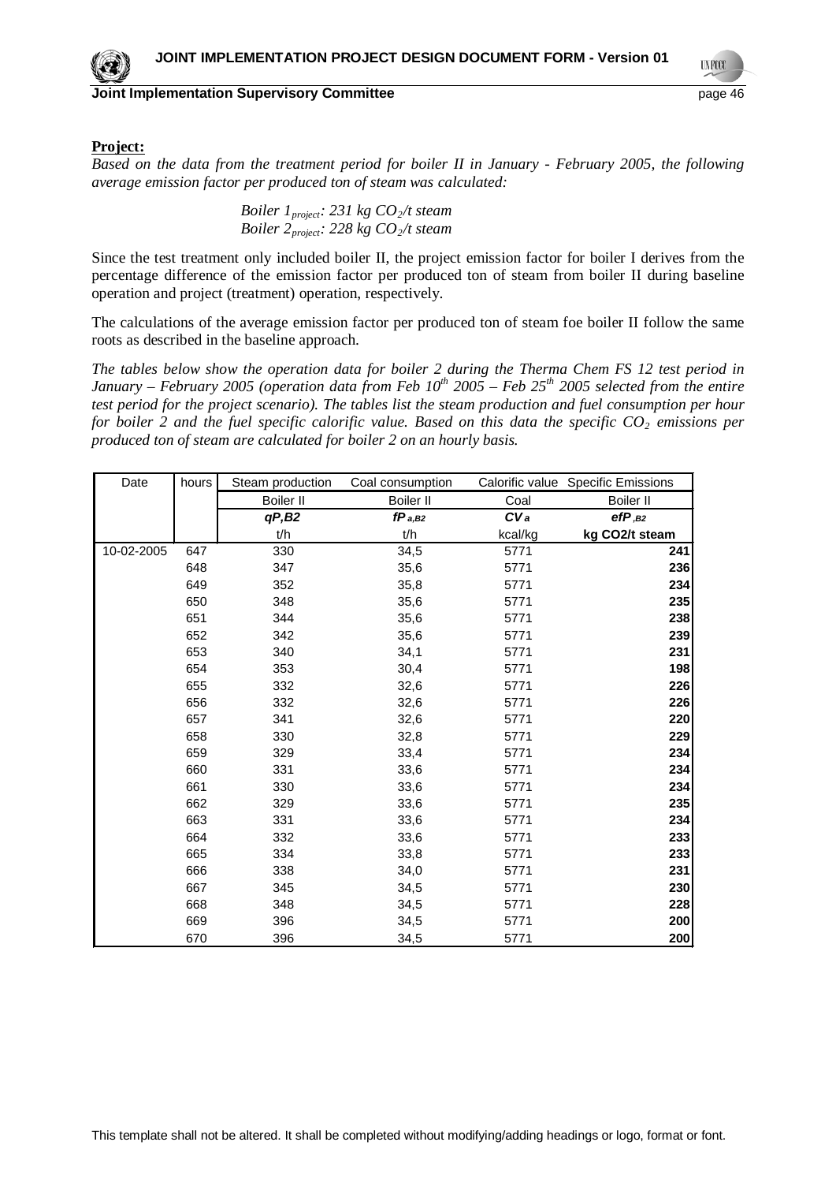**Project:**

*Based on the data from the treatment period for boiler II in January - February 2005, the following average emission factor per produced ton of steam was calculated:*

*Boiler $1_{project}$: 231 kg $CO_2$/t steam*
*Boiler $2_{project}$: 228 kg $CO_2$/t steam*

Since the test treatment only included boiler II, the project emission factor for boiler I derives from the percentage difference of the emission factor per produced ton of steam from boiler II during baseline operation and project (treatment) operation, respectively.

The calculations of the average emission factor per produced ton of steam foe boiler II follow the same roots as described in the baseline approach.

*The tables below show the operation data for boiler 2 during the Therma Chem FS 12 test period in January – February 2005 (operation data from Feb $10^{th}$ 2005 – Feb $25^{th}$ 2005 selected from the entire test period for the project scenario). The tables list the steam production and fuel consumption per hour for boiler 2 and the fuel specific calorific value. Based on this data the specific $CO_2$ emissions per produced ton of steam are calculated for boiler 2 on an hourly basis.*

| Date | hours | Steam production | Coal consumption | Calorific value | Specific Emissions |
|---|---|---|---|---|---|
| | | Boiler II | Boiler II | Coal | Boiler II |
| | | ***qP,B2*** | ***$fP_{a,B2}$*** | ***$CV_a$*** | ***$efP_{,B2}$*** |
| | | t/h | t/h | kcal/kg | **kg CO2/t steam** |
| 10-02-2005 | 647 | 330 | 34,5 | 5771 | **241** |
| | 648 | 347 | 35,6 | 5771 | **236** |
| | 649 | 352 | 35,8 | 5771 | **234** |
| | 650 | 348 | 35,6 | 5771 | **235** |
| | 651 | 344 | 35,6 | 5771 | **238** |
| | 652 | 342 | 35,6 | 5771 | **239** |
| | 653 | 340 | 34,1 | 5771 | **231** |
| | 654 | 353 | 30,4 | 5771 | **198** |
| | 655 | 332 | 32,6 | 5771 | **226** |
| | 656 | 332 | 32,6 | 5771 | **226** |
| | 657 | 341 | 32,6 | 5771 | **220** |
| | 658 | 330 | 32,8 | 5771 | **229** |
| | 659 | 329 | 33,4 | 5771 | **234** |
| | 660 | 331 | 33,6 | 5771 | **234** |
| | 661 | 330 | 33,6 | 5771 | **234** |
| | 662 | 329 | 33,6 | 5771 | **235** |
| | 663 | 331 | 33,6 | 5771 | **234** |
| | 664 | 332 | 33,6 | 5771 | **233** |
| | 665 | 334 | 33,8 | 5771 | **233** |
| | 666 | 338 | 34,0 | 5771 | **231** |
| | 667 | 345 | 34,5 | 5771 | **230** |
| | 668 | 348 | 34,5 | 5771 | **228** |
| | 669 | 396 | 34,5 | 5771 | **200** |
| | 670 | 396 | 34,5 | 5771 | **200** |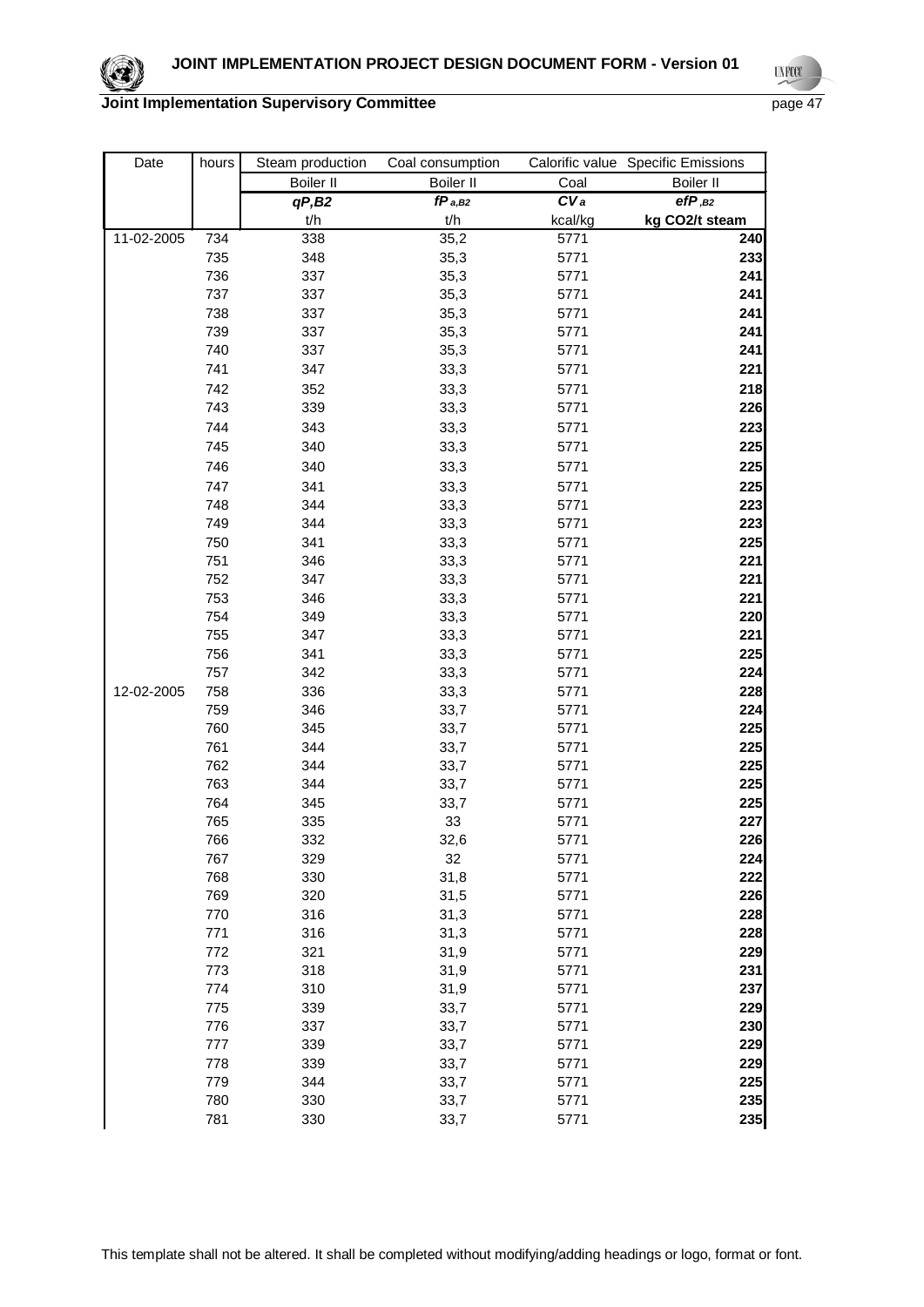| Date | hours | Steam production | Coal consumption | Calorific value | Specific Emissions |
|---|---|---|---|---|---|
| | | Boiler II | Boiler II | Coal | Boiler II |
| | | ***qP,B2*** | ***fP $_{a,B2}$*** | ***CV $_a$*** | ***efP $_{,B2}$*** |
| | | t/h | t/h | kcal/kg | **kg CO2/t steam** |
| 11-02-2005 | 734 | 338 | 35,2 | 5771 | **240** |
| | 735 | 348 | 35,3 | 5771 | **233** |
| | 736 | 337 | 35,3 | 5771 | **241** |
| | 737 | 337 | 35,3 | 5771 | **241** |
| | 738 | 337 | 35,3 | 5771 | **241** |
| | 739 | 337 | 35,3 | 5771 | **241** |
| | 740 | 337 | 35,3 | 5771 | **241** |
| | 741 | 347 | 33,3 | 5771 | **221** |
| | 742 | 352 | 33,3 | 5771 | **218** |
| | 743 | 339 | 33,3 | 5771 | **226** |
| | 744 | 343 | 33,3 | 5771 | **223** |
| | 745 | 340 | 33,3 | 5771 | **225** |
| | 746 | 340 | 33,3 | 5771 | **225** |
| | 747 | 341 | 33,3 | 5771 | **225** |
| | 748 | 344 | 33,3 | 5771 | **223** |
| | 749 | 344 | 33,3 | 5771 | **223** |
| | 750 | 341 | 33,3 | 5771 | **225** |
| | 751 | 346 | 33,3 | 5771 | **221** |
| | 752 | 347 | 33,3 | 5771 | **221** |
| | 753 | 346 | 33,3 | 5771 | **221** |
| | 754 | 349 | 33,3 | 5771 | **220** |
| | 755 | 347 | 33,3 | 5771 | **221** |
| | 756 | 341 | 33,3 | 5771 | **225** |
| | 757 | 342 | 33,3 | 5771 | **224** |
| 12-02-2005 | 758 | 336 | 33,3 | 5771 | **228** |
| | 759 | 346 | 33,7 | 5771 | **224** |
| | 760 | 345 | 33,7 | 5771 | **225** |
| | 761 | 344 | 33,7 | 5771 | **225** |
| | 762 | 344 | 33,7 | 5771 | **225** |
| | 763 | 344 | 33,7 | 5771 | **225** |
| | 764 | 345 | 33,7 | 5771 | **225** |
| | 765 | 335 | 33 | 5771 | **227** |
| | 766 | 332 | 32,6 | 5771 | **226** |
| | 767 | 329 | 32 | 5771 | **224** |
| | 768 | 330 | 31,8 | 5771 | **222** |
| | 769 | 320 | 31,5 | 5771 | **226** |
| | 770 | 316 | 31,3 | 5771 | **228** |
| | 771 | 316 | 31,3 | 5771 | **228** |
| | 772 | 321 | 31,9 | 5771 | **229** |
| | 773 | 318 | 31,9 | 5771 | **231** |
| | 774 | 310 | 31,9 | 5771 | **237** |
| | 775 | 339 | 33,7 | 5771 | **229** |
| | 776 | 337 | 33,7 | 5771 | **230** |
| | 777 | 339 | 33,7 | 5771 | **229** |
| | 778 | 339 | 33,7 | 5771 | **229** |
| | 779 | 344 | 33,7 | 5771 | **225** |
| | 780 | 330 | 33,7 | 5771 | **235** |
| | 781 | 330 | 33,7 | 5771 | **235** |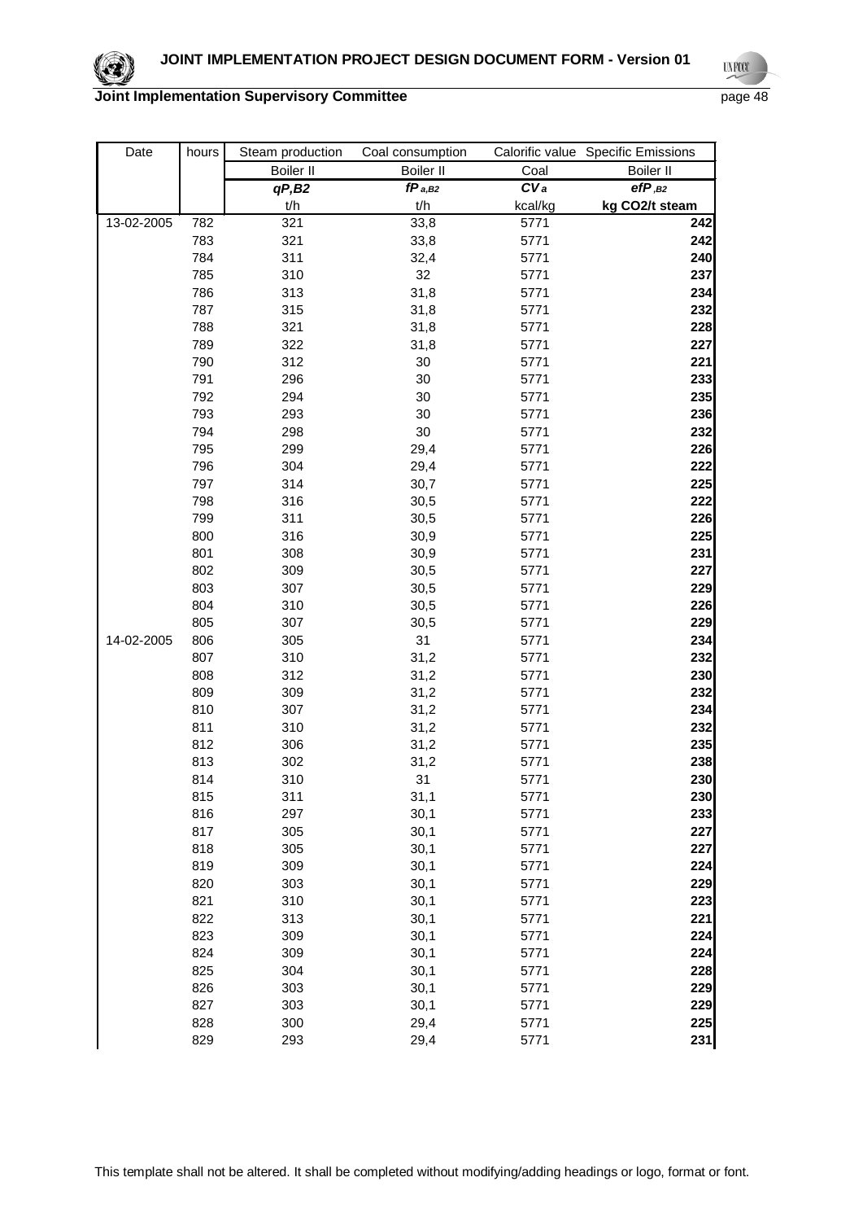| Date | hours | Steam production | Coal consumption | Calorific value | Specific Emissions |
|---|---|---|---|---|---|
| | | Boiler II | Boiler II | Coal | Boiler II |
| | | $qP,B2$ | $fP_{a,B2}$ | $CV_a$ | $efP_{,B2}$ |
| | | t/h | t/h | kcal/kg | kg CO2/t steam |
| 13-02-2005 | 782 | 321 | 33,8 | 5771 | 242 |
| | 783 | 321 | 33,8 | 5771 | 242 |
| | 784 | 311 | 32,4 | 5771 | 240 |
| | 785 | 310 | 32 | 5771 | 237 |
| | 786 | 313 | 31,8 | 5771 | 234 |
| | 787 | 315 | 31,8 | 5771 | 232 |
| | 788 | 321 | 31,8 | 5771 | 228 |
| | 789 | 322 | 31,8 | 5771 | 227 |
| | 790 | 312 | 30 | 5771 | 221 |
| | 791 | 296 | 30 | 5771 | 233 |
| | 792 | 294 | 30 | 5771 | 235 |
| | 793 | 293 | 30 | 5771 | 236 |
| | 794 | 298 | 30 | 5771 | 232 |
| | 795 | 299 | 29,4 | 5771 | 226 |
| | 796 | 304 | 29,4 | 5771 | 222 |
| | 797 | 314 | 30,7 | 5771 | 225 |
| | 798 | 316 | 30,5 | 5771 | 222 |
| | 799 | 311 | 30,5 | 5771 | 226 |
| | 800 | 316 | 30,9 | 5771 | 225 |
| | 801 | 308 | 30,9 | 5771 | 231 |
| | 802 | 309 | 30,5 | 5771 | 227 |
| | 803 | 307 | 30,5 | 5771 | 229 |
| | 804 | 310 | 30,5 | 5771 | 226 |
| | 805 | 307 | 30,5 | 5771 | 229 |
| 14-02-2005 | 806 | 305 | 31 | 5771 | 234 |
| | 807 | 310 | 31,2 | 5771 | 232 |
| | 808 | 312 | 31,2 | 5771 | 230 |
| | 809 | 309 | 31,2 | 5771 | 232 |
| | 810 | 307 | 31,2 | 5771 | 234 |
| | 811 | 310 | 31,2 | 5771 | 232 |
| | 812 | 306 | 31,2 | 5771 | 235 |
| | 813 | 302 | 31,2 | 5771 | 238 |
| | 814 | 310 | 31 | 5771 | 230 |
| | 815 | 311 | 31,1 | 5771 | 230 |
| | 816 | 297 | 30,1 | 5771 | 233 |
| | 817 | 305 | 30,1 | 5771 | 227 |
| | 818 | 305 | 30,1 | 5771 | 227 |
| | 819 | 309 | 30,1 | 5771 | 224 |
| | 820 | 303 | 30,1 | 5771 | 229 |
| | 821 | 310 | 30,1 | 5771 | 223 |
| | 822 | 313 | 30,1 | 5771 | 221 |
| | 823 | 309 | 30,1 | 5771 | 224 |
| | 824 | 309 | 30,1 | 5771 | 224 |
| | 825 | 304 | 30,1 | 5771 | 228 |
| | 826 | 303 | 30,1 | 5771 | 229 |
| | 827 | 303 | 30,1 | 5771 | 229 |
| | 828 | 300 | 29,4 | 5771 | 225 |
| | 829 | 293 | 29,4 | 5771 | 231 |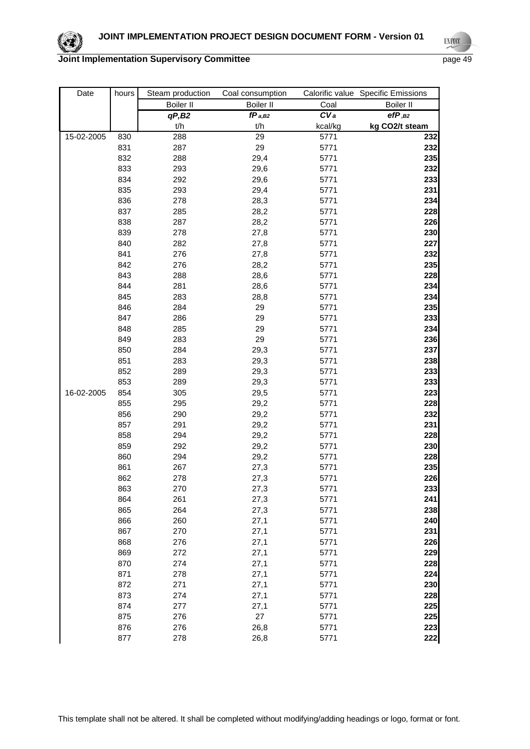| Date | hours | Steam production | Coal consumption | Calorific value | Specific Emissions |
|---|---|---|---|---|---|
| | | Boiler II | Boiler II | Coal | Boiler II |
| | | ***qP,B2*** | ***fP a,B2*** | ***CV a*** | ***efP ,B2*** |
| | | t/h | t/h | kcal/kg | **kg CO2/t steam** |
| 15-02-2005 | 830 | 288 | 29 | 5771 | **232** |
| | 831 | 287 | 29 | 5771 | **232** |
| | 832 | 288 | 29,4 | 5771 | **235** |
| | 833 | 293 | 29,6 | 5771 | **232** |
| | 834 | 292 | 29,6 | 5771 | **233** |
| | 835 | 293 | 29,4 | 5771 | **231** |
| | 836 | 278 | 28,3 | 5771 | **234** |
| | 837 | 285 | 28,2 | 5771 | **228** |
| | 838 | 287 | 28,2 | 5771 | **226** |
| | 839 | 278 | 27,8 | 5771 | **230** |
| | 840 | 282 | 27,8 | 5771 | **227** |
| | 841 | 276 | 27,8 | 5771 | **232** |
| | 842 | 276 | 28,2 | 5771 | **235** |
| | 843 | 288 | 28,6 | 5771 | **228** |
| | 844 | 281 | 28,6 | 5771 | **234** |
| | 845 | 283 | 28,8 | 5771 | **234** |
| | 846 | 284 | 29 | 5771 | **235** |
| | 847 | 286 | 29 | 5771 | **233** |
| | 848 | 285 | 29 | 5771 | **234** |
| | 849 | 283 | 29 | 5771 | **236** |
| | 850 | 284 | 29,3 | 5771 | **237** |
| | 851 | 283 | 29,3 | 5771 | **238** |
| | 852 | 289 | 29,3 | 5771 | **233** |
| | 853 | 289 | 29,3 | 5771 | **233** |
| 16-02-2005 | 854 | 305 | 29,5 | 5771 | **223** |
| | 855 | 295 | 29,2 | 5771 | **228** |
| | 856 | 290 | 29,2 | 5771 | **232** |
| | 857 | 291 | 29,2 | 5771 | **231** |
| | 858 | 294 | 29,2 | 5771 | **228** |
| | 859 | 292 | 29,2 | 5771 | **230** |
| | 860 | 294 | 29,2 | 5771 | **228** |
| | 861 | 267 | 27,3 | 5771 | **235** |
| | 862 | 278 | 27,3 | 5771 | **226** |
| | 863 | 270 | 27,3 | 5771 | **233** |
| | 864 | 261 | 27,3 | 5771 | **241** |
| | 865 | 264 | 27,3 | 5771 | **238** |
| | 866 | 260 | 27,1 | 5771 | **240** |
| | 867 | 270 | 27,1 | 5771 | **231** |
| | 868 | 276 | 27,1 | 5771 | **226** |
| | 869 | 272 | 27,1 | 5771 | **229** |
| | 870 | 274 | 27,1 | 5771 | **228** |
| | 871 | 278 | 27,1 | 5771 | **224** |
| | 872 | 271 | 27,1 | 5771 | **230** |
| | 873 | 274 | 27,1 | 5771 | **228** |
| | 874 | 277 | 27,1 | 5771 | **225** |
| | 875 | 276 | 27 | 5771 | **225** |
| | 876 | 276 | 26,8 | 5771 | **223** |
| | 877 | 278 | 26,8 | 5771 | **222** |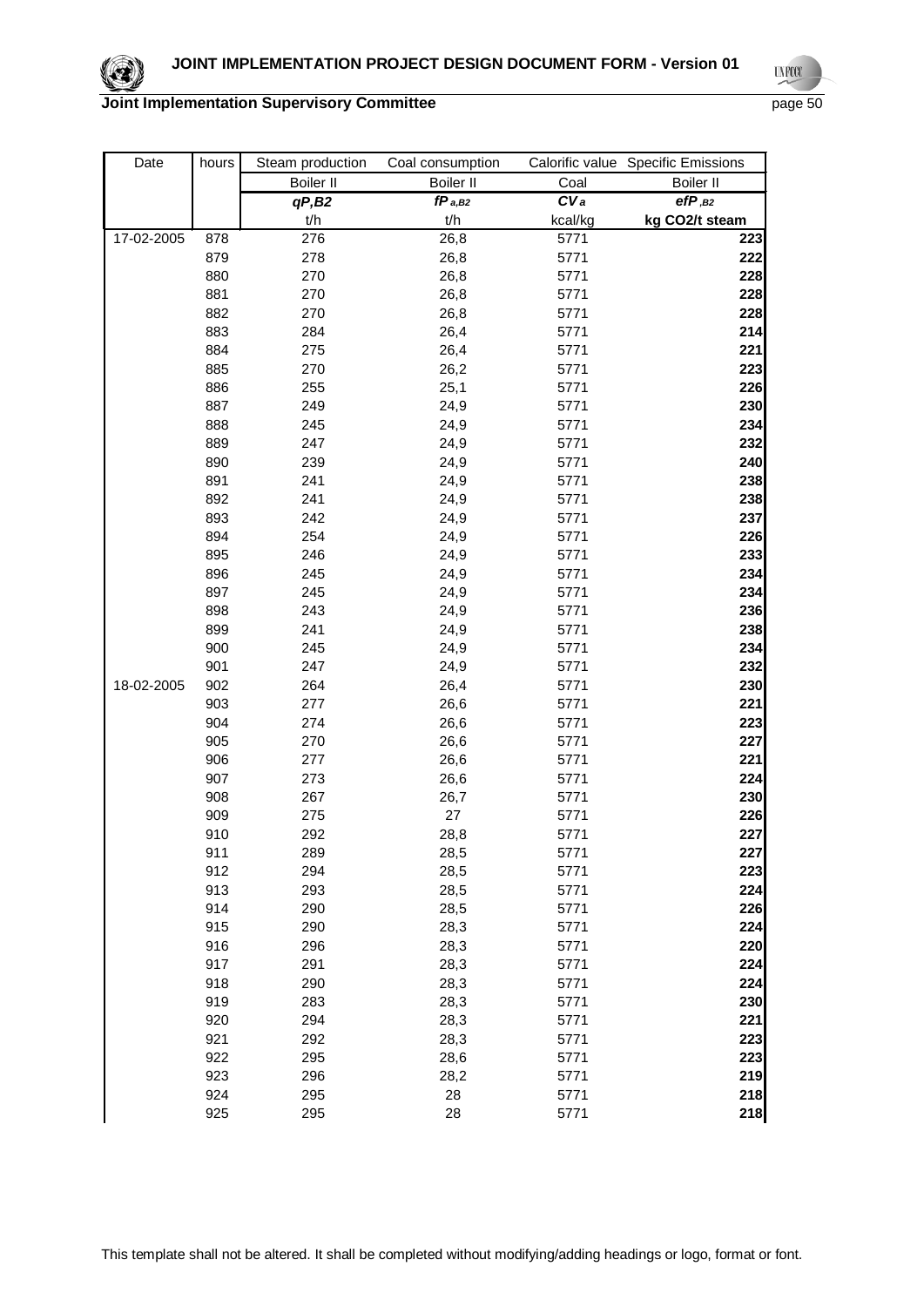| Date | hours | Steam production | Coal consumption | Calorific value | Specific Emissions |
|---|---|---|---|---|---|
| | | Boiler II | Boiler II | Coal | Boiler II |
| | | ***qP,B2*** | ***fP a,B2*** | ***CV a*** | ***efP ,B2*** |
| | | t/h | t/h | kcal/kg | **kg CO2/t steam** |
| 17-02-2005 | 878 | 276 | 26,8 | 5771 | **223** |
| | 879 | 278 | 26,8 | 5771 | **222** |
| | 880 | 270 | 26,8 | 5771 | **228** |
| | 881 | 270 | 26,8 | 5771 | **228** |
| | 882 | 270 | 26,8 | 5771 | **228** |
| | 883 | 284 | 26,4 | 5771 | **214** |
| | 884 | 275 | 26,4 | 5771 | **221** |
| | 885 | 270 | 26,2 | 5771 | **223** |
| | 886 | 255 | 25,1 | 5771 | **226** |
| | 887 | 249 | 24,9 | 5771 | **230** |
| | 888 | 245 | 24,9 | 5771 | **234** |
| | 889 | 247 | 24,9 | 5771 | **232** |
| | 890 | 239 | 24,9 | 5771 | **240** |
| | 891 | 241 | 24,9 | 5771 | **238** |
| | 892 | 241 | 24,9 | 5771 | **238** |
| | 893 | 242 | 24,9 | 5771 | **237** |
| | 894 | 254 | 24,9 | 5771 | **226** |
| | 895 | 246 | 24,9 | 5771 | **233** |
| | 896 | 245 | 24,9 | 5771 | **234** |
| | 897 | 245 | 24,9 | 5771 | **234** |
| | 898 | 243 | 24,9 | 5771 | **236** |
| | 899 | 241 | 24,9 | 5771 | **238** |
| | 900 | 245 | 24,9 | 5771 | **234** |
| | 901 | 247 | 24,9 | 5771 | **232** |
| 18-02-2005 | 902 | 264 | 26,4 | 5771 | **230** |
| | 903 | 277 | 26,6 | 5771 | **221** |
| | 904 | 274 | 26,6 | 5771 | **223** |
| | 905 | 270 | 26,6 | 5771 | **227** |
| | 906 | 277 | 26,6 | 5771 | **221** |
| | 907 | 273 | 26,6 | 5771 | **224** |
| | 908 | 267 | 26,7 | 5771 | **230** |
| | 909 | 275 | 27 | 5771 | **226** |
| | 910 | 292 | 28,8 | 5771 | **227** |
| | 911 | 289 | 28,5 | 5771 | **227** |
| | 912 | 294 | 28,5 | 5771 | **223** |
| | 913 | 293 | 28,5 | 5771 | **224** |
| | 914 | 290 | 28,5 | 5771 | **226** |
| | 915 | 290 | 28,3 | 5771 | **224** |
| | 916 | 296 | 28,3 | 5771 | **220** |
| | 917 | 291 | 28,3 | 5771 | **224** |
| | 918 | 290 | 28,3 | 5771 | **224** |
| | 919 | 283 | 28,3 | 5771 | **230** |
| | 920 | 294 | 28,3 | 5771 | **221** |
| | 921 | 292 | 28,3 | 5771 | **223** |
| | 922 | 295 | 28,6 | 5771 | **223** |
| | 923 | 296 | 28,2 | 5771 | **219** |
| | 924 | 295 | 28 | 5771 | **218** |
| | 925 | 295 | 28 | 5771 | **218** |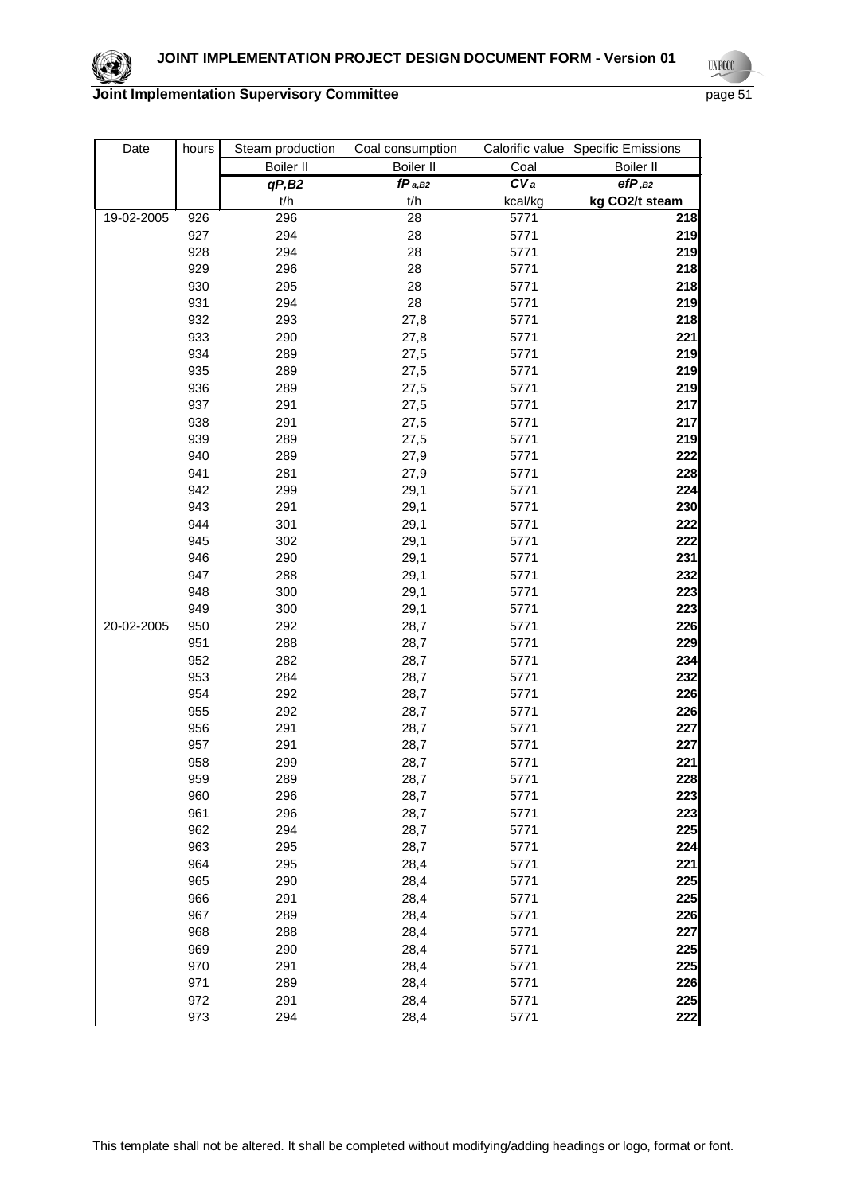| Date | hours | Steam production | Coal consumption | Calorific value | Specific Emissions |
|---|---|---|---|---|---|
| | | Boiler II | Boiler II | Coal | Boiler II |
| | | $qP,B2$ | $fP_{a,B2}$ | $CV_a$ | $efP_{,B2}$ |
| | | t/h | t/h | kcal/kg | kg CO2/t steam |
| 19-02-2005 | 926 | 296 | 28 | 5771 | 218 |
| | 927 | 294 | 28 | 5771 | 219 |
| | 928 | 294 | 28 | 5771 | 219 |
| | 929 | 296 | 28 | 5771 | 218 |
| | 930 | 295 | 28 | 5771 | 218 |
| | 931 | 294 | 28 | 5771 | 219 |
| | 932 | 293 | 27,8 | 5771 | 218 |
| | 933 | 290 | 27,8 | 5771 | 221 |
| | 934 | 289 | 27,5 | 5771 | 219 |
| | 935 | 289 | 27,5 | 5771 | 219 |
| | 936 | 289 | 27,5 | 5771 | 219 |
| | 937 | 291 | 27,5 | 5771 | 217 |
| | 938 | 291 | 27,5 | 5771 | 217 |
| | 939 | 289 | 27,5 | 5771 | 219 |
| | 940 | 289 | 27,9 | 5771 | 222 |
| | 941 | 281 | 27,9 | 5771 | 228 |
| | 942 | 299 | 29,1 | 5771 | 224 |
| | 943 | 291 | 29,1 | 5771 | 230 |
| | 944 | 301 | 29,1 | 5771 | 222 |
| | 945 | 302 | 29,1 | 5771 | 222 |
| | 946 | 290 | 29,1 | 5771 | 231 |
| | 947 | 288 | 29,1 | 5771 | 232 |
| | 948 | 300 | 29,1 | 5771 | 223 |
| | 949 | 300 | 29,1 | 5771 | 223 |
| 20-02-2005 | 950 | 292 | 28,7 | 5771 | 226 |
| | 951 | 288 | 28,7 | 5771 | 229 |
| | 952 | 282 | 28,7 | 5771 | 234 |
| | 953 | 284 | 28,7 | 5771 | 232 |
| | 954 | 292 | 28,7 | 5771 | 226 |
| | 955 | 292 | 28,7 | 5771 | 226 |
| | 956 | 291 | 28,7 | 5771 | 227 |
| | 957 | 291 | 28,7 | 5771 | 227 |
| | 958 | 299 | 28,7 | 5771 | 221 |
| | 959 | 289 | 28,7 | 5771 | 228 |
| | 960 | 296 | 28,7 | 5771 | 223 |
| | 961 | 296 | 28,7 | 5771 | 223 |
| | 962 | 294 | 28,7 | 5771 | 225 |
| | 963 | 295 | 28,7 | 5771 | 224 |
| | 964 | 295 | 28,4 | 5771 | 221 |
| | 965 | 290 | 28,4 | 5771 | 225 |
| | 966 | 291 | 28,4 | 5771 | 225 |
| | 967 | 289 | 28,4 | 5771 | 226 |
| | 968 | 288 | 28,4 | 5771 | 227 |
| | 969 | 290 | 28,4 | 5771 | 225 |
| | 970 | 291 | 28,4 | 5771 | 225 |
| | 971 | 289 | 28,4 | 5771 | 226 |
| | 972 | 291 | 28,4 | 5771 | 225 |
| | 973 | 294 | 28,4 | 5771 | 222 |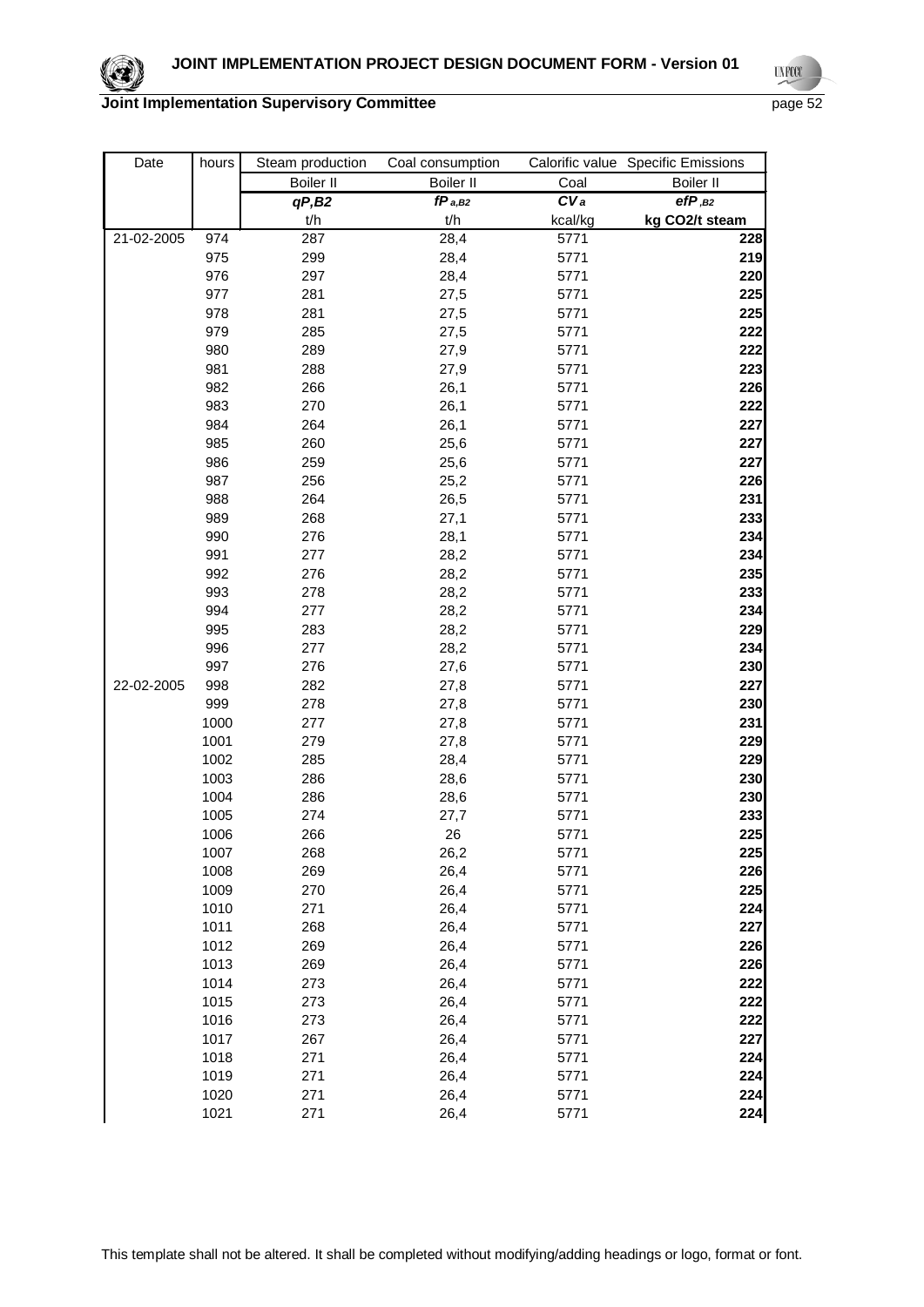| Date | hours | Steam production | Coal consumption | Calorific value | Specific Emissions |
|---|---|---|---|---|---|
| | | Boiler II | Boiler II | Coal | Boiler II |
| | | ***qP,B2*** | ***fP a,B2*** | ***CV a*** | ***efP ,B2*** |
| | | t/h | t/h | kcal/kg | **kg CO2/t steam** |
| 21-02-2005 | 974 | 287 | 28,4 | 5771 | **228** |
| | 975 | 299 | 28,4 | 5771 | **219** |
| | 976 | 297 | 28,4 | 5771 | **220** |
| | 977 | 281 | 27,5 | 5771 | **225** |
| | 978 | 281 | 27,5 | 5771 | **225** |
| | 979 | 285 | 27,5 | 5771 | **222** |
| | 980 | 289 | 27,9 | 5771 | **222** |
| | 981 | 288 | 27,9 | 5771 | **223** |
| | 982 | 266 | 26,1 | 5771 | **226** |
| | 983 | 270 | 26,1 | 5771 | **222** |
| | 984 | 264 | 26,1 | 5771 | **227** |
| | 985 | 260 | 25,6 | 5771 | **227** |
| | 986 | 259 | 25,6 | 5771 | **227** |
| | 987 | 256 | 25,2 | 5771 | **226** |
| | 988 | 264 | 26,5 | 5771 | **231** |
| | 989 | 268 | 27,1 | 5771 | **233** |
| | 990 | 276 | 28,1 | 5771 | **234** |
| | 991 | 277 | 28,2 | 5771 | **234** |
| | 992 | 276 | 28,2 | 5771 | **235** |
| | 993 | 278 | 28,2 | 5771 | **233** |
| | 994 | 277 | 28,2 | 5771 | **234** |
| | 995 | 283 | 28,2 | 5771 | **229** |
| | 996 | 277 | 28,2 | 5771 | **234** |
| | 997 | 276 | 27,6 | 5771 | **230** |
| 22-02-2005 | 998 | 282 | 27,8 | 5771 | **227** |
| | 999 | 278 | 27,8 | 5771 | **230** |
| | 1000 | 277 | 27,8 | 5771 | **231** |
| | 1001 | 279 | 27,8 | 5771 | **229** |
| | 1002 | 285 | 28,4 | 5771 | **229** |
| | 1003 | 286 | 28,6 | 5771 | **230** |
| | 1004 | 286 | 28,6 | 5771 | **230** |
| | 1005 | 274 | 27,7 | 5771 | **233** |
| | 1006 | 266 | 26 | 5771 | **225** |
| | 1007 | 268 | 26,2 | 5771 | **225** |
| | 1008 | 269 | 26,4 | 5771 | **226** |
| | 1009 | 270 | 26,4 | 5771 | **225** |
| | 1010 | 271 | 26,4 | 5771 | **224** |
| | 1011 | 268 | 26,4 | 5771 | **227** |
| | 1012 | 269 | 26,4 | 5771 | **226** |
| | 1013 | 269 | 26,4 | 5771 | **226** |
| | 1014 | 273 | 26,4 | 5771 | **222** |
| | 1015 | 273 | 26,4 | 5771 | **222** |
| | 1016 | 273 | 26,4 | 5771 | **222** |
| | 1017 | 267 | 26,4 | 5771 | **227** |
| | 1018 | 271 | 26,4 | 5771 | **224** |
| | 1019 | 271 | 26,4 | 5771 | **224** |
| | 1020 | 271 | 26,4 | 5771 | **224** |
| | 1021 | 271 | 26,4 | 5771 | **224** |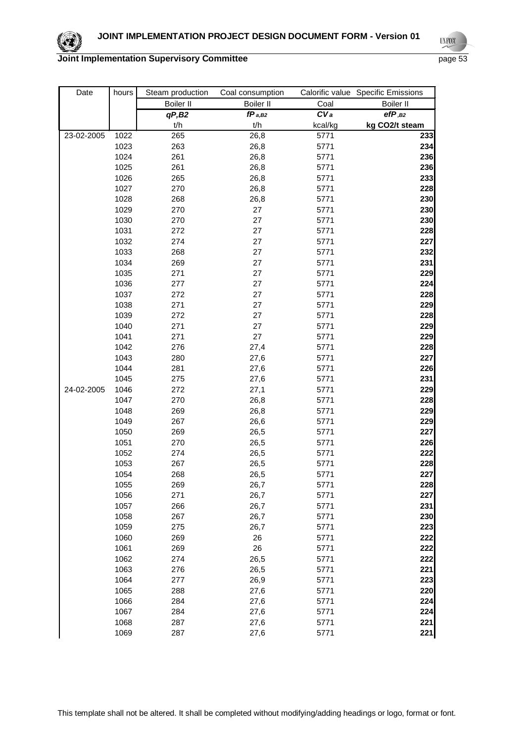| Date | hours | Steam production | Coal consumption | Calorific value | Specific Emissions |
|---|---|---|---|---|---|
| | | Boiler II | Boiler II | Coal | Boiler II |
| | | ***qP,B2*** | $fP_{a,B2}$ | $CV_a$ | $efP_{,B2}$ |
| | | t/h | t/h | kcal/kg | **kg CO2/t steam** |
| 23-02-2005 | 1022 | 265 | 26,8 | 5771 | **233** |
| | 1023 | 263 | 26,8 | 5771 | **234** |
| | 1024 | 261 | 26,8 | 5771 | **236** |
| | 1025 | 261 | 26,8 | 5771 | **236** |
| | 1026 | 265 | 26,8 | 5771 | **233** |
| | 1027 | 270 | 26,8 | 5771 | **228** |
| | 1028 | 268 | 26,8 | 5771 | **230** |
| | 1029 | 270 | 27 | 5771 | **230** |
| | 1030 | 270 | 27 | 5771 | **230** |
| | 1031 | 272 | 27 | 5771 | **228** |
| | 1032 | 274 | 27 | 5771 | **227** |
| | 1033 | 268 | 27 | 5771 | **232** |
| | 1034 | 269 | 27 | 5771 | **231** |
| | 1035 | 271 | 27 | 5771 | **229** |
| | 1036 | 277 | 27 | 5771 | **224** |
| | 1037 | 272 | 27 | 5771 | **228** |
| | 1038 | 271 | 27 | 5771 | **229** |
| | 1039 | 272 | 27 | 5771 | **228** |
| | 1040 | 271 | 27 | 5771 | **229** |
| | 1041 | 271 | 27 | 5771 | **229** |
| | 1042 | 276 | 27,4 | 5771 | **228** |
| | 1043 | 280 | 27,6 | 5771 | **227** |
| | 1044 | 281 | 27,6 | 5771 | **226** |
| | 1045 | 275 | 27,6 | 5771 | **231** |
| 24-02-2005 | 1046 | 272 | 27,1 | 5771 | **229** |
| | 1047 | 270 | 26,8 | 5771 | **228** |
| | 1048 | 269 | 26,8 | 5771 | **229** |
| | 1049 | 267 | 26,6 | 5771 | **229** |
| | 1050 | 269 | 26,5 | 5771 | **227** |
| | 1051 | 270 | 26,5 | 5771 | **226** |
| | 1052 | 274 | 26,5 | 5771 | **222** |
| | 1053 | 267 | 26,5 | 5771 | **228** |
| | 1054 | 268 | 26,5 | 5771 | **227** |
| | 1055 | 269 | 26,7 | 5771 | **228** |
| | 1056 | 271 | 26,7 | 5771 | **227** |
| | 1057 | 266 | 26,7 | 5771 | **231** |
| | 1058 | 267 | 26,7 | 5771 | **230** |
| | 1059 | 275 | 26,7 | 5771 | **223** |
| | 1060 | 269 | 26 | 5771 | **222** |
| | 1061 | 269 | 26 | 5771 | **222** |
| | 1062 | 274 | 26,5 | 5771 | **222** |
| | 1063 | 276 | 26,5 | 5771 | **221** |
| | 1064 | 277 | 26,9 | 5771 | **223** |
| | 1065 | 288 | 27,6 | 5771 | **220** |
| | 1066 | 284 | 27,6 | 5771 | **224** |
| | 1067 | 284 | 27,6 | 5771 | **224** |
| | 1068 | 287 | 27,6 | 5771 | **221** |
| | 1069 | 287 | 27,6 | 5771 | **221** |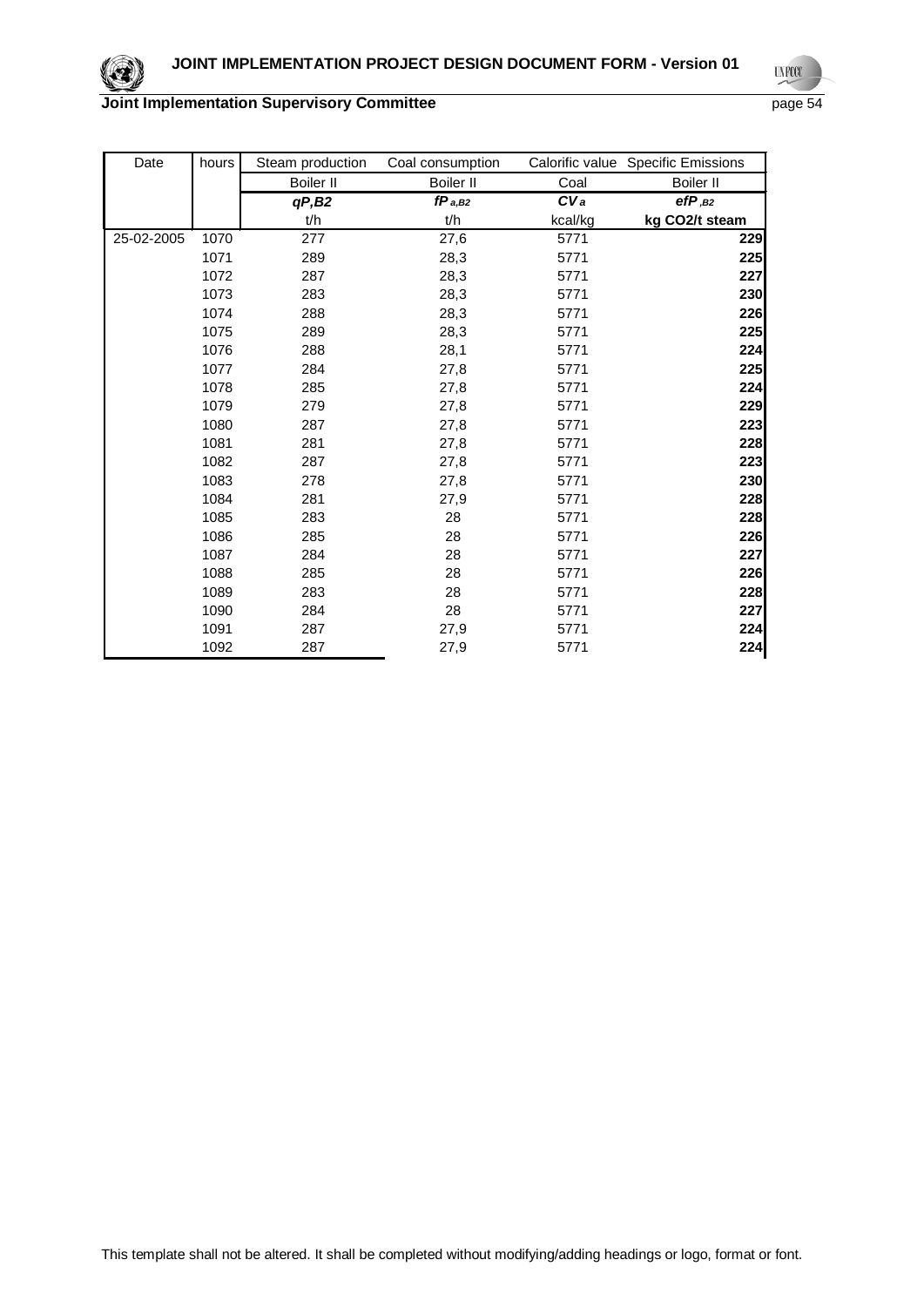| Date | hours | Steam production | Coal consumption | Calorific value | Specific Emissions |
|---|---|---|---|---|---|
| | | Boiler II | Boiler II | Coal | Boiler II |
| | | $qP,B2$ | $fP_{a,B2}$ | $CV_a$ | $efP_{,B2}$ |
| | | t/h | t/h | kcal/kg | kg CO2/t steam |
| 25-02-2005 | 1070 | 277 | 27,6 | 5771 | **229** |
| | 1071 | 289 | 28,3 | 5771 | **225** |
| | 1072 | 287 | 28,3 | 5771 | **227** |
| | 1073 | 283 | 28,3 | 5771 | **230** |
| | 1074 | 288 | 28,3 | 5771 | **226** |
| | 1075 | 289 | 28,3 | 5771 | **225** |
| | 1076 | 288 | 28,1 | 5771 | **224** |
| | 1077 | 284 | 27,8 | 5771 | **225** |
| | 1078 | 285 | 27,8 | 5771 | **224** |
| | 1079 | 279 | 27,8 | 5771 | **229** |
| | 1080 | 287 | 27,8 | 5771 | **223** |
| | 1081 | 281 | 27,8 | 5771 | **228** |
| | 1082 | 287 | 27,8 | 5771 | **223** |
| | 1083 | 278 | 27,8 | 5771 | **230** |
| | 1084 | 281 | 27,9 | 5771 | **228** |
| | 1085 | 283 | 28 | 5771 | **228** |
| | 1086 | 285 | 28 | 5771 | **226** |
| | 1087 | 284 | 28 | 5771 | **227** |
| | 1088 | 285 | 28 | 5771 | **226** |
| | 1089 | 283 | 28 | 5771 | **228** |
| | 1090 | 284 | 28 | 5771 | **227** |
| | 1091 | 287 | 27,9 | 5771 | **224** |
| | 1092 | 287 | 27,9 | 5771 | **224** |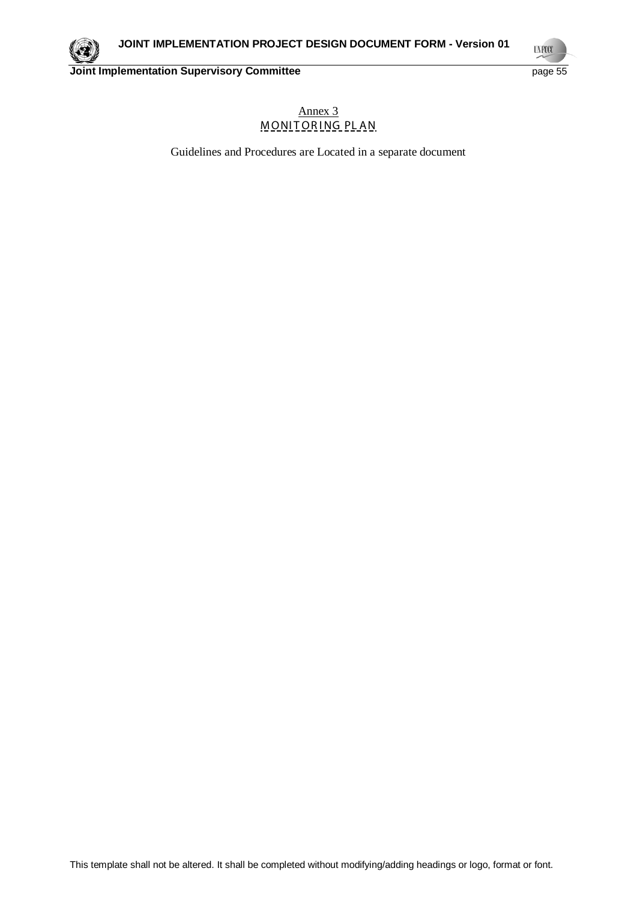Annex 3

MONITORING PLAN

Guidelines and Procedures are Located in a separate document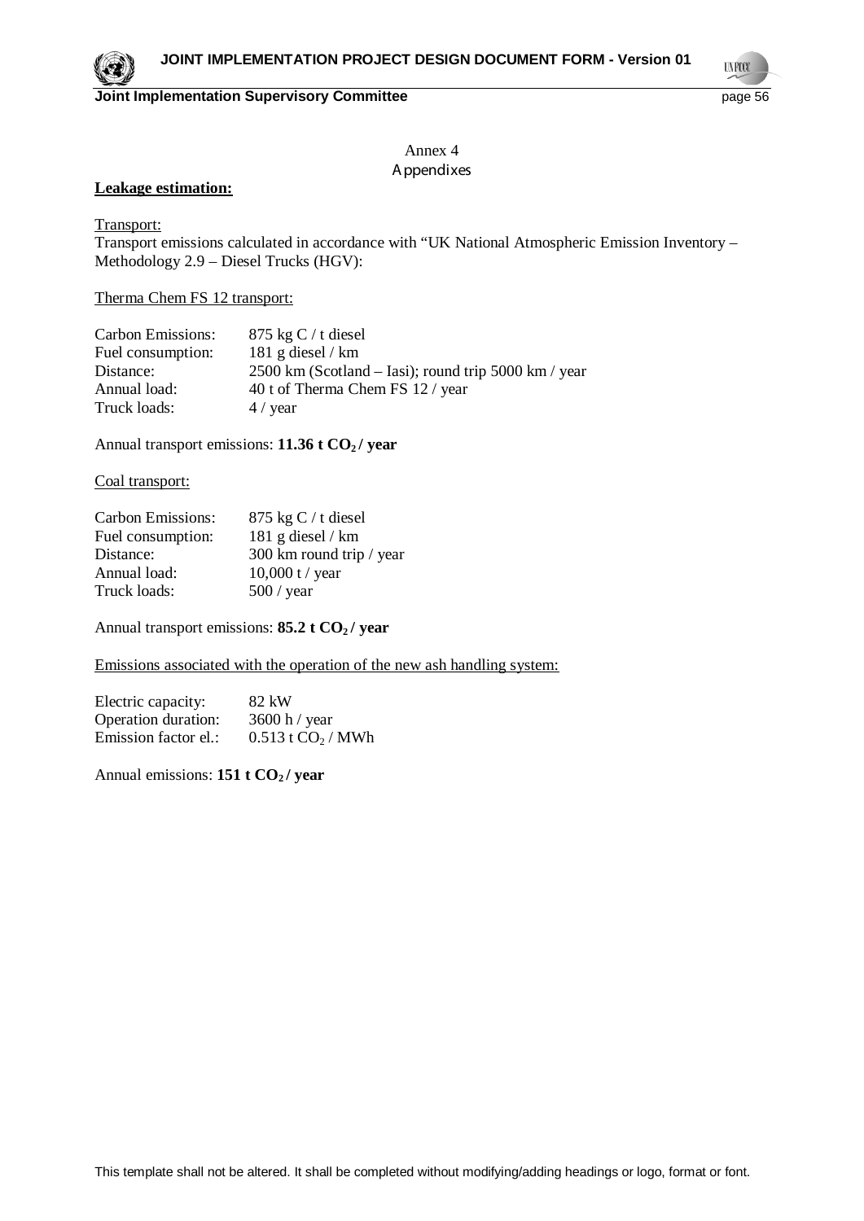Annex 4

Appendixes

**Leakage estimation:**

Transport:

Transport emissions calculated in accordance with "UK National Atmospheric Emission Inventory – Methodology 2.9 – Diesel Trucks (HGV):

Therma Chem FS 12 transport:

| | |
|---|---|
| Carbon Emissions: | 875 kg C / t diesel |
| Fuel consumption: | 181 g diesel / km |
| Distance: | 2500 km (Scotland – Iasi); round trip 5000 km / year |
| Annual load: | 40 t of Therma Chem FS 12 / year |
| Truck loads: | 4 / year |

Annual transport emissions: **11.36 t $CO_2$ / year**

Coal transport:

| | |
|---|---|
| Carbon Emissions: | 875 kg C / t diesel |
| Fuel consumption: | 181 g diesel / km |
| Distance: | 300 km round trip / year |
| Annual load: | 10,000 t / year |
| Truck loads: | 500 / year |

Annual transport emissions: **85.2 t $CO_2$ / year**

Emissions associated with the operation of the new ash handling system:

| | |
|---|---|
| Electric capacity: | 82 kW |
| Operation duration: | 3600 h / year |
| Emission factor el.: | 0.513 t $CO_2$ / MWh |

Annual emissions: **151 t $CO_2$ / year**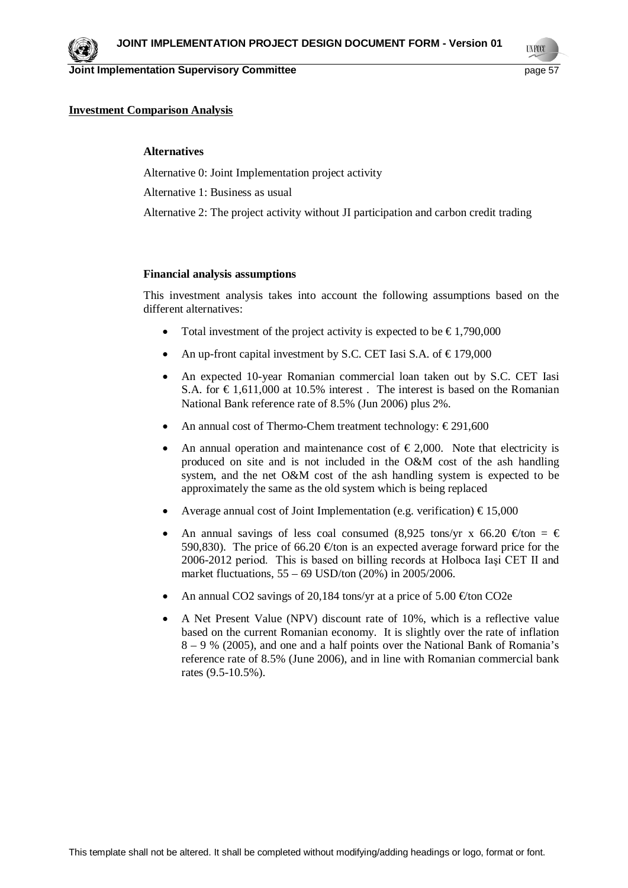**Investment Comparison Analysis**

**Alternatives**

Alternative 0: Joint Implementation project activity

Alternative 1: Business as usual

Alternative 2: The project activity without JI participation and carbon credit trading

**Financial analysis assumptions**

This investment analysis takes into account the following assumptions based on the different alternatives:

- Total investment of the project activity is expected to be € 1,790,000
- An up-front capital investment by S.C. CET Iasi S.A. of € 179,000
- An expected 10-year Romanian commercial loan taken out by S.C. CET Iasi S.A. for € 1,611,000 at 10.5% interest . The interest is based on the Romanian National Bank reference rate of 8.5% (Jun 2006) plus 2%.
- An annual cost of Thermo-Chem treatment technology: € 291,600
- An annual operation and maintenance cost of € 2,000. Note that electricity is produced on site and is not included in the O&M cost of the ash handling system, and the net O&M cost of the ash handling system is expected to be approximately the same as the old system which is being replaced
- Average annual cost of Joint Implementation (e.g. verification) € 15,000
- An annual savings of less coal consumed (8,925 tons/yr x 66.20 €/ton = € 590,830). The price of 66.20 €/ton is an expected average forward price for the 2006-2012 period. This is based on billing records at Holboca Iaşi CET II and market fluctuations, 55 – 69 USD/ton (20%) in 2005/2006.
- An annual $CO_2$ savings of 20,184 tons/yr at a price of 5.00 €/ton $CO_2e$
- A Net Present Value (NPV) discount rate of 10%, which is a reflective value based on the current Romanian economy. It is slightly over the rate of inflation 8 – 9 % (2005), and one and a half points over the National Bank of Romania's reference rate of 8.5% (June 2006), and in line with Romanian commercial bank rates (9.5-10.5%).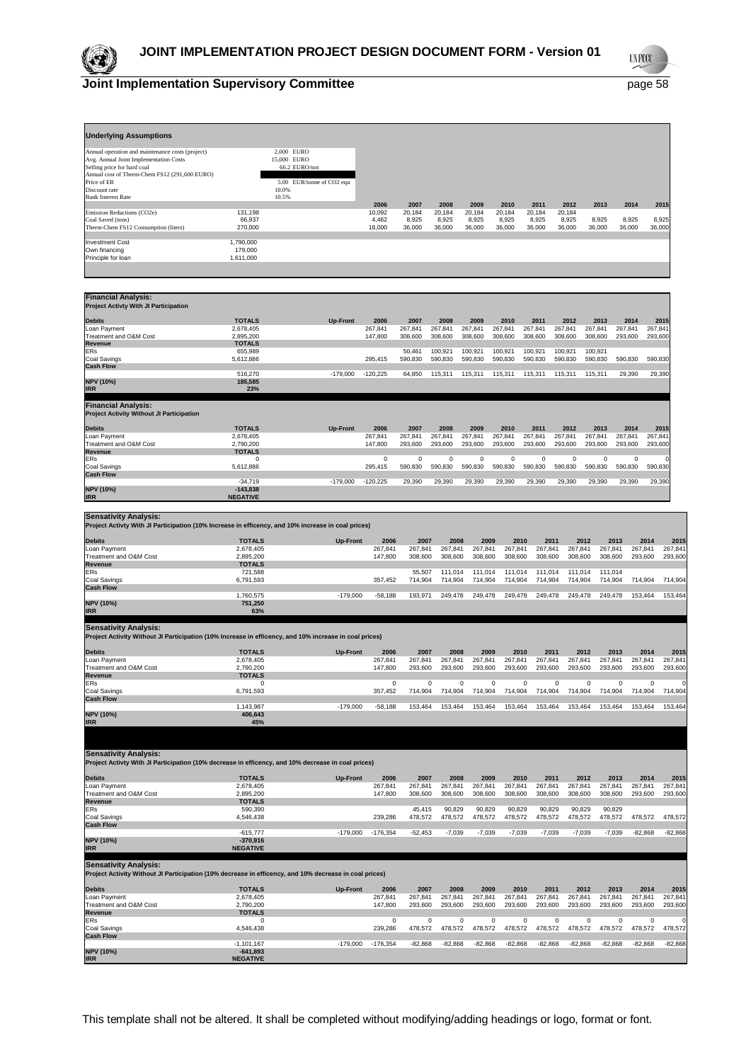## Underlying Assumptions

| | | | | | | | | | | | | | |
|---|---|---|---|---|---|---|---|---|---|---|---|---|---|
| Annual operation and maintenance costs (project) | | 2,000 EURO | | | | | | | | | | | |
| Avg. Annual Joint Implementation Costs | | 15,000 EURO | | | | | | | | | | | |
| Selling price for hard coal | | 66.2 EURO/ton | | | | | | | | | | | |
| Annual cost of Therm-Chem FS12 (291,600 EURO) | | | | | | | | | | | | | |
| Price of ER | | 5.00 EUR/tonne of CO2 equ | | | | | | | | | | | |
| Discount rate | | 10.0% | | | | | | | | | | | |
| Bank Interest Rate | | 10.5% | | | | | | | | | | | |
| | | | | 2006 | 2007 | 2008 | 2009 | 2010 | 2011 | 2012 | 2013 | 2014 | 2015 |
| Emission Reductions (CO2e) | 131,198 | | | 10,092 | 20,184 | 20,184 | 20,184 | 20,184 | 20,184 | 20,184 | | | |
| Coal Saved (tons) | 66,937 | | | 4,462 | 8,925 | 8,925 | 8,925 | 8,925 | 8,925 | 8,925 | 8,925 | 8,925 | 8,925 |
| Therm-Chem FS12 Consumption (liters) | 270,000 | | | 18,000 | 36,000 | 36,000 | 36,000 | 36,000 | 36,000 | 36,000 | 36,000 | 36,000 | 36,000 |
| Investment Cost | 1,790,000 | | | | | | | | | | | | |
| Own financing | 179,000 | | | | | | | | | | | | |
| Principle for loan | 1,611,000 | | | | | | | | | | | | |

## Financial Analysis:
**Project Activty With JI Participation**

| Debits | TOTALS | Up-Front | 2006 | 2007 | 2008 | 2009 | 2010 | 2011 | 2012 | 2013 | 2014 | 2015 |
|---|---|---|---|---|---|---|---|---|---|---|---|---|
| Loan Payment | 2,678,405 | | 267,841 | 267,841 | 267,841 | 267,841 | 267,841 | 267,841 | 267,841 | 267,841 | 267,841 | 267,841 |
| Treatment and O&M Cost | 2,895,200 | | 147,800 | 308,600 | 308,600 | 308,600 | 308,600 | 308,600 | 308,600 | 308,600 | 293,600 | 293,600 |
| **Revenue** | **TOTALS** | | | | | | | | | | | |
| ERs | 655,989 | | | 50,461 | 100,921 | 100,921 | 100,921 | 100,921 | 100,921 | 100,921 | | |
| Coal Savings | 5,612,886 | | 295,415 | 590,830 | 590,830 | 590,830 | 590,830 | 590,830 | 590,830 | 590,830 | 590,830 | 590,830 |
| **Cash Flow** | | | | | | | | | | | | |
| | 516,270 | -179,000 | -120,225 | 64,850 | 115,311 | 115,311 | 115,311 | 115,311 | 115,311 | 115,311 | 29,390 | 29,390 |
| **NPV (10%)** | **185,585** | | | | | | | | | | | |
| **IRR** | **23%** | | | | | | | | | | | |

## Financial Analysis:
**Project Activity Without JI Participation**

| Debits | TOTALS | Up-Front | 2006 | 2007 | 2008 | 2009 | 2010 | 2011 | 2012 | 2013 | 2014 | 2015 |
|---|---|---|---|---|---|---|---|---|---|---|---|---|
| Loan Payment | 2,678,405 | | 267,841 | 267,841 | 267,841 | 267,841 | 267,841 | 267,841 | 267,841 | 267,841 | 267,841 | 267,841 |
| Treatment and O&M Cost | 2,790,200 | | 147,800 | 293,600 | 293,600 | 293,600 | 293,600 | 293,600 | 293,600 | 293,600 | 293,600 | 293,600 |
| **Revenue** | **TOTALS** | | | | | | | | | | | |
| ERs | 0 | | 0 | 0 | 0 | 0 | 0 | 0 | 0 | 0 | 0 | 0 |
| Coal Savings | 5,612,886 | | 295,415 | 590,830 | 590,830 | 590,830 | 590,830 | 590,830 | 590,830 | 590,830 | 590,830 | 590,830 |
| **Cash Flow** | | | | | | | | | | | | |
| | -34,719 | -179,000 | -120,225 | 29,390 | 29,390 | 29,390 | 29,390 | 29,390 | 29,390 | 29,390 | 29,390 | 29,390 |
| **NPV (10%)** | **-143,838** | | | | | | | | | | | |
| **IRR** | **NEGATIVE** | | | | | | | | | | | |

## Sensativity Analysis:
**Project Activty With JI Participation (10% Increase in efficency, and 10% increase in coal prices)**

| Debits | TOTALS | Up-Front | 2006 | 2007 | 2008 | 2009 | 2010 | 2011 | 2012 | 2013 | 2014 | 2015 |
|---|---|---|---|---|---|---|---|---|---|---|---|---|
| Loan Payment | 2,678,405 | | 267,841 | 267,841 | 267,841 | 267,841 | 267,841 | 267,841 | 267,841 | 267,841 | 267,841 | 267,841 |
| Treatment and O&M Cost | 2,895,200 | | 147,800 | 308,600 | 308,600 | 308,600 | 308,600 | 308,600 | 308,600 | 308,600 | 293,600 | 293,600 |
| **Revenue** | **TOTALS** | | | | | | | | | | | |
| ERs | 721,588 | | | 55,507 | 111,014 | 111,014 | 111,014 | 111,014 | 111,014 | 111,014 | | |
| Coal Savings | 6,791,593 | | 357,452 | 714,904 | 714,904 | 714,904 | 714,904 | 714,904 | 714,904 | 714,904 | 714,904 | 714,904 |
| **Cash Flow** | | | | | | | | | | | | |
| | 1,760,575 | -179,000 | -58,188 | 193,971 | 249,478 | 249,478 | 249,478 | 249,478 | 249,478 | 249,478 | 153,464 | 153,464 |
| **NPV (10%)** | **751,250** | | | | | | | | | | | |
| **IRR** | **63%** | | | | | | | | | | | |

## Sensativity Analysis:
**Project Activity Without JI Participation (10% Increase in efficency, and 10% increase in coal prices)**

| Debits | TOTALS | Up-Front | 2006 | 2007 | 2008 | 2009 | 2010 | 2011 | 2012 | 2013 | 2014 | 2015 |
|---|---|---|---|---|---|---|---|---|---|---|---|---|
| Loan Payment | 2,678,405 | | 267,841 | 267,841 | 267,841 | 267,841 | 267,841 | 267,841 | 267,841 | 267,841 | 267,841 | 267,841 |
| Treatment and O&M Cost | 2,790,200 | | 147,800 | 293,600 | 293,600 | 293,600 | 293,600 | 293,600 | 293,600 | 293,600 | 293,600 | 293,600 |
| **Revenue** | **TOTALS** | | | | | | | | | | | |
| ERs | 0 | | 0 | 0 | 0 | 0 | 0 | 0 | 0 | 0 | 0 | 0 |
| Coal Savings | 6,791,593 | | 357,452 | 714,904 | 714,904 | 714,904 | 714,904 | 714,904 | 714,904 | 714,904 | 714,904 | 714,904 |
| **Cash Flow** | | | | | | | | | | | | |
| | 1,143,987 | -179,000 | -58,188 | 153,464 | 153,464 | 153,464 | 153,464 | 153,464 | 153,464 | 153,464 | 153,464 | 153,464 |
| **NPV (10%)** | **406,643** | | | | | | | | | | | |
| **IRR** | **45%** | | | | | | | | | | | |

## Sensativity Analysis:
**Project Activty With JI Participation (10% decrease in efficency, and 10% decrease in coal prices)**

| Debits | TOTALS | Up-Front | 2006 | 2007 | 2008 | 2009 | 2010 | 2011 | 2012 | 2013 | 2014 | 2015 |
|---|---|---|---|---|---|---|---|---|---|---|---|---|
| Loan Payment | 2,678,405 | | 267,841 | 267,841 | 267,841 | 267,841 | 267,841 | 267,841 | 267,841 | 267,841 | 267,841 | 267,841 |
| Treatment and O&M Cost | 2,895,200 | | 147,800 | 308,600 | 308,600 | 308,600 | 308,600 | 308,600 | 308,600 | 308,600 | 293,600 | 293,600 |
| **Revenue** | **TOTALS** | | | | | | | | | | | |
| ERs | 590,390 | | | 45,415 | 90,829 | 90,829 | 90,829 | 90,829 | 90,829 | 90,829 | | |
| Coal Savings | 4,546,438 | | 239,286 | 478,572 | 478,572 | 478,572 | 478,572 | 478,572 | 478,572 | 478,572 | 478,572 | 478,572 |
| **Cash Flow** | | | | | | | | | | | | |
| | -615,777 | -179,000 | -176,354 | -52,453 | -7,039 | -7,039 | -7,039 | -7,039 | -7,039 | -7,039 | -82,868 | -82,868 |
| **NPV (10%)** | **-370,916** | | | | | | | | | | | |
| **IRR** | **NEGATIVE** | | | | | | | | | | | |

## Sensativity Analysis:
**Project Activity Without JI Participation (10% decrease in efficency, and 10% decrease in coal prices)**

| Debits | TOTALS | Up-Front | 2006 | 2007 | 2008 | 2009 | 2010 | 2011 | 2012 | 2013 | 2014 | 2015 |
|---|---|---|---|---|---|---|---|---|---|---|---|---|
| Loan Payment | 2,678,405 | | 267,841 | 267,841 | 267,841 | 267,841 | 267,841 | 267,841 | 267,841 | 267,841 | 267,841 | 267,841 |
| Treatment and O&M Cost | 2,790,200 | | 147,800 | 293,600 | 293,600 | 293,600 | 293,600 | 293,600 | 293,600 | 293,600 | 293,600 | 293,600 |
| **Revenue** | **TOTALS** | | | | | | | | | | | |
| ERs | 0 | | 0 | 0 | 0 | 0 | 0 | 0 | 0 | 0 | 0 | 0 |
| Coal Savings | 4,546,438 | | 239,286 | 478,572 | 478,572 | 478,572 | 478,572 | 478,572 | 478,572 | 478,572 | 478,572 | 478,572 |
| **Cash Flow** | | | | | | | | | | | | |
| | -1,101,167 | -179,000 | -176,354 | -82,868 | -82,868 | -82,868 | -82,868 | -82,868 | -82,868 | -82,868 | -82,868 | -82,868 |
| **NPV (10%)** | **-641,893** | | | | | | | | | | | |
| **IRR** | **NEGATIVE** | | | | | | | | | | | |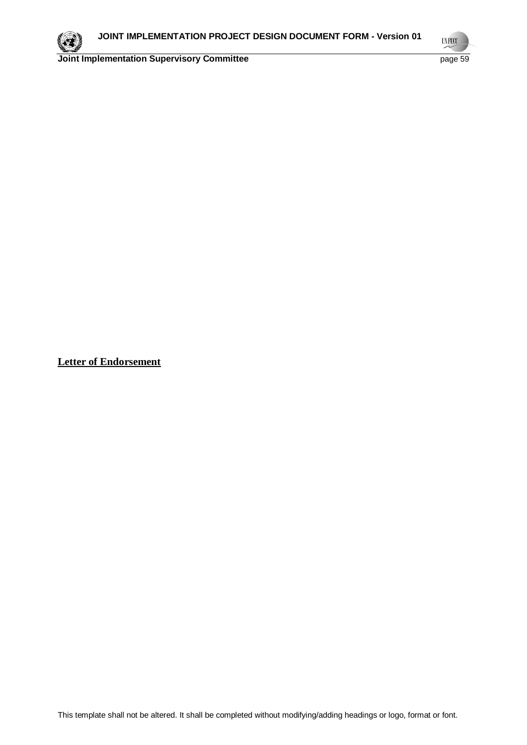**Letter of Endorsement**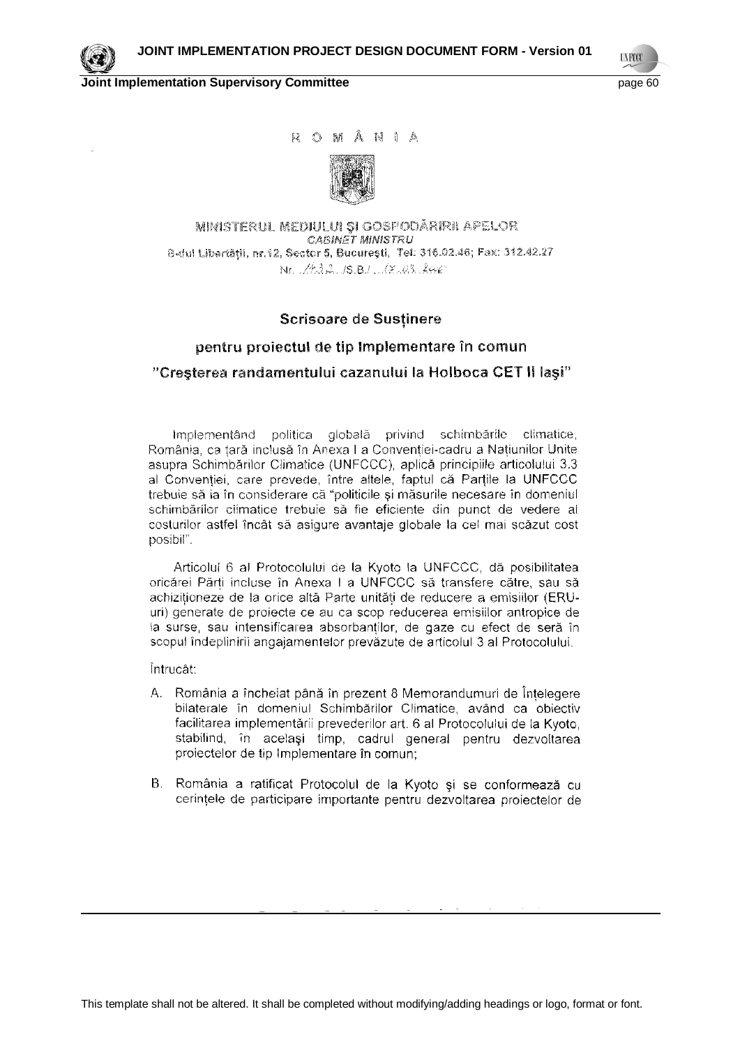R O M Â N I A

MINISTERUL MEDIULUI ŞI GOSPODĂRIRII APELOR
*CABINET MINISTRU*
B-dul Libertăţii, nr.12, Sector 5, Bucureşti, Tel: 316.02.46; Fax: 312.42.27
Nr. ../1432../S.B./ ...17.03.2006

## Scrisoare de Susţinere

## pentru proiectul de tip Implementare în comun

## "Creşterea randamentului cazanului la Holboca CET II Iaşi"

Implementând politica globală privind schimbările climatice, România, ca ţară inclusă în Anexa I a Convenţiei-cadru a Naţiunilor Unite asupra Schimbărilor Climatice (UNFCCC), aplică principiile articolului 3.3 al Convenţiei, care prevede, între altele, faptul că Părţile la UNFCCC trebuie să ia în considerare că "politicile şi măsurile necesare în domeniul schimbărilor climatice trebuie să fie eficiente din punct de vedere al costurilor astfel încât să asigure avantaje globale la cel mai scăzut cost posibil".

Articolul 6 al Protocolului de la Kyoto la UNFCCC, dă posibilitatea oricărei Părţi incluse în Anexa I a UNFCCC să transfere către, sau să achiziţioneze de la orice altă Parte unităţi de reducere a emisiilor (ERU-uri) generate de proiecte ce au ca scop reducerea emisiilor antropice de la surse, sau intensificarea absorbanţilor, de gaze cu efect de seră în scopul îndeplinirii angajamentelor prevăzute de articolul 3 al Protocolului.

Întrucât:

A. România a încheiat până în prezent 8 Memorandumuri de Înţelegere bilaterale în domeniul Schimbărilor Climatice, având ca obiectiv facilitarea implementării prevederilor art. 6 al Protocolului de la Kyoto, stabilind, în acelaşi timp, cadrul general pentru dezvoltarea proiectelor de tip Implementare în comun;

B. România a ratificat Protocolul de la Kyoto şi se conformează cu cerinţele de participare importante pentru dezvoltarea proiectelor de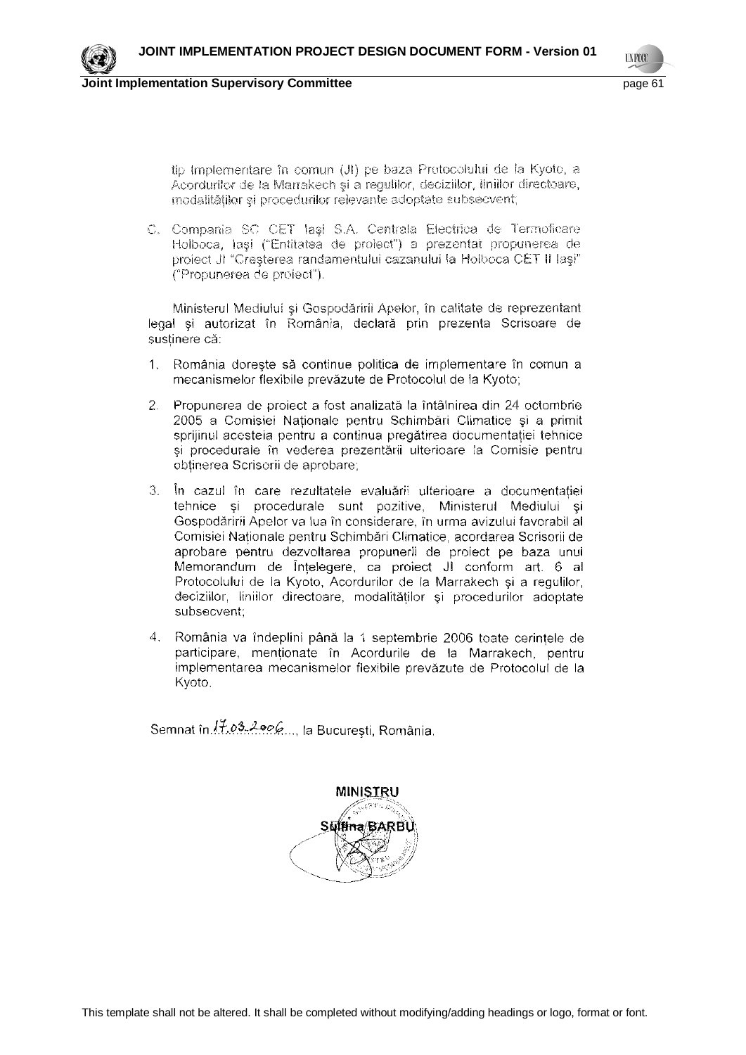tip Implementare în comun (JI) pe baza Protocolului de la Kyoto, a Acordurilor de la Marrakech şi a regulilor, deciziilor, liniilor directoare, modalităţilor şi procedurilor relevante adoptate subsecvent;

C. Compania SC CET Iaşi S.A. Centrala Electrica de Termoficare Holboca, Iaşi ("Entitatea de proiect") a prezentat propunerea de proiect JI "Creşterea randamentului cazanului la Holboca CET II Iaşi" ("Propunerea de proiect").

Ministerul Mediului şi Gospodăririi Apelor, în calitate de reprezentant legal şi autorizat în România, declară prin prezenta Scrisoare de susţinere că:

1. România doreşte să continue politica de implementare în comun a mecanismelor flexibile prevăzute de Protocolul de la Kyoto;

2. Propunerea de proiect a fost analizată la întâlnirea din 24 octombrie 2005 a Comisiei Naţionale pentru Schimbări Climatice şi a primit sprijinul acesteia pentru a continua pregătirea documentaţiei tehnice şi procedurale în vederea prezentării ulterioare la Comisie pentru obţinerea Scrisorii de aprobare;

3. În cazul în care rezultatele evaluării ulterioare a documentaţiei tehnice şi procedurale sunt pozitive, Ministerul Mediului şi Gospodăririi Apelor va lua în considerare, în urma avizului favorabil al Comisiei Naţionale pentru Schimbări Climatice, acordarea Scrisorii de aprobare pentru dezvoltarea propunerii de proiect pe baza unui Memorandum de Înţelegere, ca proiect JI conform art. 6 al Protocolului de la Kyoto, Acordurilor de la Marrakech şi a regulilor, deciziilor, liniilor directoare, modalităţilor şi procedurilor adoptate subsecvent;

4. România va îndeplini până la 1 septembrie 2006 toate cerinţele de participare, menţionate în Acordurile de la Marrakech, pentru implementarea mecanismelor flexibile prevăzute de Protocolul de la Kyoto.

Semnat în 17.03.2006, la Bucureşti, România.

**MINISTRU**

**Sulfina BARBU**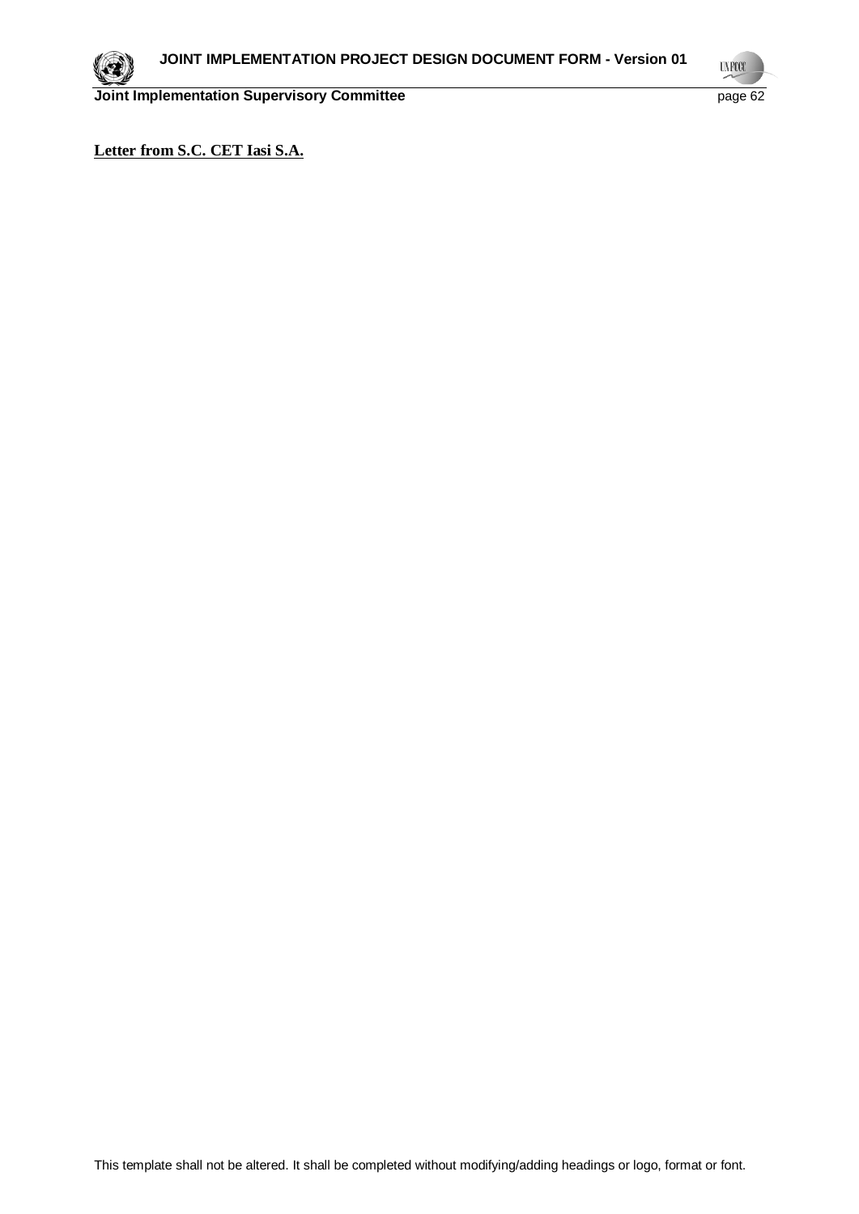**Letter from S.C. CET Iasi S.A.**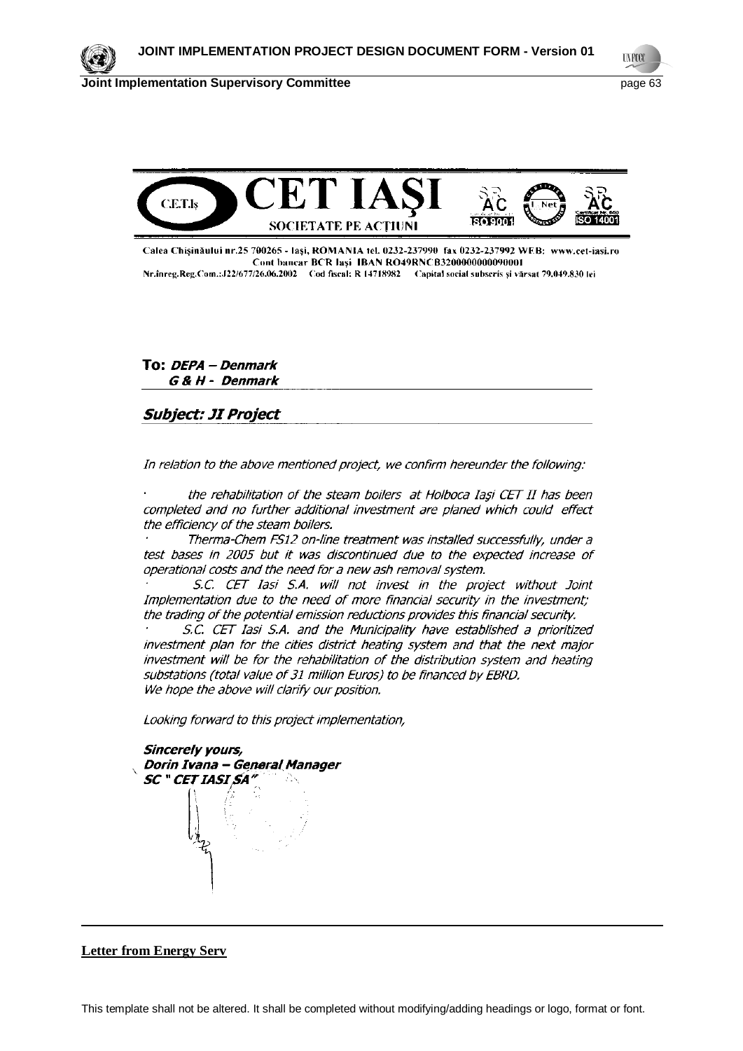CET IAŞI
SOCIETATE PE ACŢIUNI

Calea Chişinăului nr.25 700265 - Iaşi, ROMANIA tel. 0232-237990 fax 0232-237992 WEB: www.cet-iasi.ro
Cont bancar BCR Iaşi IBAN RO49RNCB3200000000090001
Nr.inreg.Reg.Com.:J22/677/26.06.2002 Cod fiscal: R 14718982 Capital social subscris şi vărsat 79.049.830 lei

**To:** ***DEPA – Denmark***
***G & H - Denmark***

***Subject: JI Project***

*In relation to the above mentioned project, we confirm hereunder the following:*

- *the rehabilitation of the steam boilers at Holboca Iaşi CET II has been completed and no further additional investment are planed which could effect the efficiency of the steam boilers.*
- *Therma-Chem FS12 on-line treatment was installed successfully, under a test bases in 2005 but it was discontinued due to the expected increase of operational costs and the need for a new ash removal system.*
- *S.C. CET Iasi S.A. will not invest in the project without Joint Implementation due to the need of more financial security in the investment; the trading of the potential emission reductions provides this financial security.*
- *S.C. CET Iasi S.A. and the Municipality have established a prioritized investment plan for the cities district heating system and that the next major investment will be for the rehabilitation of the distribution system and heating substations (total value of 31 million Euros) to be financed by EBRD.*

*We hope the above will clarify our position.*

*Looking forward to this project implementation,*

***Sincerely yours,***
***Dorin Ivana – General Manager***
***SC " CET IASI SA"***

**Letter from Energy Serv**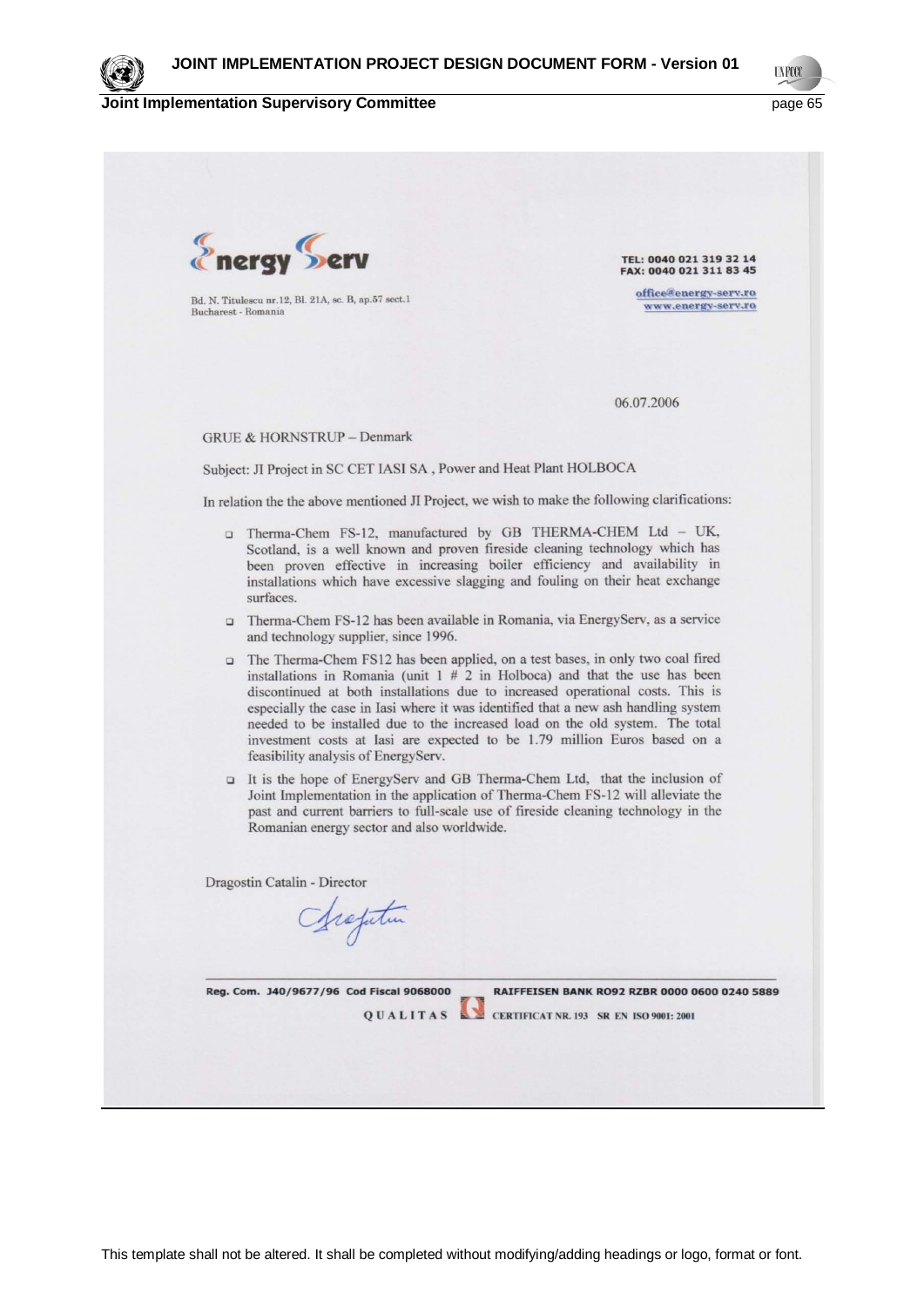EnergyServ

Bd. N. Titulescu nr.12, Bl. 21A, sc. B, ap.57 sect.1
Bucharest - Romania

TEL: 0040 021 319 32 14
FAX: 0040 021 311 83 45

office@energy-serv.ro
www.energy-serv.ro

06.07.2006

GRUE & HORNSTRUP – Denmark

Subject: JI Project in SC CET IASI SA , Power and Heat Plant HOLBOCA

In relation the the above mentioned JI Project, we wish to make the following clarifications:

- Therma-Chem FS-12, manufactured by GB THERMA-CHEM Ltd – UK, Scotland, is a well known and proven fireside cleaning technology which has been proven effective in increasing boiler efficiency and availability in installations which have excessive slagging and fouling on their heat exchange surfaces.
- Therma-Chem FS-12 has been available in Romania, via EnergyServ, as a service and technology supplier, since 1996.
- The Therma-Chem FS12 has been applied, on a test bases, in only two coal fired installations in Romania (unit 1 # 2 in Holboca) and that the use has been discontinued at both installations due to increased operational costs. This is especially the case in Iasi where it was identified that a new ash handling system needed to be installed due to the increased load on the old system. The total investment costs at Iasi are expected to be 1.79 million Euros based on a feasibility analysis of EnergyServ.
- It is the hope of EnergyServ and GB Therma-Chem Ltd, that the inclusion of Joint Implementation in the application of Therma-Chem FS-12 will alleviate the past and current barriers to full-scale use of fireside cleaning technology in the Romanian energy sector and also worldwide.

Dragostin Catalin - Director

Reg. Com. J40/9677/96 Cod Fiscal 9068000 RAIFFEISEN BANK RO92 RZBR 0000 0600 0240 5889

QUALITAS CERTIFICAT NR. 193 SR EN ISO 9001: 2001